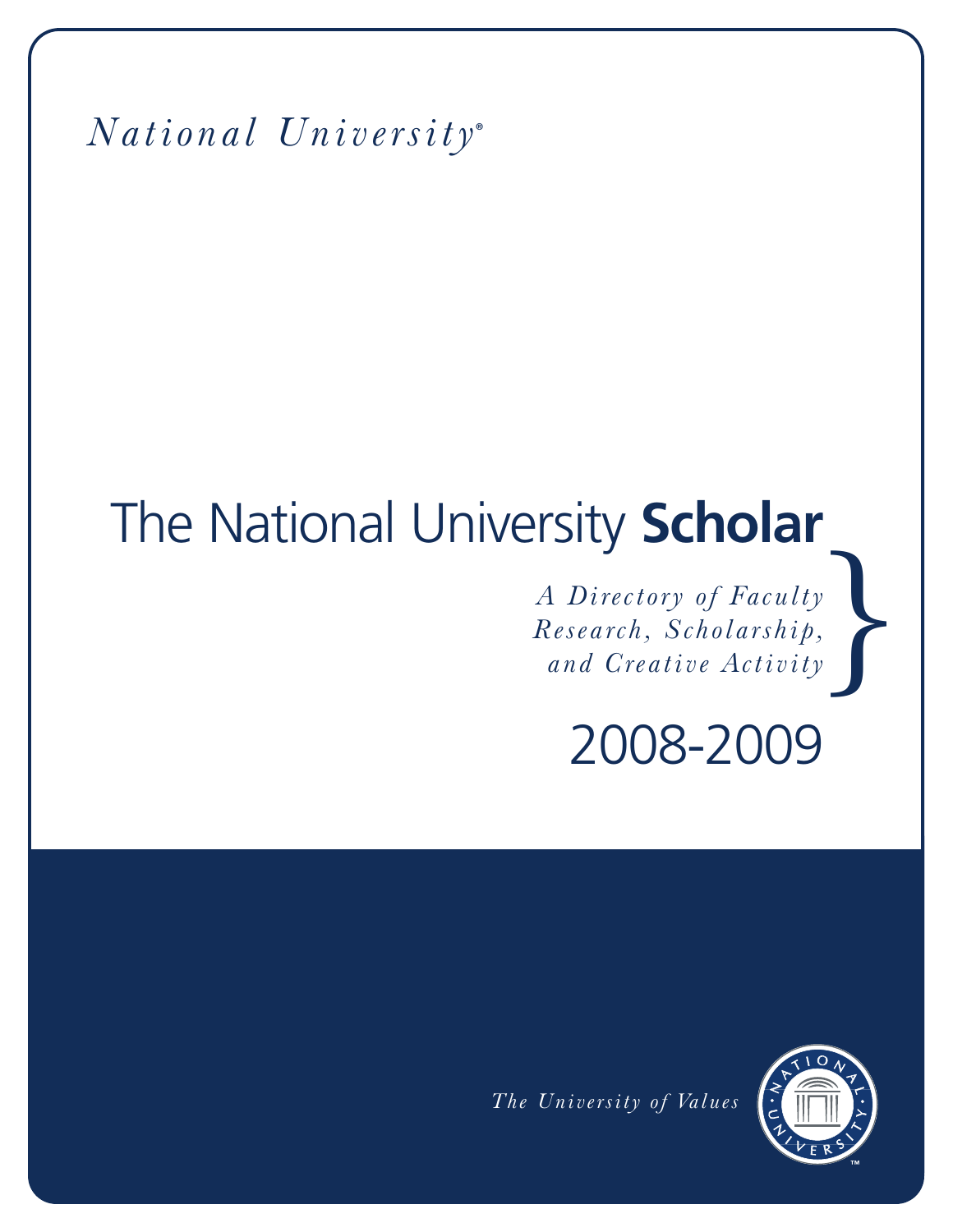*National University®*

# The National University **Scholar**

*A Directory of Faculty Research, Scholarship, and Creative Activity*

## 2008-2009

*The University of Values*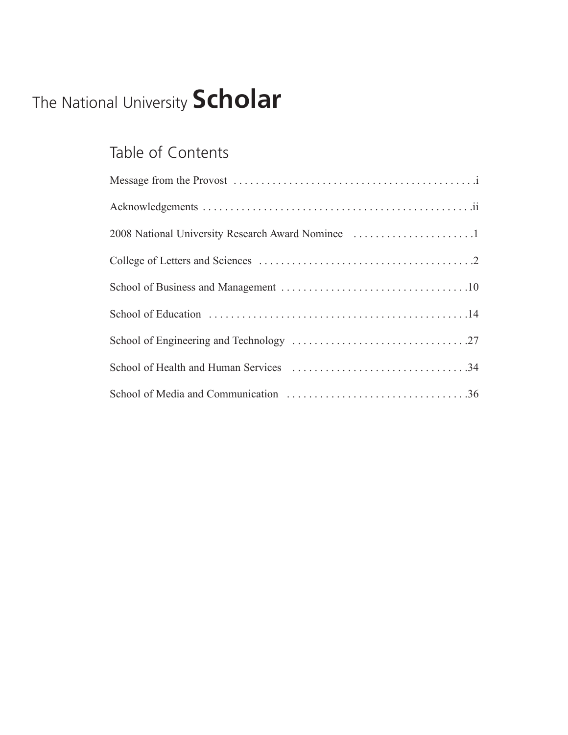# The National University **Scholar**

## Table of Contents

Message from the Provost . . . . . . . . . . . . . . . . . . . . . . . . . . . . . . . . . . . . . . . . . . . .i

Acknowledgements . . . . . . . . . . . . . . . . . . . . . . . . . . . . . . . . . . . . . . . . . . . . . . . . .ii

2008 National University Research Award Nominee . . . . . . . . . . . . . . . . . . . . . .1

College of Letters and Sciences . . . . . . . . . . . . . . . . . . . . . . . . . . . . . . . . . . . . . . .2

School of Business and Management . . . . . . . . . . . . . . . . . . . . . . . . . . . . . . . . . .10

School of Education . . . . . . . . . . . . . . . . . . . . . . . . . . . . . . . . . . . . . . . . . . . . . . .14

School of Engineering and Technology . . . . . . . . . . . . . . . . . . . . . . . . . . . . . . . .27

School of Health and Human Services . . . . . . . . . . . . . . . . . . . . . . . . . . . . . . . .34

School of Media and Communication . . . . . . . . . . . . . . . . . . . . . . . . . . . . . . . . .36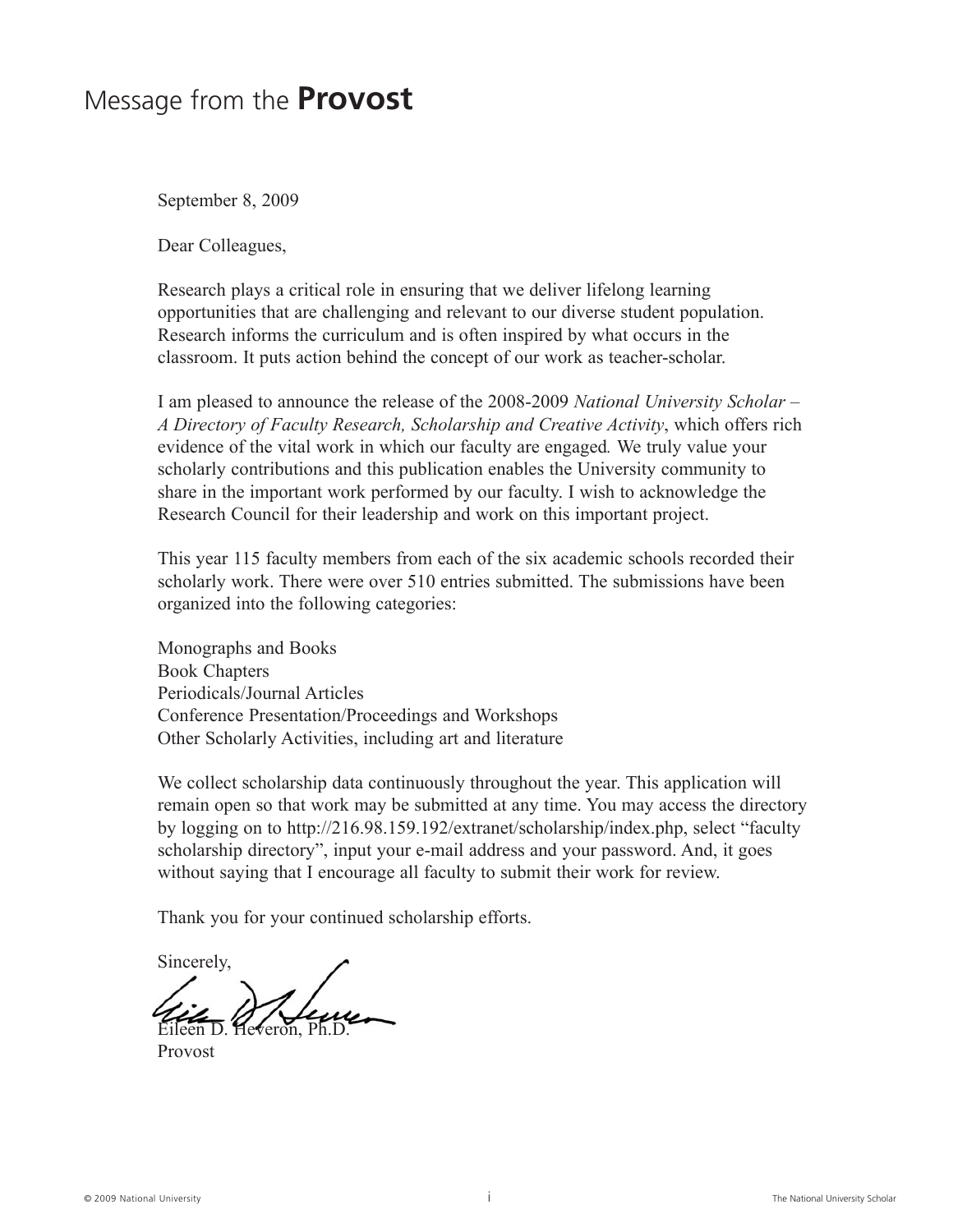# Message from the **Provost**

September 8, 2009

Dear Colleagues,

Research plays a critical role in ensuring that we deliver lifelong learning opportunities that are challenging and relevant to our diverse student population. Research informs the curriculum and is often inspired by what occurs in the classroom. It puts action behind the concept of our work as teacher-scholar.

I am pleased to announce the release of the 2008-2009 *National University Scholar – A Directory of Faculty Research, Scholarship and Creative Activity*, which offers rich evidence of the vital work in which our faculty are engaged. We truly value your scholarly contributions and this publication enables the University community to share in the important work performed by our faculty. I wish to acknowledge the Research Council for their leadership and work on this important project.

This year 115 faculty members from each of the six academic schools recorded their scholarly work. There were over 510 entries submitted. The submissions have been organized into the following categories:

Monographs and Books
Book Chapters
Periodicals/Journal Articles
Conference Presentation/Proceedings and Workshops
Other Scholarly Activities, including art and literature

We collect scholarship data continuously throughout the year. This application will remain open so that work may be submitted at any time. You may access the directory by logging on to http://216.98.159.192/extranet/scholarship/index.php, select "faculty scholarship directory", input your e-mail address and your password. And, it goes without saying that I encourage all faculty to submit their work for review.

Thank you for your continued scholarship efforts.

Sincerely,

Eileen D. Heveron, Ph.D.
Provost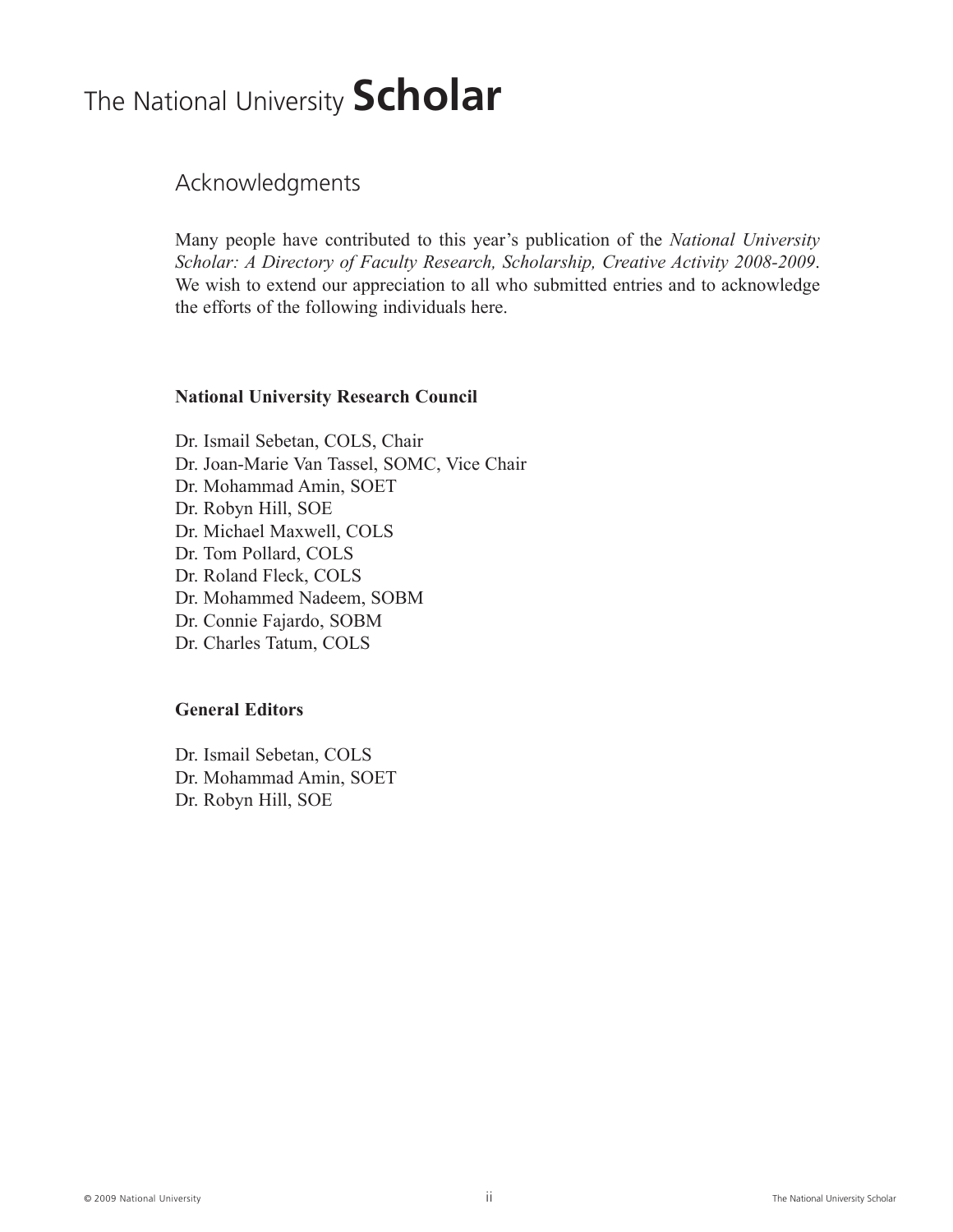# The National University **Scholar**

## Acknowledgments

Many people have contributed to this year's publication of the *National University Scholar: A Directory of Faculty Research, Scholarship, Creative Activity 2008-2009*. We wish to extend our appreciation to all who submitted entries and to acknowledge the efforts of the following individuals here.

**National University Research Council**

Dr. Ismail Sebetan, COLS, Chair
Dr. Joan-Marie Van Tassel, SOMC, Vice Chair
Dr. Mohammad Amin, SOET
Dr. Robyn Hill, SOE
Dr. Michael Maxwell, COLS
Dr. Tom Pollard, COLS
Dr. Roland Fleck, COLS
Dr. Mohammed Nadeem, SOBM
Dr. Connie Fajardo, SOBM
Dr. Charles Tatum, COLS

**General Editors**

Dr. Ismail Sebetan, COLS
Dr. Mohammad Amin, SOET
Dr. Robyn Hill, SOE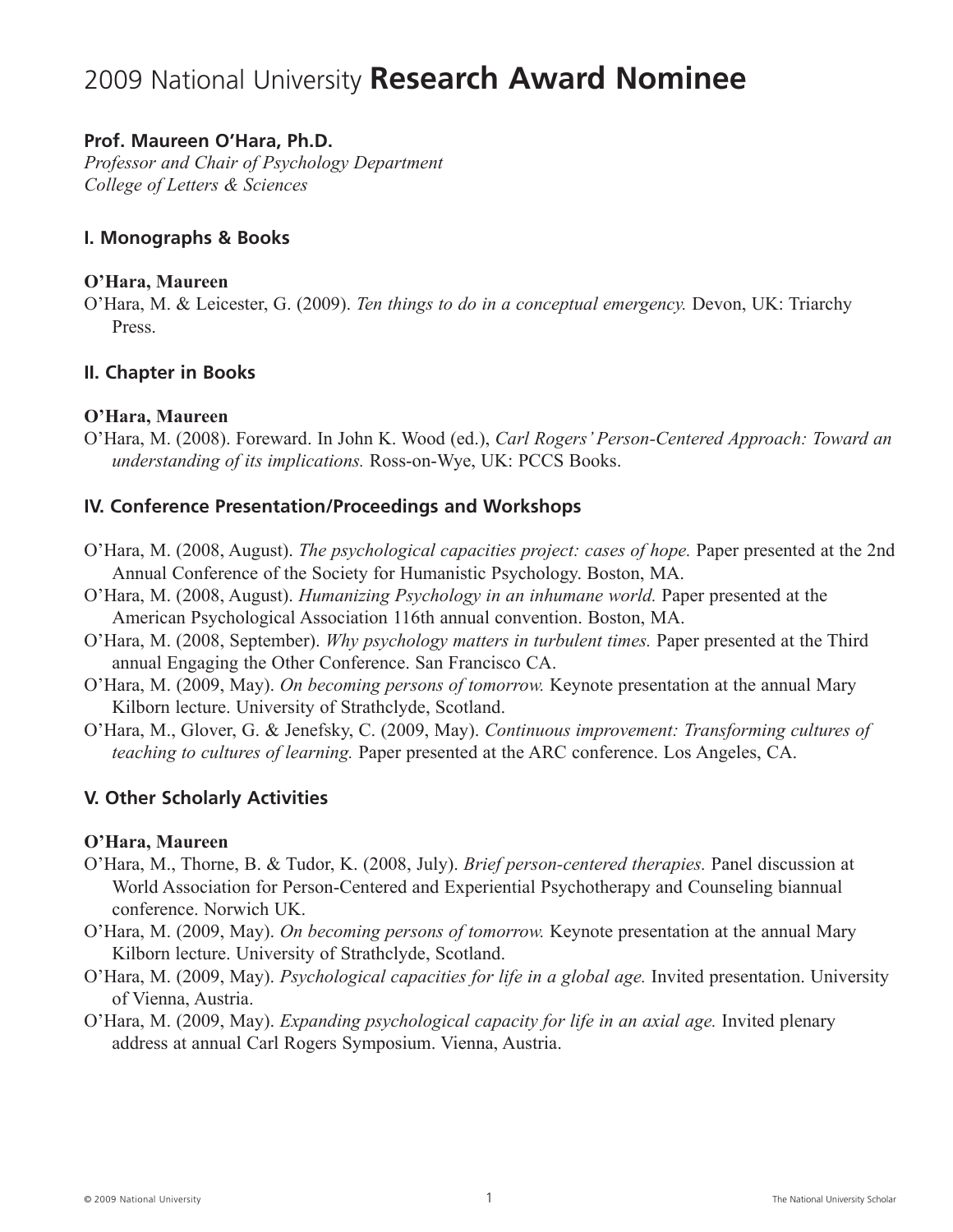# 2009 National University **Research Award Nominee**

**Prof. Maureen O'Hara, Ph.D.**
*Professor and Chair of Psychology Department*
*College of Letters & Sciences*

## I. Monographs & Books

**O'Hara, Maureen**

O'Hara, M. & Leicester, G. (2009). *Ten things to do in a conceptual emergency.* Devon, UK: Triarchy Press.

## II. Chapter in Books

**O'Hara, Maureen**

O'Hara, M. (2008). Foreward. In John K. Wood (ed.), *Carl Rogers' Person-Centered Approach: Toward an understanding of its implications.* Ross-on-Wye, UK: PCCS Books.

## IV. Conference Presentation/Proceedings and Workshops

O'Hara, M. (2008, August). *The psychological capacities project: cases of hope.* Paper presented at the 2nd Annual Conference of the Society for Humanistic Psychology. Boston, MA.

O'Hara, M. (2008, August). *Humanizing Psychology in an inhumane world.* Paper presented at the American Psychological Association 116th annual convention. Boston, MA.

O'Hara, M. (2008, September). *Why psychology matters in turbulent times.* Paper presented at the Third annual Engaging the Other Conference. San Francisco CA.

O'Hara, M. (2009, May). *On becoming persons of tomorrow.* Keynote presentation at the annual Mary Kilborn lecture. University of Strathclyde, Scotland.

O'Hara, M., Glover, G. & Jenefsky, C. (2009, May). *Continuous improvement: Transforming cultures of teaching to cultures of learning.* Paper presented at the ARC conference. Los Angeles, CA.

## V. Other Scholarly Activities

**O'Hara, Maureen**

O'Hara, M., Thorne, B. & Tudor, K. (2008, July). *Brief person-centered therapies.* Panel discussion at World Association for Person-Centered and Experiential Psychotherapy and Counseling biannual conference. Norwich UK.

O'Hara, M. (2009, May). *On becoming persons of tomorrow.* Keynote presentation at the annual Mary Kilborn lecture. University of Strathclyde, Scotland.

O'Hara, M. (2009, May). *Psychological capacities for life in a global age.* Invited presentation. University of Vienna, Austria.

O'Hara, M. (2009, May). *Expanding psychological capacity for life in an axial age.* Invited plenary address at annual Carl Rogers Symposium. Vienna, Austria.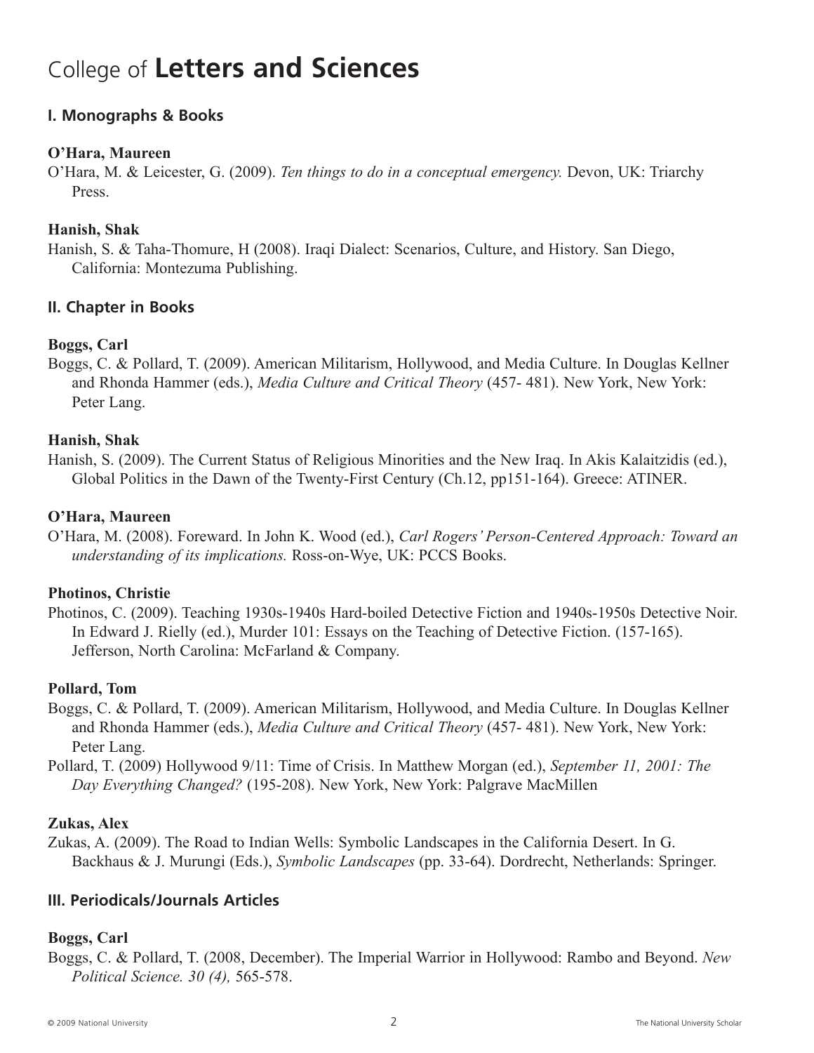# College of **Letters and Sciences**

## I. Monographs & Books

**O'Hara, Maureen**

O'Hara, M. & Leicester, G. (2009). *Ten things to do in a conceptual emergency.* Devon, UK: Triarchy Press.

**Hanish, Shak**

Hanish, S. & Taha-Thomure, H (2008). Iraqi Dialect: Scenarios, Culture, and History. San Diego, California: Montezuma Publishing.

## II. Chapter in Books

**Boggs, Carl**

Boggs, C. & Pollard, T. (2009). American Militarism, Hollywood, and Media Culture. In Douglas Kellner and Rhonda Hammer (eds.), *Media Culture and Critical Theory* (457- 481). New York, New York: Peter Lang.

**Hanish, Shak**

Hanish, S. (2009). The Current Status of Religious Minorities and the New Iraq. In Akis Kalaitzidis (ed.), Global Politics in the Dawn of the Twenty-First Century (Ch.12, pp151-164). Greece: ATINER.

**O'Hara, Maureen**

O'Hara, M. (2008). Foreward. In John K. Wood (ed.), *Carl Rogers' Person-Centered Approach: Toward an understanding of its implications.* Ross-on-Wye, UK: PCCS Books.

**Photinos, Christie**

Photinos, C. (2009). Teaching 1930s-1940s Hard-boiled Detective Fiction and 1940s-1950s Detective Noir. In Edward J. Rielly (ed.), Murder 101: Essays on the Teaching of Detective Fiction. (157-165). Jefferson, North Carolina: McFarland & Company.

**Pollard, Tom**

Boggs, C. & Pollard, T. (2009). American Militarism, Hollywood, and Media Culture. In Douglas Kellner and Rhonda Hammer (eds.), *Media Culture and Critical Theory* (457- 481). New York, New York: Peter Lang.

Pollard, T. (2009) Hollywood 9/11: Time of Crisis. In Matthew Morgan (ed.), *September 11, 2001: The Day Everything Changed?* (195-208). New York, New York: Palgrave MacMillen

**Zukas, Alex**

Zukas, A. (2009). The Road to Indian Wells: Symbolic Landscapes in the California Desert. In G. Backhaus & J. Murungi (Eds.), *Symbolic Landscapes* (pp. 33-64). Dordrecht, Netherlands: Springer.

## III. Periodicals/Journals Articles

**Boggs, Carl**

Boggs, C. & Pollard, T. (2008, December). The Imperial Warrior in Hollywood: Rambo and Beyond. *New Political Science. 30 (4),* 565-578.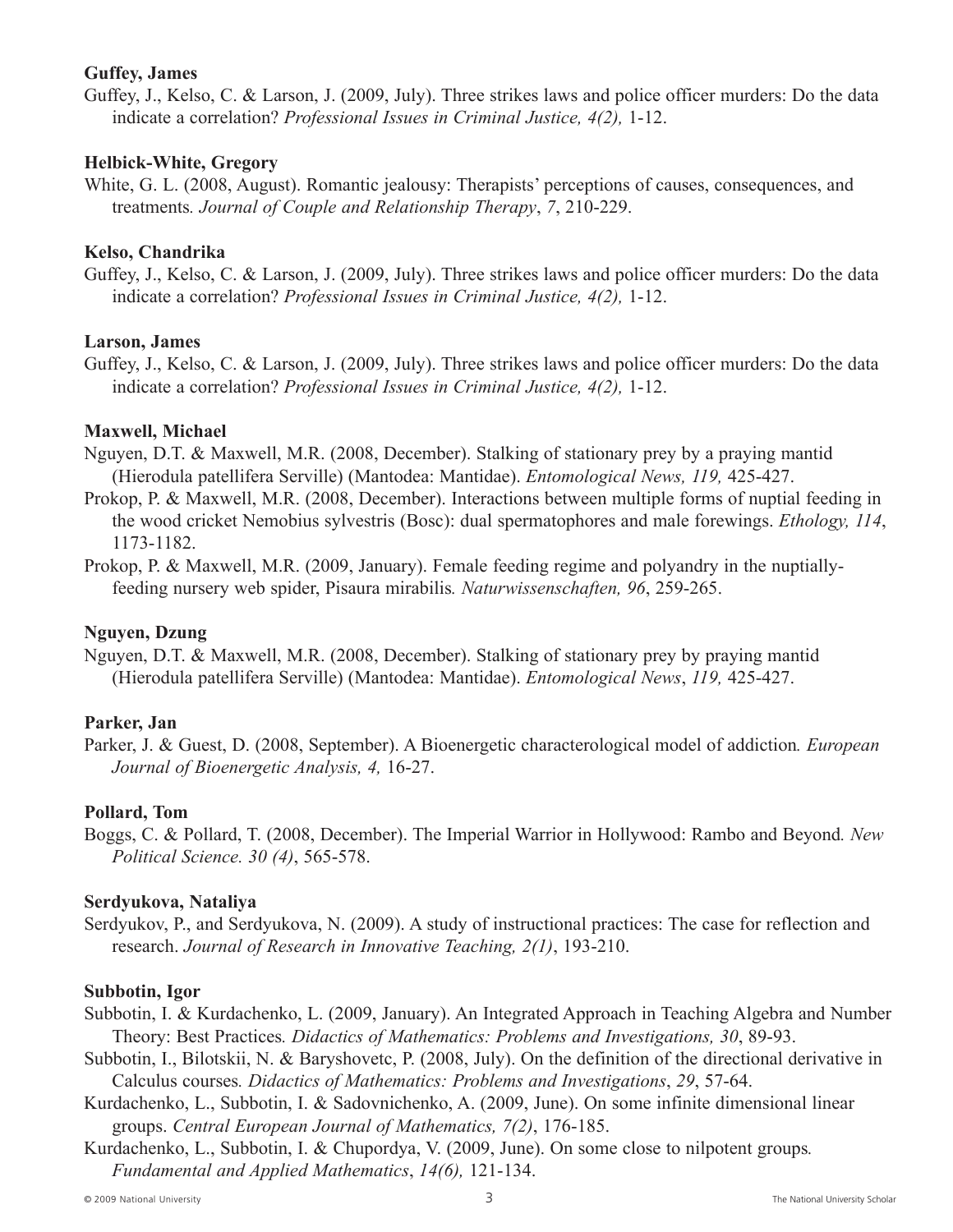**Guffey, James**

Guffey, J., Kelso, C. & Larson, J. (2009, July). Three strikes laws and police officer murders: Do the data indicate a correlation? *Professional Issues in Criminal Justice, 4(2),* 1-12.

**Helbick-White, Gregory**

White, G. L. (2008, August). Romantic jealousy: Therapists' perceptions of causes, consequences, and treatments*. Journal of Couple and Relationship Therapy*, *7*, 210-229.

**Kelso, Chandrika**

Guffey, J., Kelso, C. & Larson, J. (2009, July). Three strikes laws and police officer murders: Do the data indicate a correlation? *Professional Issues in Criminal Justice, 4(2),* 1-12.

**Larson, James**

Guffey, J., Kelso, C. & Larson, J. (2009, July). Three strikes laws and police officer murders: Do the data indicate a correlation? *Professional Issues in Criminal Justice, 4(2),* 1-12.

**Maxwell, Michael**

Nguyen, D.T. & Maxwell, M.R. (2008, December). Stalking of stationary prey by a praying mantid (Hierodula patellifera Serville) (Mantodea: Mantidae). *Entomological News, 119,* 425-427.

Prokop, P. & Maxwell, M.R. (2008, December). Interactions between multiple forms of nuptial feeding in the wood cricket Nemobius sylvestris (Bosc): dual spermatophores and male forewings. *Ethology, 114*, 1173-1182.

Prokop, P. & Maxwell, M.R. (2009, January). Female feeding regime and polyandry in the nuptially-feeding nursery web spider, Pisaura mirabilis*. Naturwissenschaften, 96*, 259-265.

**Nguyen, Dzung**

Nguyen, D.T. & Maxwell, M.R. (2008, December). Stalking of stationary prey by praying mantid (Hierodula patellifera Serville) (Mantodea: Mantidae). *Entomological News*, *119,* 425-427.

**Parker, Jan**

Parker, J. & Guest, D. (2008, September). A Bioenergetic characterological model of addiction*. European Journal of Bioenergetic Analysis, 4,* 16-27.

**Pollard, Tom**

Boggs, C. & Pollard, T. (2008, December). The Imperial Warrior in Hollywood: Rambo and Beyond*. New Political Science. 30 (4)*, 565-578.

**Serdyukova, Nataliya**

Serdyukov, P., and Serdyukova, N. (2009). A study of instructional practices: The case for reflection and research. *Journal of Research in Innovative Teaching, 2(1)*, 193-210.

**Subbotin, Igor**

Subbotin, I. & Kurdachenko, L. (2009, January). An Integrated Approach in Teaching Algebra and Number Theory: Best Practices*. Didactics of Mathematics: Problems and Investigations, 30*, 89-93.

Subbotin, I., Bilotskii, N. & Baryshovetc, P. (2008, July). On the definition of the directional derivative in Calculus courses*. Didactics of Mathematics: Problems and Investigations*, *29*, 57-64.

Kurdachenko, L., Subbotin, I. & Sadovnichenko, A. (2009, June). On some infinite dimensional linear groups. *Central European Journal of Mathematics, 7(2)*, 176-185.

Kurdachenko, L., Subbotin, I. & Chupordya, V. (2009, June). On some close to nilpotent groups*. Fundamental and Applied Mathematics*, *14(6),* 121-134.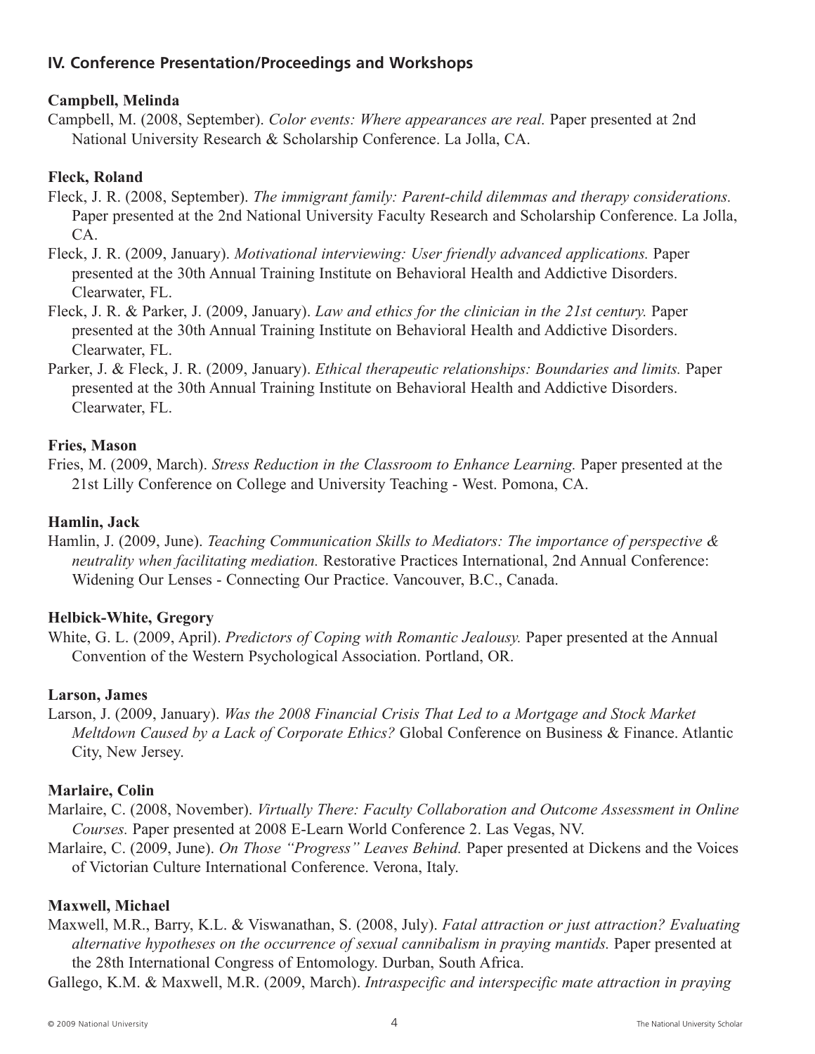## IV. Conference Presentation/Proceedings and Workshops

**Campbell, Melinda**

Campbell, M. (2008, September). *Color events: Where appearances are real.* Paper presented at 2nd National University Research & Scholarship Conference. La Jolla, CA.

**Fleck, Roland**

Fleck, J. R. (2008, September). *The immigrant family: Parent-child dilemmas and therapy considerations.* Paper presented at the 2nd National University Faculty Research and Scholarship Conference. La Jolla, CA.

Fleck, J. R. (2009, January). *Motivational interviewing: User friendly advanced applications.* Paper presented at the 30th Annual Training Institute on Behavioral Health and Addictive Disorders. Clearwater, FL.

Fleck, J. R. & Parker, J. (2009, January). *Law and ethics for the clinician in the 21st century.* Paper presented at the 30th Annual Training Institute on Behavioral Health and Addictive Disorders. Clearwater, FL.

Parker, J. & Fleck, J. R. (2009, January). *Ethical therapeutic relationships: Boundaries and limits.* Paper presented at the 30th Annual Training Institute on Behavioral Health and Addictive Disorders. Clearwater, FL.

**Fries, Mason**

Fries, M. (2009, March). *Stress Reduction in the Classroom to Enhance Learning.* Paper presented at the 21st Lilly Conference on College and University Teaching - West. Pomona, CA.

**Hamlin, Jack**

Hamlin, J. (2009, June). *Teaching Communication Skills to Mediators: The importance of perspective & neutrality when facilitating mediation.* Restorative Practices International, 2nd Annual Conference: Widening Our Lenses - Connecting Our Practice. Vancouver, B.C., Canada.

**Helbick-White, Gregory**

White, G. L. (2009, April). *Predictors of Coping with Romantic Jealousy.* Paper presented at the Annual Convention of the Western Psychological Association. Portland, OR.

**Larson, James**

Larson, J. (2009, January). *Was the 2008 Financial Crisis That Led to a Mortgage and Stock Market Meltdown Caused by a Lack of Corporate Ethics?* Global Conference on Business & Finance. Atlantic City, New Jersey.

**Marlaire, Colin**

Marlaire, C. (2008, November). *Virtually There: Faculty Collaboration and Outcome Assessment in Online Courses.* Paper presented at 2008 E-Learn World Conference 2. Las Vegas, NV.

Marlaire, C. (2009, June). *On Those "Progress" Leaves Behind.* Paper presented at Dickens and the Voices of Victorian Culture International Conference. Verona, Italy.

**Maxwell, Michael**

Maxwell, M.R., Barry, K.L. & Viswanathan, S. (2008, July). *Fatal attraction or just attraction? Evaluating alternative hypotheses on the occurrence of sexual cannibalism in praying mantids.* Paper presented at the 28th International Congress of Entomology. Durban, South Africa.

Gallego, K.M. & Maxwell, M.R. (2009, March). *Intraspecific and interspecific mate attraction in praying*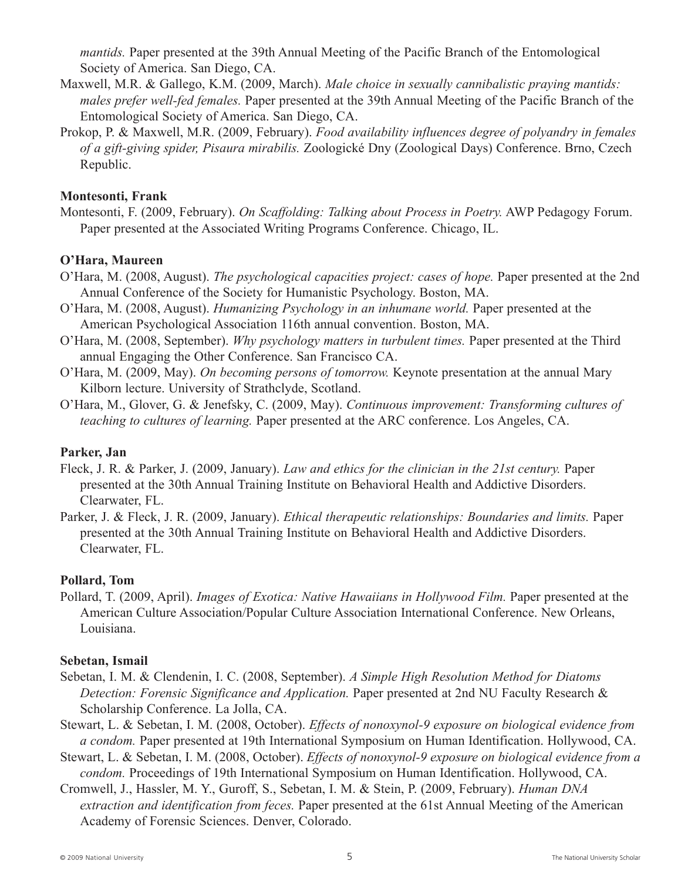*mantids.* Paper presented at the 39th Annual Meeting of the Pacific Branch of the Entomological Society of America. San Diego, CA.

Maxwell, M.R. & Gallego, K.M. (2009, March). *Male choice in sexually cannibalistic praying mantids: males prefer well-fed females.* Paper presented at the 39th Annual Meeting of the Pacific Branch of the Entomological Society of America. San Diego, CA.

Prokop, P. & Maxwell, M.R. (2009, February). *Food availability influences degree of polyandry in females of a gift-giving spider, Pisaura mirabilis.* Zoologické Dny (Zoological Days) Conference. Brno, Czech Republic.

**Montesonti, Frank**

Montesonti, F. (2009, February). *On Scaffolding: Talking about Process in Poetry.* AWP Pedagogy Forum. Paper presented at the Associated Writing Programs Conference. Chicago, IL.

**O'Hara, Maureen**

O'Hara, M. (2008, August). *The psychological capacities project: cases of hope.* Paper presented at the 2nd Annual Conference of the Society for Humanistic Psychology. Boston, MA.

O'Hara, M. (2008, August). *Humanizing Psychology in an inhumane world.* Paper presented at the American Psychological Association 116th annual convention. Boston, MA.

O'Hara, M. (2008, September). *Why psychology matters in turbulent times.* Paper presented at the Third annual Engaging the Other Conference. San Francisco CA.

O'Hara, M. (2009, May). *On becoming persons of tomorrow.* Keynote presentation at the annual Mary Kilborn lecture. University of Strathclyde, Scotland.

O'Hara, M., Glover, G. & Jenefsky, C. (2009, May). *Continuous improvement: Transforming cultures of teaching to cultures of learning.* Paper presented at the ARC conference. Los Angeles, CA.

**Parker, Jan**

Fleck, J. R. & Parker, J. (2009, January). *Law and ethics for the clinician in the 21st century.* Paper presented at the 30th Annual Training Institute on Behavioral Health and Addictive Disorders. Clearwater, FL.

Parker, J. & Fleck, J. R. (2009, January). *Ethical therapeutic relationships: Boundaries and limits.* Paper presented at the 30th Annual Training Institute on Behavioral Health and Addictive Disorders. Clearwater, FL.

**Pollard, Tom**

Pollard, T. (2009, April). *Images of Exotica: Native Hawaiians in Hollywood Film.* Paper presented at the American Culture Association/Popular Culture Association International Conference. New Orleans, Louisiana.

**Sebetan, Ismail**

Sebetan, I. M. & Clendenin, I. C. (2008, September). *A Simple High Resolution Method for Diatoms Detection: Forensic Significance and Application.* Paper presented at 2nd NU Faculty Research & Scholarship Conference. La Jolla, CA.

Stewart, L. & Sebetan, I. M. (2008, October). *Effects of nonoxynol-9 exposure on biological evidence from a condom.* Paper presented at 19th International Symposium on Human Identification. Hollywood, CA.

Stewart, L. & Sebetan, I. M. (2008, October). *Effects of nonoxynol-9 exposure on biological evidence from a condom.* Proceedings of 19th International Symposium on Human Identification. Hollywood, CA.

Cromwell, J., Hassler, M. Y., Guroff, S., Sebetan, I. M. & Stein, P. (2009, February). *Human DNA extraction and identification from feces.* Paper presented at the 61st Annual Meeting of the American Academy of Forensic Sciences. Denver, Colorado.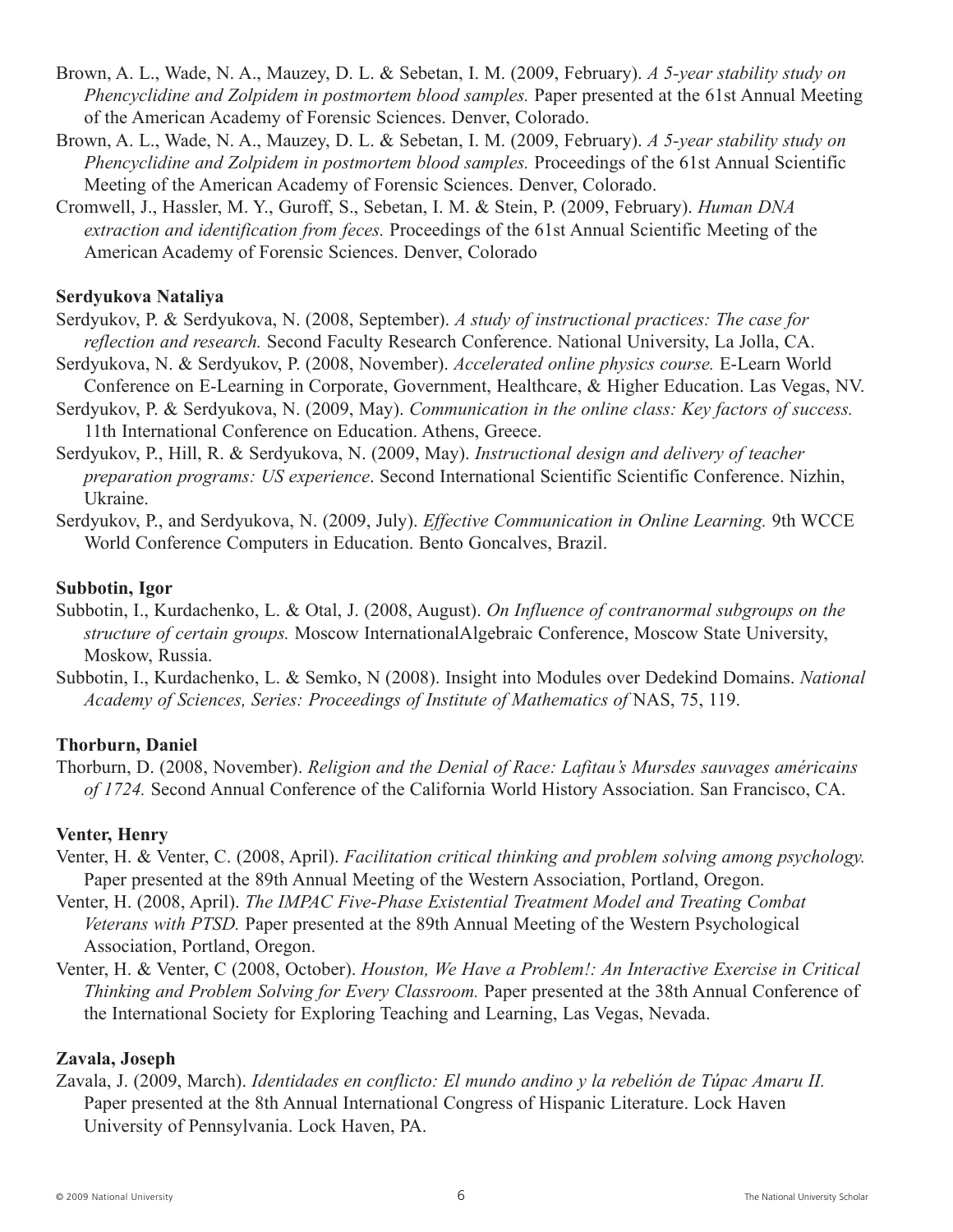Brown, A. L., Wade, N. A., Mauzey, D. L. & Sebetan, I. M. (2009, February). *A 5-year stability study on Phencyclidine and Zolpidem in postmortem blood samples.* Paper presented at the 61st Annual Meeting of the American Academy of Forensic Sciences. Denver, Colorado.

Brown, A. L., Wade, N. A., Mauzey, D. L. & Sebetan, I. M. (2009, February). *A 5-year stability study on Phencyclidine and Zolpidem in postmortem blood samples.* Proceedings of the 61st Annual Scientific Meeting of the American Academy of Forensic Sciences. Denver, Colorado.

Cromwell, J., Hassler, M. Y., Guroff, S., Sebetan, I. M. & Stein, P. (2009, February). *Human DNA extraction and identification from feces.* Proceedings of the 61st Annual Scientific Meeting of the American Academy of Forensic Sciences. Denver, Colorado

**Serdyukova Nataliya**

Serdyukov, P. & Serdyukova, N. (2008, September). *A study of instructional practices: The case for reflection and research.* Second Faculty Research Conference. National University, La Jolla, CA.

Serdyukova, N. & Serdyukov, P. (2008, November). *Accelerated online physics course.* E-Learn World Conference on E-Learning in Corporate, Government, Healthcare, & Higher Education. Las Vegas, NV.

Serdyukov, P. & Serdyukova, N. (2009, May). *Communication in the online class: Key factors of success.* 11th International Conference on Education. Athens, Greece.

Serdyukov, P., Hill, R. & Serdyukova, N. (2009, May). *Instructional design and delivery of teacher preparation programs: US experience*. Second International Scientific Scientific Conference. Nizhin, Ukraine.

Serdyukov, P., and Serdyukova, N. (2009, July). *Effective Communication in Online Learning.* 9th WCCE World Conference Computers in Education. Bento Goncalves, Brazil.

**Subbotin, Igor**

Subbotin, I., Kurdachenko, L. & Otal, J. (2008, August). *On Influence of contranormal subgroups on the structure of certain groups.* Moscow InternationalAlgebraic Conference, Moscow State University, Moskow, Russia.

Subbotin, I., Kurdachenko, L. & Semko, N (2008). Insight into Modules over Dedekind Domains. *National Academy of Sciences, Series: Proceedings of Institute of Mathematics of* NAS, 75, 119.

**Thorburn, Daniel**

Thorburn, D. (2008, November). *Religion and the Denial of Race: Lafitau's Mursdes sauvages américains of 1724.* Second Annual Conference of the California World History Association. San Francisco, CA.

**Venter, Henry**

Venter, H. & Venter, C. (2008, April). *Facilitation critical thinking and problem solving among psychology.* Paper presented at the 89th Annual Meeting of the Western Association, Portland, Oregon.

Venter, H. (2008, April). *The IMPAC Five-Phase Existential Treatment Model and Treating Combat Veterans with PTSD.* Paper presented at the 89th Annual Meeting of the Western Psychological Association, Portland, Oregon.

Venter, H. & Venter, C (2008, October). *Houston, We Have a Problem!: An Interactive Exercise in Critical Thinking and Problem Solving for Every Classroom.* Paper presented at the 38th Annual Conference of the International Society for Exploring Teaching and Learning, Las Vegas, Nevada.

**Zavala, Joseph**

Zavala, J. (2009, March). *Identidades en conflicto: El mundo andino y la rebelión de Túpac Amaru II.* Paper presented at the 8th Annual International Congress of Hispanic Literature. Lock Haven University of Pennsylvania. Lock Haven, PA.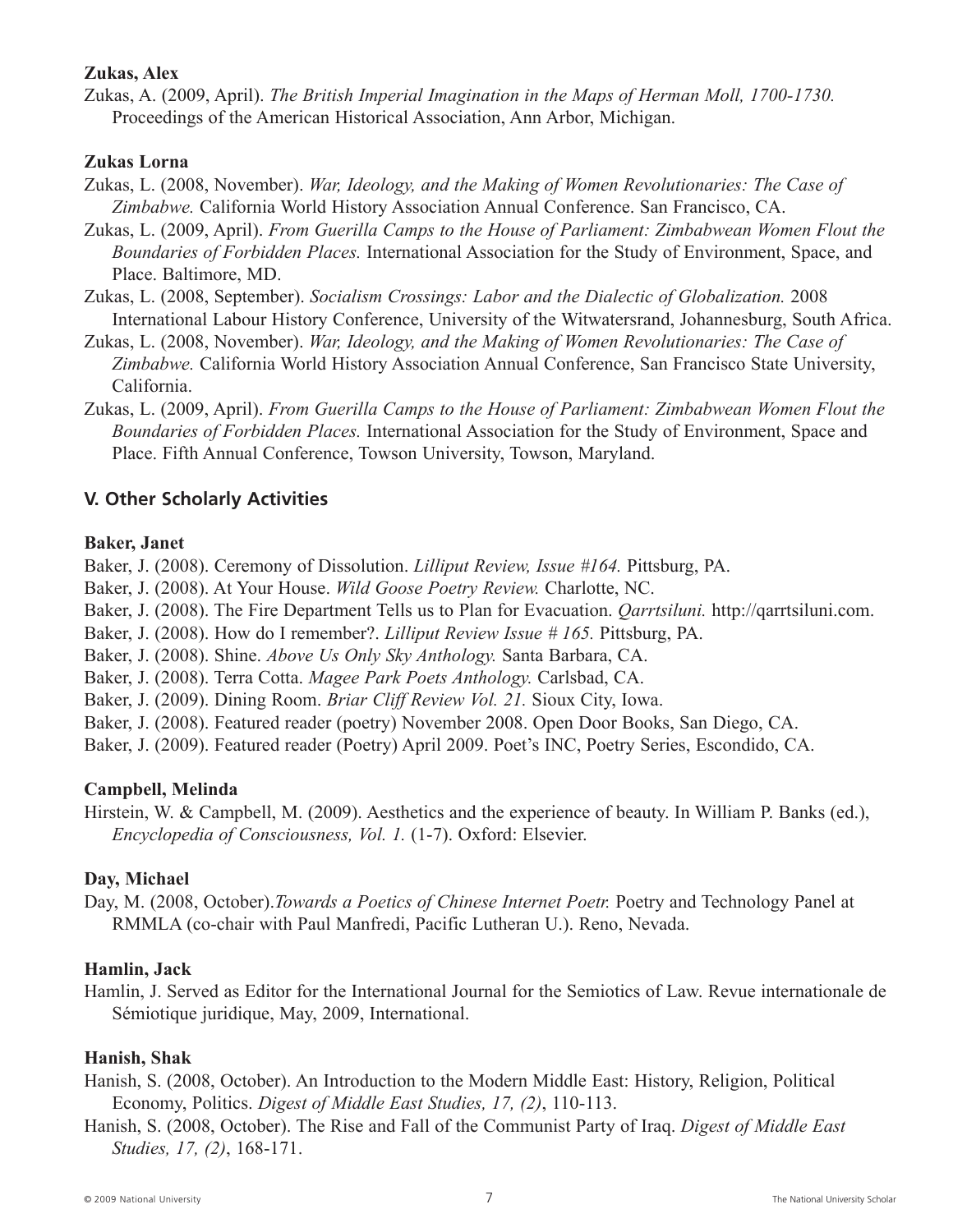**Zukas, Alex**

Zukas, A. (2009, April). *The British Imperial Imagination in the Maps of Herman Moll, 1700-1730.* Proceedings of the American Historical Association, Ann Arbor, Michigan.

**Zukas Lorna**

Zukas, L. (2008, November). *War, Ideology, and the Making of Women Revolutionaries: The Case of Zimbabwe.* California World History Association Annual Conference. San Francisco, CA.

Zukas, L. (2009, April). *From Guerilla Camps to the House of Parliament: Zimbabwean Women Flout the Boundaries of Forbidden Places.* International Association for the Study of Environment, Space, and Place. Baltimore, MD.

Zukas, L. (2008, September). *Socialism Crossings: Labor and the Dialectic of Globalization.* 2008 International Labour History Conference, University of the Witwatersrand, Johannesburg, South Africa.

Zukas, L. (2008, November). *War, Ideology, and the Making of Women Revolutionaries: The Case of Zimbabwe.* California World History Association Annual Conference, San Francisco State University, California.

Zukas, L. (2009, April). *From Guerilla Camps to the House of Parliament: Zimbabwean Women Flout the Boundaries of Forbidden Places.* International Association for the Study of Environment, Space and Place. Fifth Annual Conference, Towson University, Towson, Maryland.

## V. Other Scholarly Activities

**Baker, Janet**

Baker, J. (2008). Ceremony of Dissolution. *Lilliput Review, Issue #164.* Pittsburg, PA.

Baker, J. (2008). At Your House. *Wild Goose Poetry Review.* Charlotte, NC.

Baker, J. (2008). The Fire Department Tells us to Plan for Evacuation. *Qarrtsiluni.* http://qarrtsiluni.com.

Baker, J. (2008). How do I remember?. *Lilliput Review Issue # 165.* Pittsburg, PA.

Baker, J. (2008). Shine. *Above Us Only Sky Anthology.* Santa Barbara, CA.

Baker, J. (2008). Terra Cotta. *Magee Park Poets Anthology.* Carlsbad, CA.

Baker, J. (2009). Dining Room. *Briar Cliff Review Vol. 21.* Sioux City, Iowa.

Baker, J. (2008). Featured reader (poetry) November 2008. Open Door Books, San Diego, CA.

Baker, J. (2009). Featured reader (Poetry) April 2009. Poet's INC, Poetry Series, Escondido, CA.

**Campbell, Melinda**

Hirstein, W. & Campbell, M. (2009). Aesthetics and the experience of beauty. In William P. Banks (ed.), *Encyclopedia of Consciousness, Vol. 1.* (1-7). Oxford: Elsevier.

**Day, Michael**

Day, M. (2008, October).*Towards a Poetics of Chinese Internet Poetr.* Poetry and Technology Panel at RMMLA (co-chair with Paul Manfredi, Pacific Lutheran U.). Reno, Nevada.

**Hamlin, Jack**

Hamlin, J. Served as Editor for the International Journal for the Semiotics of Law. Revue internationale de Sémiotique juridique, May, 2009, International.

**Hanish, Shak**

Hanish, S. (2008, October). An Introduction to the Modern Middle East: History, Religion, Political Economy, Politics. *Digest of Middle East Studies, 17, (2)*, 110-113.

Hanish, S. (2008, October). The Rise and Fall of the Communist Party of Iraq. *Digest of Middle East Studies, 17, (2)*, 168-171.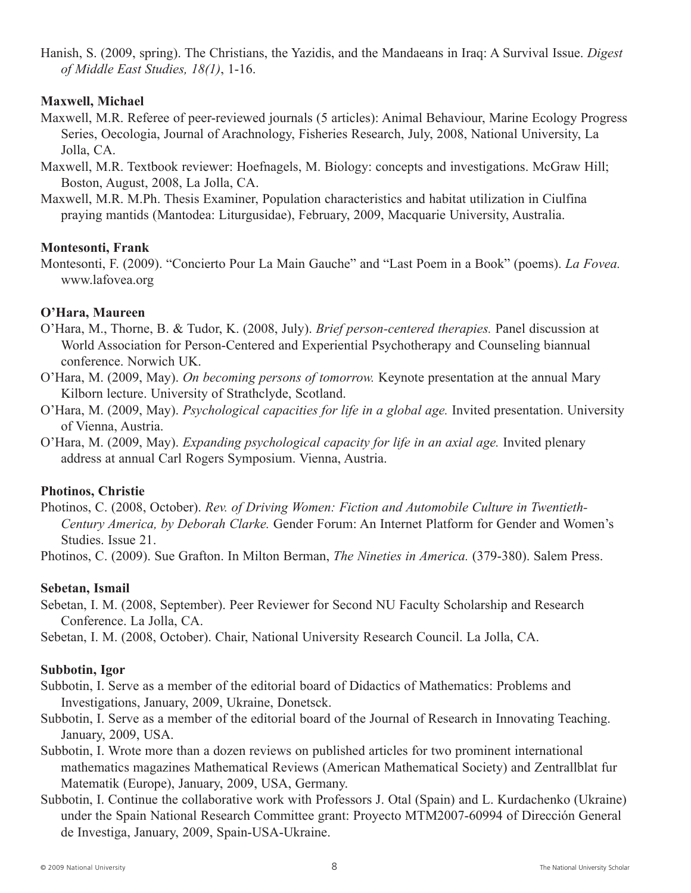Hanish, S. (2009, spring). The Christians, the Yazidis, and the Mandaeans in Iraq: A Survival Issue. *Digest of Middle East Studies, 18(1)*, 1-16.

**Maxwell, Michael**

Maxwell, M.R. Referee of peer-reviewed journals (5 articles): Animal Behaviour, Marine Ecology Progress Series, Oecologia, Journal of Arachnology, Fisheries Research, July, 2008, National University, La Jolla, CA.

Maxwell, M.R. Textbook reviewer: Hoefnagels, M. Biology: concepts and investigations. McGraw Hill; Boston, August, 2008, La Jolla, CA.

Maxwell, M.R. M.Ph. Thesis Examiner, Population characteristics and habitat utilization in Ciulfina praying mantids (Mantodea: Liturgusidae), February, 2009, Macquarie University, Australia.

**Montesonti, Frank**

Montesonti, F. (2009). "Concierto Pour La Main Gauche" and "Last Poem in a Book" (poems). *La Fovea.* www.lafovea.org

**O'Hara, Maureen**

O'Hara, M., Thorne, B. & Tudor, K. (2008, July). *Brief person-centered therapies.* Panel discussion at World Association for Person-Centered and Experiential Psychotherapy and Counseling biannual conference. Norwich UK.

O'Hara, M. (2009, May). *On becoming persons of tomorrow.* Keynote presentation at the annual Mary Kilborn lecture. University of Strathclyde, Scotland.

O'Hara, M. (2009, May). *Psychological capacities for life in a global age.* Invited presentation. University of Vienna, Austria.

O'Hara, M. (2009, May). *Expanding psychological capacity for life in an axial age.* Invited plenary address at annual Carl Rogers Symposium. Vienna, Austria.

**Photinos, Christie**

Photinos, C. (2008, October). *Rev. of Driving Women: Fiction and Automobile Culture in Twentieth-Century America, by Deborah Clarke.* Gender Forum: An Internet Platform for Gender and Women's Studies. Issue 21.

Photinos, C. (2009). Sue Grafton. In Milton Berman, *The Nineties in America.* (379-380). Salem Press.

**Sebetan, Ismail**

Sebetan, I. M. (2008, September). Peer Reviewer for Second NU Faculty Scholarship and Research Conference. La Jolla, CA.

Sebetan, I. M. (2008, October). Chair, National University Research Council. La Jolla, CA.

**Subbotin, Igor**

Subbotin, I. Serve as a member of the editorial board of Didactics of Mathematics: Problems and Investigations, January, 2009, Ukraine, Donetsck.

Subbotin, I. Serve as a member of the editorial board of the Journal of Research in Innovating Teaching. January, 2009, USA.

Subbotin, I. Wrote more than a dozen reviews on published articles for two prominent international mathematics magazines Mathematical Reviews (American Mathematical Society) and Zentrallblat fur Matematik (Europe), January, 2009, USA, Germany.

Subbotin, I. Continue the collaborative work with Professors J. Otal (Spain) and L. Kurdachenko (Ukraine) under the Spain National Research Committee grant: Proyecto MTM2007-60994 of Dirección General de Investiga, January, 2009, Spain-USA-Ukraine.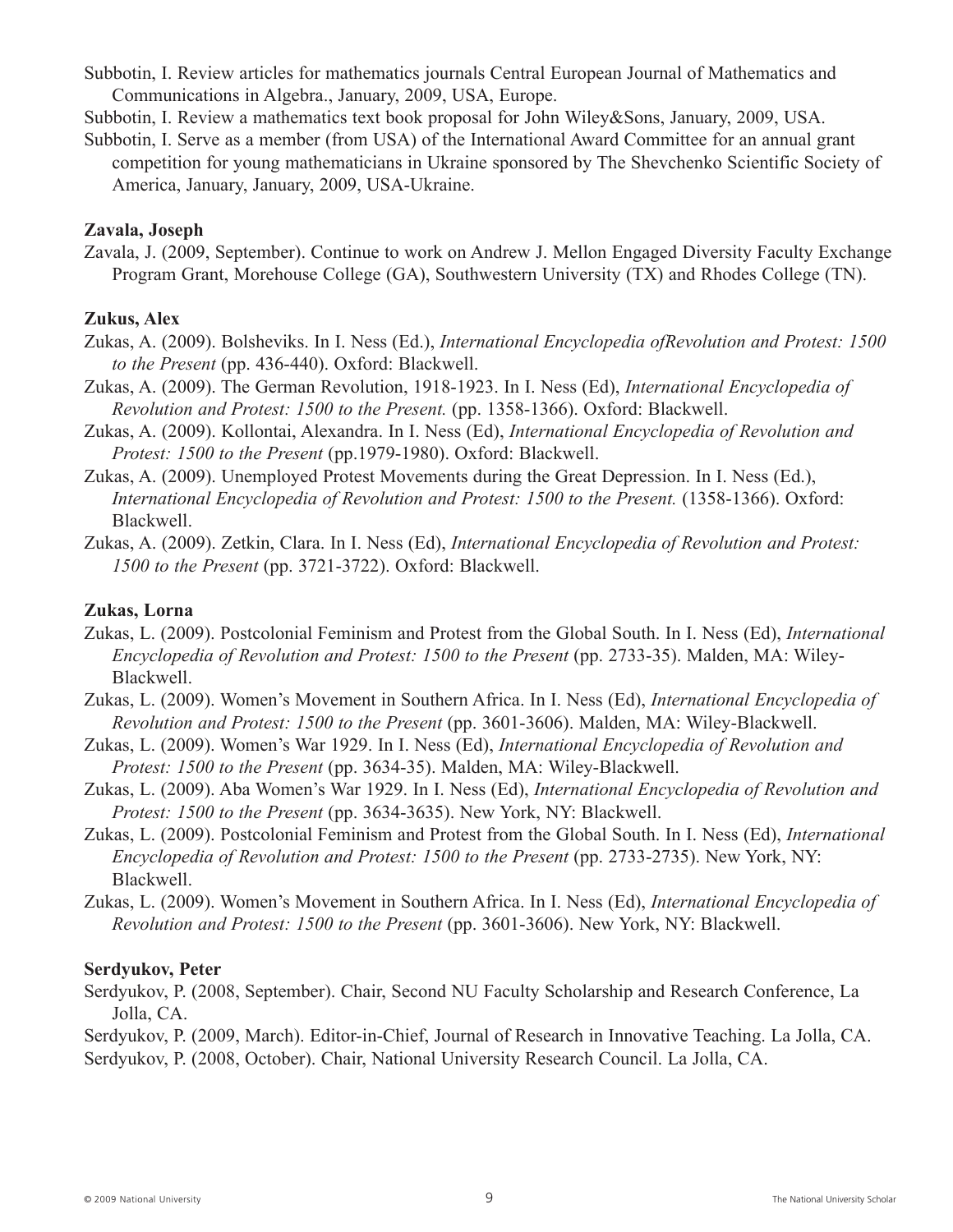Subbotin, I. Review articles for mathematics journals Central European Journal of Mathematics and Communications in Algebra., January, 2009, USA, Europe.

Subbotin, I. Review a mathematics text book proposal for John Wiley&Sons, January, 2009, USA.

Subbotin, I. Serve as a member (from USA) of the International Award Committee for an annual grant competition for young mathematicians in Ukraine sponsored by The Shevchenko Scientific Society of America, January, January, 2009, USA-Ukraine.

**Zavala, Joseph**

Zavala, J. (2009, September). Continue to work on Andrew J. Mellon Engaged Diversity Faculty Exchange Program Grant, Morehouse College (GA), Southwestern University (TX) and Rhodes College (TN).

**Zukus, Alex**

Zukas, A. (2009). Bolsheviks. In I. Ness (Ed.), *International Encyclopedia ofRevolution and Protest: 1500 to the Present* (pp. 436-440). Oxford: Blackwell.

Zukas, A. (2009). The German Revolution, 1918-1923. In I. Ness (Ed), *International Encyclopedia of Revolution and Protest: 1500 to the Present.* (pp. 1358-1366). Oxford: Blackwell.

Zukas, A. (2009). Kollontai, Alexandra. In I. Ness (Ed), *International Encyclopedia of Revolution and Protest: 1500 to the Present* (pp.1979-1980). Oxford: Blackwell.

Zukas, A. (2009). Unemployed Protest Movements during the Great Depression. In I. Ness (Ed.), *International Encyclopedia of Revolution and Protest: 1500 to the Present.* (1358-1366). Oxford: Blackwell.

Zukas, A. (2009). Zetkin, Clara. In I. Ness (Ed), *International Encyclopedia of Revolution and Protest: 1500 to the Present* (pp. 3721-3722). Oxford: Blackwell.

**Zukas, Lorna**

Zukas, L. (2009). Postcolonial Feminism and Protest from the Global South. In I. Ness (Ed), *International Encyclopedia of Revolution and Protest: 1500 to the Present* (pp. 2733-35). Malden, MA: Wiley-Blackwell.

Zukas, L. (2009). Women's Movement in Southern Africa. In I. Ness (Ed), *International Encyclopedia of Revolution and Protest: 1500 to the Present* (pp. 3601-3606). Malden, MA: Wiley-Blackwell.

Zukas, L. (2009). Women's War 1929. In I. Ness (Ed), *International Encyclopedia of Revolution and Protest: 1500 to the Present* (pp. 3634-35). Malden, MA: Wiley-Blackwell.

Zukas, L. (2009). Aba Women's War 1929. In I. Ness (Ed), *International Encyclopedia of Revolution and Protest: 1500 to the Present* (pp. 3634-3635). New York, NY: Blackwell.

Zukas, L. (2009). Postcolonial Feminism and Protest from the Global South. In I. Ness (Ed), *International Encyclopedia of Revolution and Protest: 1500 to the Present* (pp. 2733-2735). New York, NY: Blackwell.

Zukas, L. (2009). Women's Movement in Southern Africa. In I. Ness (Ed), *International Encyclopedia of Revolution and Protest: 1500 to the Present* (pp. 3601-3606). New York, NY: Blackwell.

**Serdyukov, Peter**

Serdyukov, P. (2008, September). Chair, Second NU Faculty Scholarship and Research Conference, La Jolla, CA.

Serdyukov, P. (2009, March). Editor-in-Chief, Journal of Research in Innovative Teaching. La Jolla, CA.

Serdyukov, P. (2008, October). Chair, National University Research Council. La Jolla, CA.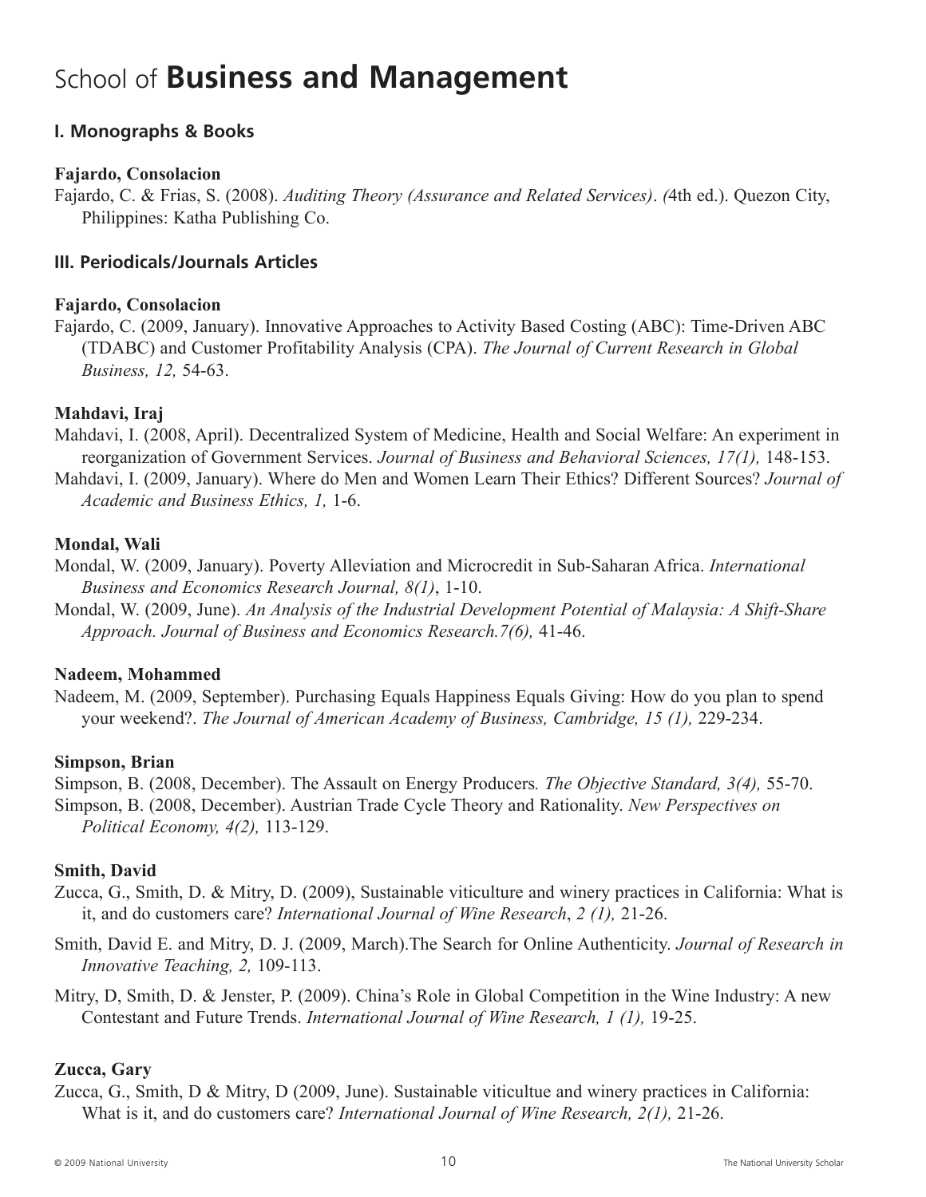# School of **Business and Management**

## I. Monographs & Books

**Fajardo, Consolacion**

Fajardo, C. & Frias, S. (2008). *Auditing Theory (Assurance and Related Services)*. *(*4th ed.). Quezon City, Philippines: Katha Publishing Co.

## III. Periodicals/Journals Articles

**Fajardo, Consolacion**

Fajardo, C. (2009, January). Innovative Approaches to Activity Based Costing (ABC): Time-Driven ABC (TDABC) and Customer Profitability Analysis (CPA). *The Journal of Current Research in Global Business, 12,* 54-63.

**Mahdavi, Iraj**

Mahdavi, I. (2008, April). Decentralized System of Medicine, Health and Social Welfare: An experiment in reorganization of Government Services. *Journal of Business and Behavioral Sciences, 17(1),* 148-153.

Mahdavi, I. (2009, January). Where do Men and Women Learn Their Ethics? Different Sources? *Journal of Academic and Business Ethics, 1,* 1-6.

**Mondal, Wali**

Mondal, W. (2009, January). Poverty Alleviation and Microcredit in Sub-Saharan Africa. *International Business and Economics Research Journal, 8(1)*, 1-10.

Mondal, W. (2009, June). *An Analysis of the Industrial Development Potential of Malaysia: A Shift-Share Approach. Journal of Business and Economics Research.7(6),* 41-46.

**Nadeem, Mohammed**

Nadeem, M. (2009, September). Purchasing Equals Happiness Equals Giving: How do you plan to spend your weekend?. *The Journal of American Academy of Business, Cambridge, 15 (1),* 229-234.

**Simpson, Brian**

Simpson, B. (2008, December). The Assault on Energy Producers*. The Objective Standard, 3(4),* 55-70.

Simpson, B. (2008, December). Austrian Trade Cycle Theory and Rationality. *New Perspectives on Political Economy, 4(2),* 113-129.

**Smith, David**

Zucca, G., Smith, D. & Mitry, D. (2009), Sustainable viticulture and winery practices in California: What is it, and do customers care? *International Journal of Wine Research*, *2 (1),* 21-26.

Smith, David E. and Mitry, D. J. (2009, March).The Search for Online Authenticity. *Journal of Research in Innovative Teaching, 2,* 109-113.

Mitry, D, Smith, D. & Jenster, P. (2009). China's Role in Global Competition in the Wine Industry: A new Contestant and Future Trends. *International Journal of Wine Research, 1 (1),* 19-25.

**Zucca, Gary**

Zucca, G., Smith, D & Mitry, D (2009, June). Sustainable viticultue and winery practices in California: What is it, and do customers care? *International Journal of Wine Research, 2(1),* 21-26.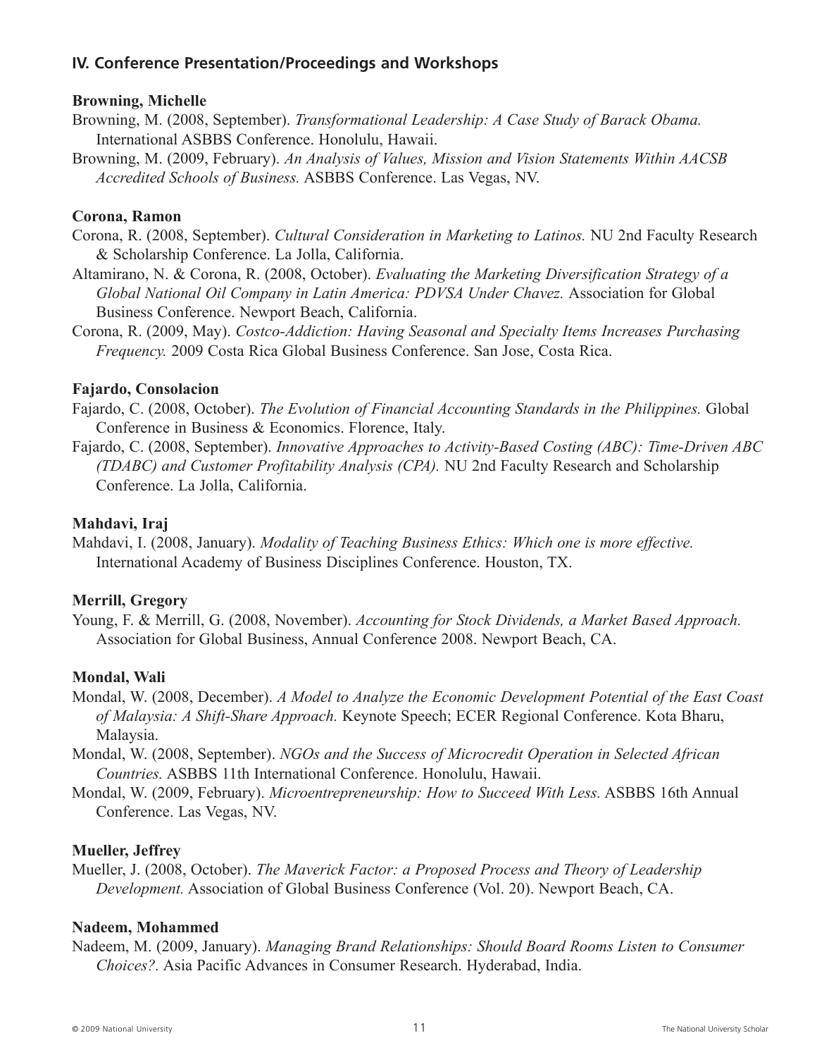## IV. Conference Presentation/Proceedings and Workshops

**Browning, Michelle**

Browning, M. (2008, September). *Transformational Leadership: A Case Study of Barack Obama.* International ASBBS Conference. Honolulu, Hawaii.

Browning, M. (2009, February). *An Analysis of Values, Mission and Vision Statements Within AACSB Accredited Schools of Business.* ASBBS Conference. Las Vegas, NV.

**Corona, Ramon**

Corona, R. (2008, September). *Cultural Consideration in Marketing to Latinos.* NU 2nd Faculty Research & Scholarship Conference. La Jolla, California.

Altamirano, N. & Corona, R. (2008, October). *Evaluating the Marketing Diversification Strategy of a Global National Oil Company in Latin America: PDVSA Under Chavez.* Association for Global Business Conference. Newport Beach, California.

Corona, R. (2009, May). *Costco-Addiction: Having Seasonal and Specialty Items Increases Purchasing Frequency.* 2009 Costa Rica Global Business Conference. San Jose, Costa Rica.

**Fajardo, Consolacion**

Fajardo, C. (2008, October). *The Evolution of Financial Accounting Standards in the Philippines.* Global Conference in Business & Economics. Florence, Italy.

Fajardo, C. (2008, September). *Innovative Approaches to Activity-Based Costing (ABC): Time-Driven ABC (TDABC) and Customer Profitability Analysis (CPA).* NU 2nd Faculty Research and Scholarship Conference. La Jolla, California.

**Mahdavi, Iraj**

Mahdavi, I. (2008, January). *Modality of Teaching Business Ethics: Which one is more effective.* International Academy of Business Disciplines Conference. Houston, TX.

**Merrill, Gregory**

Young, F. & Merrill, G. (2008, November). *Accounting for Stock Dividends, a Market Based Approach.* Association for Global Business, Annual Conference 2008. Newport Beach, CA.

**Mondal, Wali**

Mondal, W. (2008, December). *A Model to Analyze the Economic Development Potential of the East Coast of Malaysia: A Shift-Share Approach.* Keynote Speech; ECER Regional Conference. Kota Bharu, Malaysia.

Mondal, W. (2008, September). *NGOs and the Success of Microcredit Operation in Selected African Countries.* ASBBS 11th International Conference. Honolulu, Hawaii.

Mondal, W. (2009, February). *Microentrepreneurship: How to Succeed With Less.* ASBBS 16th Annual Conference. Las Vegas, NV.

**Mueller, Jeffrey**

Mueller, J. (2008, October). *The Maverick Factor: a Proposed Process and Theory of Leadership Development.* Association of Global Business Conference (Vol. 20). Newport Beach, CA.

**Nadeem, Mohammed**

Nadeem, M. (2009, January). *Managing Brand Relationships: Should Board Rooms Listen to Consumer Choices?.* Asia Pacific Advances in Consumer Research. Hyderabad, India.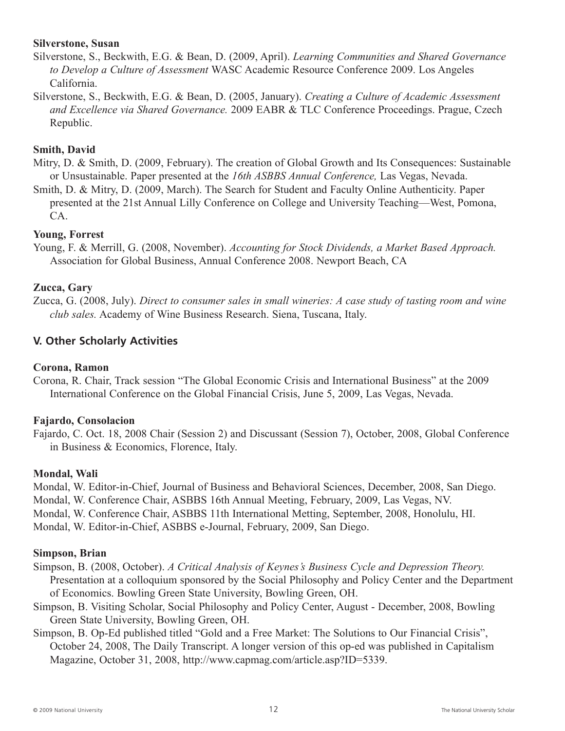**Silverstone, Susan**

Silverstone, S., Beckwith, E.G. & Bean, D. (2009, April). *Learning Communities and Shared Governance to Develop a Culture of Assessment* WASC Academic Resource Conference 2009. Los Angeles California.

Silverstone, S., Beckwith, E.G. & Bean, D. (2005, January). *Creating a Culture of Academic Assessment and Excellence via Shared Governance.* 2009 EABR & TLC Conference Proceedings. Prague, Czech Republic.

**Smith, David**

Mitry, D. & Smith, D. (2009, February). The creation of Global Growth and Its Consequences: Sustainable or Unsustainable. Paper presented at the *16th ASBBS Annual Conference,* Las Vegas, Nevada.

Smith, D. & Mitry, D. (2009, March). The Search for Student and Faculty Online Authenticity. Paper presented at the 21st Annual Lilly Conference on College and University Teaching—West, Pomona, CA.

**Young, Forrest**

Young, F. & Merrill, G. (2008, November). *Accounting for Stock Dividends, a Market Based Approach.* Association for Global Business, Annual Conference 2008. Newport Beach, CA

**Zucca, Gary**

Zucca, G. (2008, July). *Direct to consumer sales in small wineries: A case study of tasting room and wine club sales.* Academy of Wine Business Research. Siena, Tuscana, Italy.

## V. Other Scholarly Activities

**Corona, Ramon**

Corona, R. Chair, Track session "The Global Economic Crisis and International Business" at the 2009 International Conference on the Global Financial Crisis, June 5, 2009, Las Vegas, Nevada.

**Fajardo, Consolacion**

Fajardo, C. Oct. 18, 2008 Chair (Session 2) and Discussant (Session 7), October, 2008, Global Conference in Business & Economics, Florence, Italy.

**Mondal, Wali**

Mondal, W. Editor-in-Chief, Journal of Business and Behavioral Sciences, December, 2008, San Diego.

Mondal, W. Conference Chair, ASBBS 16th Annual Meeting, February, 2009, Las Vegas, NV.

Mondal, W. Conference Chair, ASBBS 11th International Metting, September, 2008, Honolulu, HI.

Mondal, W. Editor-in-Chief, ASBBS e-Journal, February, 2009, San Diego.

**Simpson, Brian**

Simpson, B. (2008, October). *A Critical Analysis of Keynes's Business Cycle and Depression Theory.* Presentation at a colloquium sponsored by the Social Philosophy and Policy Center and the Department of Economics. Bowling Green State University, Bowling Green, OH.

Simpson, B. Visiting Scholar, Social Philosophy and Policy Center, August - December, 2008, Bowling Green State University, Bowling Green, OH.

Simpson, B. Op-Ed published titled "Gold and a Free Market: The Solutions to Our Financial Crisis", October 24, 2008, The Daily Transcript. A longer version of this op-ed was published in Capitalism Magazine, October 31, 2008, http://www.capmag.com/article.asp?ID=5339.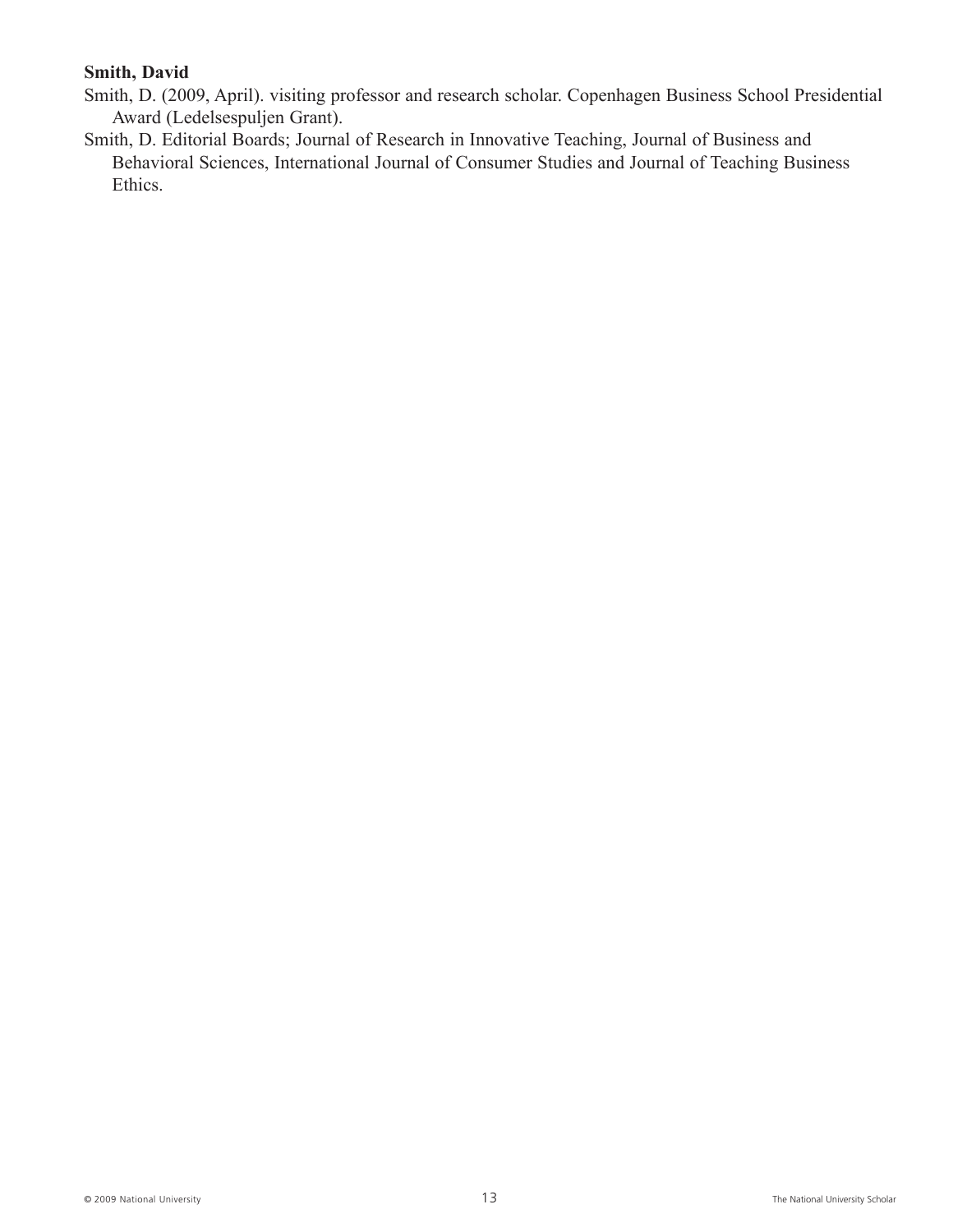**Smith, David**

Smith, D. (2009, April). visiting professor and research scholar. Copenhagen Business School Presidential Award (Ledelsespuljen Grant).

Smith, D. Editorial Boards; Journal of Research in Innovative Teaching, Journal of Business and Behavioral Sciences, International Journal of Consumer Studies and Journal of Teaching Business Ethics.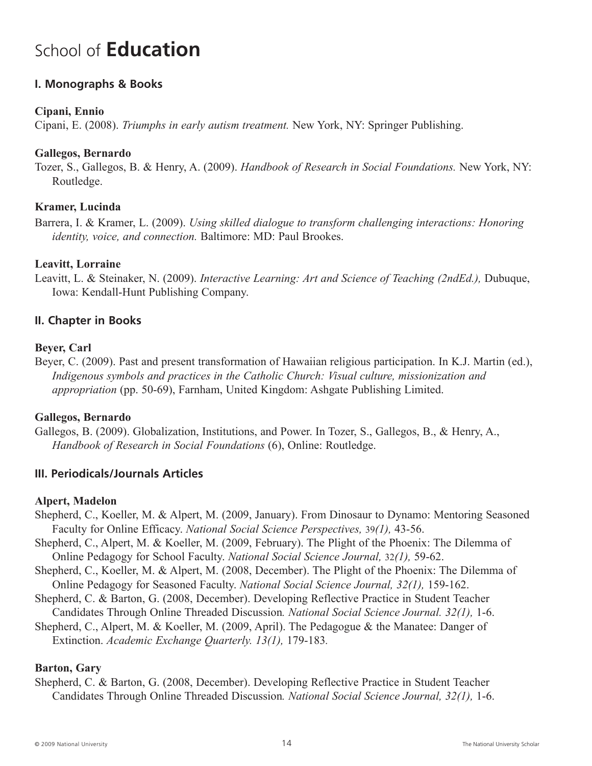# School of **Education**

## I. Monographs & Books

**Cipani, Ennio**

Cipani, E. (2008). *Triumphs in early autism treatment.* New York, NY: Springer Publishing.

**Gallegos, Bernardo**

Tozer, S., Gallegos, B. & Henry, A. (2009). *Handbook of Research in Social Foundations.* New York, NY: Routledge.

**Kramer, Lucinda**

Barrera, I. & Kramer, L. (2009). *Using skilled dialogue to transform challenging interactions: Honoring identity, voice, and connection.* Baltimore: MD: Paul Brookes.

**Leavitt, Lorraine**

Leavitt, L. & Steinaker, N. (2009). *Interactive Learning: Art and Science of Teaching (2ndEd.),* Dubuque, Iowa: Kendall-Hunt Publishing Company.

## II. Chapter in Books

**Beyer, Carl**

Beyer, C. (2009). Past and present transformation of Hawaiian religious participation. In K.J. Martin (ed.), *Indigenous symbols and practices in the Catholic Church: Visual culture, missionization and appropriation* (pp. 50-69), Farnham, United Kingdom: Ashgate Publishing Limited.

**Gallegos, Bernardo**

Gallegos, B. (2009). Globalization, Institutions, and Power. In Tozer, S., Gallegos, B., & Henry, A., *Handbook of Research in Social Foundations* (6), Online: Routledge.

## III. Periodicals/Journals Articles

**Alpert, Madelon**

Shepherd, C., Koeller, M. & Alpert, M. (2009, January). From Dinosaur to Dynamo: Mentoring Seasoned Faculty for Online Efficacy. *National Social Science Perspectives,* 39*(1),* 43-56.

Shepherd, C., Alpert, M. & Koeller, M. (2009, February). The Plight of the Phoenix: The Dilemma of Online Pedagogy for School Faculty. *National Social Science Journal,* 32*(1),* 59-62.

Shepherd, C., Koeller, M. & Alpert, M. (2008, December). The Plight of the Phoenix: The Dilemma of Online Pedagogy for Seasoned Faculty. *National Social Science Journal, 32(1),* 159-162.

Shepherd, C. & Barton, G. (2008, December). Developing Reflective Practice in Student Teacher Candidates Through Online Threaded Discussion*. National Social Science Journal. 32(1),* 1-6.

Shepherd, C., Alpert, M. & Koeller, M. (2009, April). The Pedagogue & the Manatee: Danger of Extinction. *Academic Exchange Quarterly. 13(1),* 179-183.

**Barton, Gary**

Shepherd, C. & Barton, G. (2008, December). Developing Reflective Practice in Student Teacher Candidates Through Online Threaded Discussion*. National Social Science Journal, 32(1),* 1-6.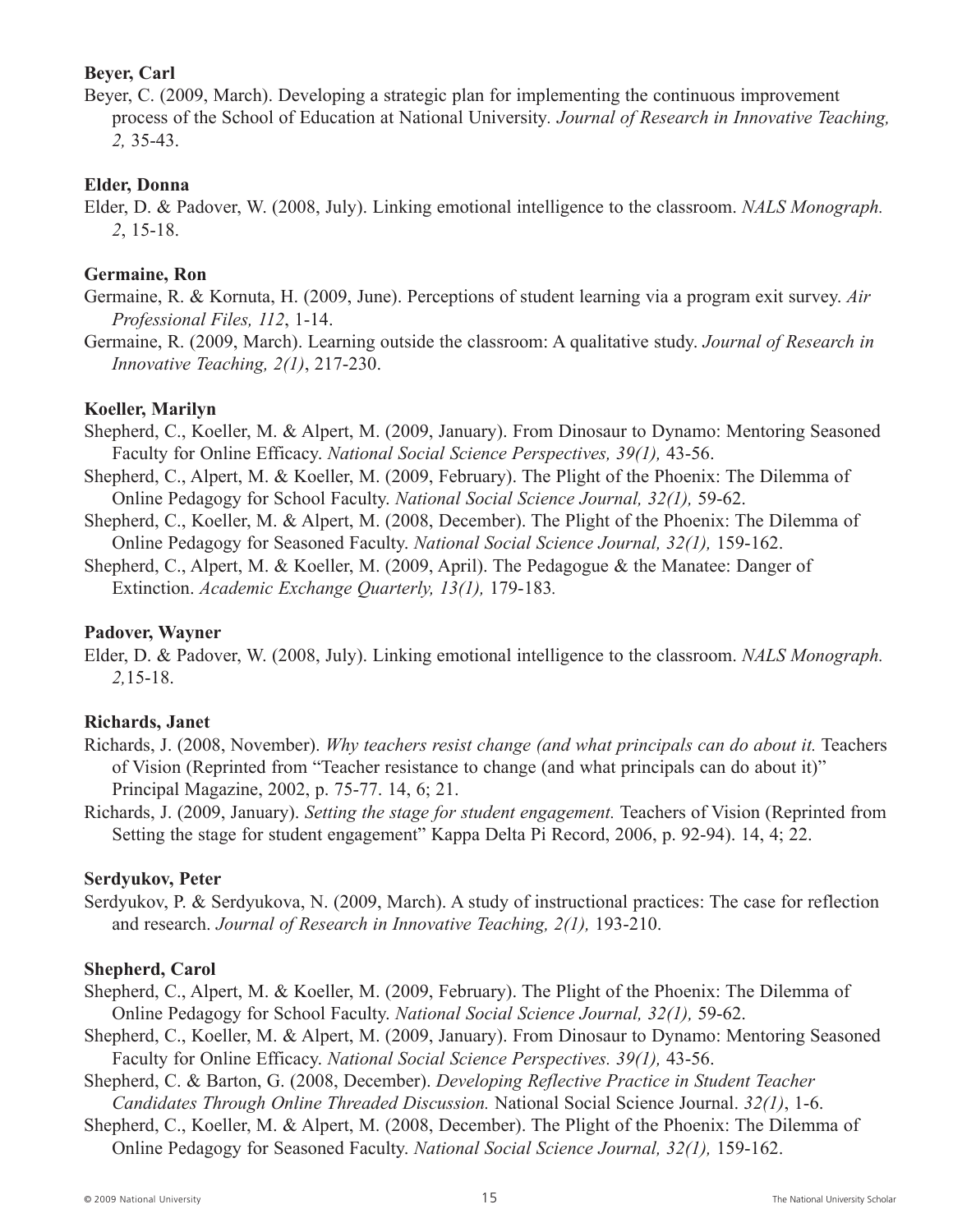**Beyer, Carl**

Beyer, C. (2009, March). Developing a strategic plan for implementing the continuous improvement process of the School of Education at National University. *Journal of Research in Innovative Teaching, 2,* 35-43.

**Elder, Donna**

Elder, D. & Padover, W. (2008, July). Linking emotional intelligence to the classroom. *NALS Monograph. 2*, 15-18.

**Germaine, Ron**

Germaine, R. & Kornuta, H. (2009, June). Perceptions of student learning via a program exit survey. *Air Professional Files, 112*, 1-14.

Germaine, R. (2009, March). Learning outside the classroom: A qualitative study. *Journal of Research in Innovative Teaching, 2(1)*, 217-230.

**Koeller, Marilyn**

Shepherd, C., Koeller, M. & Alpert, M. (2009, January). From Dinosaur to Dynamo: Mentoring Seasoned Faculty for Online Efficacy. *National Social Science Perspectives, 39(1),* 43-56.

Shepherd, C., Alpert, M. & Koeller, M. (2009, February). The Plight of the Phoenix: The Dilemma of Online Pedagogy for School Faculty. *National Social Science Journal, 32(1),* 59-62.

Shepherd, C., Koeller, M. & Alpert, M. (2008, December). The Plight of the Phoenix: The Dilemma of Online Pedagogy for Seasoned Faculty. *National Social Science Journal, 32(1),* 159-162.

Shepherd, C., Alpert, M. & Koeller, M. (2009, April). The Pedagogue & the Manatee: Danger of Extinction. *Academic Exchange Quarterly, 13(1),* 179-183.

**Padover, Wayner**

Elder, D. & Padover, W. (2008, July). Linking emotional intelligence to the classroom. *NALS Monograph. 2,*15-18.

**Richards, Janet**

Richards, J. (2008, November). *Why teachers resist change (and what principals can do about it.* Teachers of Vision (Reprinted from "Teacher resistance to change (and what principals can do about it)" Principal Magazine, 2002, p. 75-77. 14, 6; 21.

Richards, J. (2009, January). *Setting the stage for student engagement.* Teachers of Vision (Reprinted from Setting the stage for student engagement" Kappa Delta Pi Record, 2006, p. 92-94). 14, 4; 22.

**Serdyukov, Peter**

Serdyukov, P. & Serdyukova, N. (2009, March). A study of instructional practices: The case for reflection and research. *Journal of Research in Innovative Teaching, 2(1),* 193-210.

**Shepherd, Carol**

Shepherd, C., Alpert, M. & Koeller, M. (2009, February). The Plight of the Phoenix: The Dilemma of Online Pedagogy for School Faculty. *National Social Science Journal, 32(1),* 59-62.

Shepherd, C., Koeller, M. & Alpert, M. (2009, January). From Dinosaur to Dynamo: Mentoring Seasoned Faculty for Online Efficacy. *National Social Science Perspectives. 39(1),* 43-56.

Shepherd, C. & Barton, G. (2008, December). *Developing Reflective Practice in Student Teacher Candidates Through Online Threaded Discussion.* National Social Science Journal. *32(1)*, 1-6.

Shepherd, C., Koeller, M. & Alpert, M. (2008, December). The Plight of the Phoenix: The Dilemma of Online Pedagogy for Seasoned Faculty. *National Social Science Journal, 32(1),* 159-162.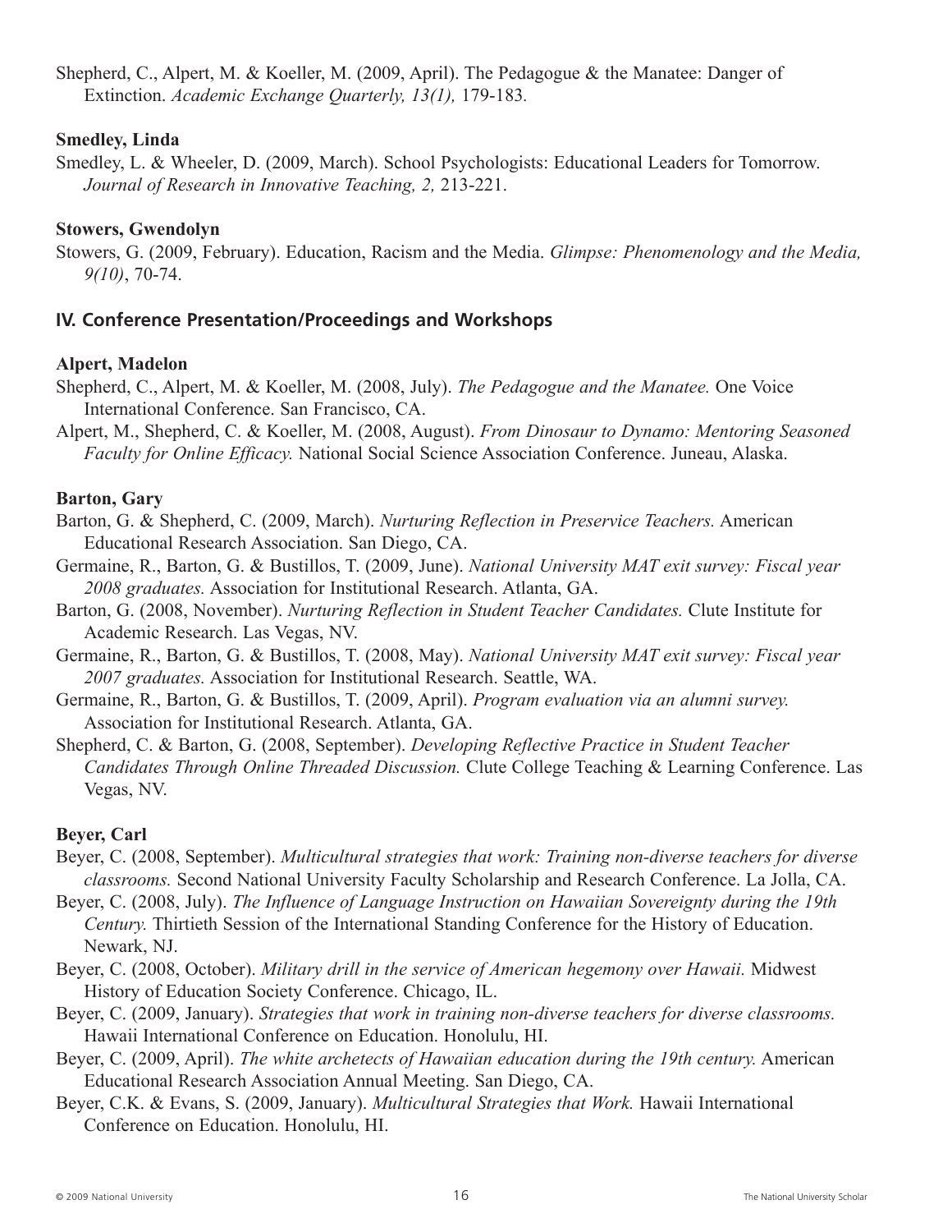Shepherd, C., Alpert, M. & Koeller, M. (2009, April). The Pedagogue & the Manatee: Danger of Extinction. *Academic Exchange Quarterly, 13(1),* 179-183*.*

**Smedley, Linda**

Smedley, L. & Wheeler, D. (2009, March). School Psychologists: Educational Leaders for Tomorrow. *Journal of Research in Innovative Teaching, 2,* 213-221.

**Stowers, Gwendolyn**

Stowers, G. (2009, February). Education, Racism and the Media. *Glimpse: Phenomenology and the Media, 9(10)*, 70-74.

## IV. Conference Presentation/Proceedings and Workshops

**Alpert, Madelon**

Shepherd, C., Alpert, M. & Koeller, M. (2008, July). *The Pedagogue and the Manatee.* One Voice International Conference. San Francisco, CA.

Alpert, M., Shepherd, C. & Koeller, M. (2008, August). *From Dinosaur to Dynamo: Mentoring Seasoned Faculty for Online Efficacy.* National Social Science Association Conference. Juneau, Alaska.

**Barton, Gary**

Barton, G. & Shepherd, C. (2009, March). *Nurturing Reflection in Preservice Teachers.* American Educational Research Association. San Diego, CA.

Germaine, R., Barton, G. & Bustillos, T. (2009, June). *National University MAT exit survey: Fiscal year 2008 graduates.* Association for Institutional Research. Atlanta, GA.

Barton, G. (2008, November). *Nurturing Reflection in Student Teacher Candidates.* Clute Institute for Academic Research. Las Vegas, NV.

Germaine, R., Barton, G. & Bustillos, T. (2008, May). *National University MAT exit survey: Fiscal year 2007 graduates.* Association for Institutional Research. Seattle, WA.

Germaine, R., Barton, G. & Bustillos, T. (2009, April). *Program evaluation via an alumni survey.* Association for Institutional Research. Atlanta, GA.

Shepherd, C. & Barton, G. (2008, September). *Developing Reflective Practice in Student Teacher Candidates Through Online Threaded Discussion.* Clute College Teaching & Learning Conference. Las Vegas, NV.

**Beyer, Carl**

Beyer, C. (2008, September). *Multicultural strategies that work: Training non-diverse teachers for diverse classrooms.* Second National University Faculty Scholarship and Research Conference. La Jolla, CA.

Beyer, C. (2008, July). *The Influence of Language Instruction on Hawaiian Sovereignty during the 19th Century.* Thirtieth Session of the International Standing Conference for the History of Education. Newark, NJ.

Beyer, C. (2008, October). *Military drill in the service of American hegemony over Hawaii.* Midwest History of Education Society Conference. Chicago, IL.

Beyer, C. (2009, January). *Strategies that work in training non-diverse teachers for diverse classrooms.* Hawaii International Conference on Education. Honolulu, HI.

Beyer, C. (2009, April). *The white archetects of Hawaiian education during the 19th century.* American Educational Research Association Annual Meeting. San Diego, CA.

Beyer, C.K. & Evans, S. (2009, January). *Multicultural Strategies that Work.* Hawaii International Conference on Education. Honolulu, HI.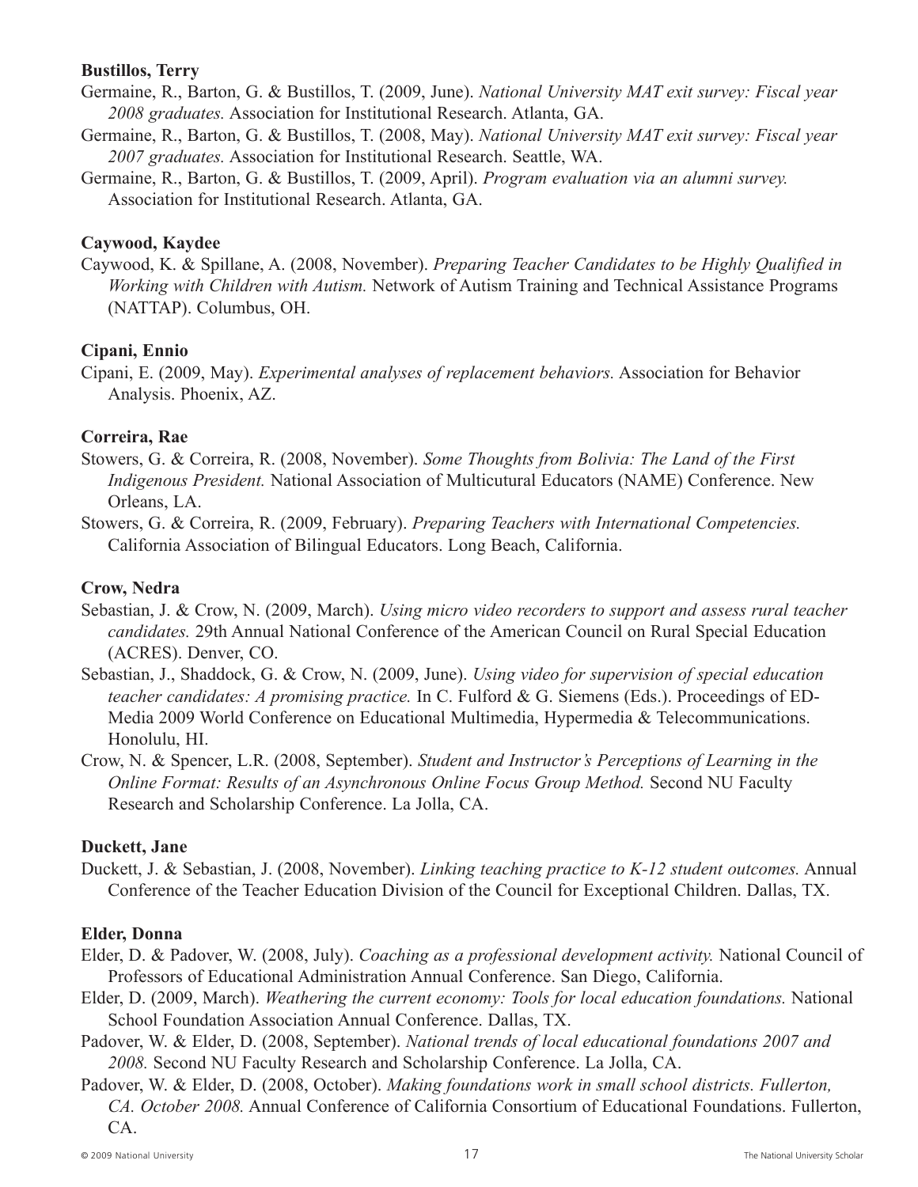**Bustillos, Terry**

Germaine, R., Barton, G. & Bustillos, T. (2009, June). *National University MAT exit survey: Fiscal year 2008 graduates.* Association for Institutional Research. Atlanta, GA.

Germaine, R., Barton, G. & Bustillos, T. (2008, May). *National University MAT exit survey: Fiscal year 2007 graduates.* Association for Institutional Research. Seattle, WA.

Germaine, R., Barton, G. & Bustillos, T. (2009, April). *Program evaluation via an alumni survey.* Association for Institutional Research. Atlanta, GA.

**Caywood, Kaydee**

Caywood, K. & Spillane, A. (2008, November). *Preparing Teacher Candidates to be Highly Qualified in Working with Children with Autism.* Network of Autism Training and Technical Assistance Programs (NATTAP). Columbus, OH.

**Cipani, Ennio**

Cipani, E. (2009, May). *Experimental analyses of replacement behaviors.* Association for Behavior Analysis. Phoenix, AZ.

**Correira, Rae**

Stowers, G. & Correira, R. (2008, November). *Some Thoughts from Bolivia: The Land of the First Indigenous President.* National Association of Multicutural Educators (NAME) Conference. New Orleans, LA.

Stowers, G. & Correira, R. (2009, February). *Preparing Teachers with International Competencies.* California Association of Bilingual Educators. Long Beach, California.

**Crow, Nedra**

Sebastian, J. & Crow, N. (2009, March). *Using micro video recorders to support and assess rural teacher candidates.* 29th Annual National Conference of the American Council on Rural Special Education (ACRES). Denver, CO.

Sebastian, J., Shaddock, G. & Crow, N. (2009, June). *Using video for supervision of special education teacher candidates: A promising practice.* In C. Fulford & G. Siemens (Eds.). Proceedings of ED-Media 2009 World Conference on Educational Multimedia, Hypermedia & Telecommunications. Honolulu, HI.

Crow, N. & Spencer, L.R. (2008, September). *Student and Instructor's Perceptions of Learning in the Online Format: Results of an Asynchronous Online Focus Group Method.* Second NU Faculty Research and Scholarship Conference. La Jolla, CA.

**Duckett, Jane**

Duckett, J. & Sebastian, J. (2008, November). *Linking teaching practice to K-12 student outcomes.* Annual Conference of the Teacher Education Division of the Council for Exceptional Children. Dallas, TX.

**Elder, Donna**

Elder, D. & Padover, W. (2008, July). *Coaching as a professional development activity.* National Council of Professors of Educational Administration Annual Conference. San Diego, California.

Elder, D. (2009, March). *Weathering the current economy: Tools for local education foundations.* National School Foundation Association Annual Conference. Dallas, TX.

Padover, W. & Elder, D. (2008, September). *National trends of local educational foundations 2007 and 2008.* Second NU Faculty Research and Scholarship Conference. La Jolla, CA.

Padover, W. & Elder, D. (2008, October). *Making foundations work in small school districts. Fullerton, CA. October 2008.* Annual Conference of California Consortium of Educational Foundations. Fullerton, CA.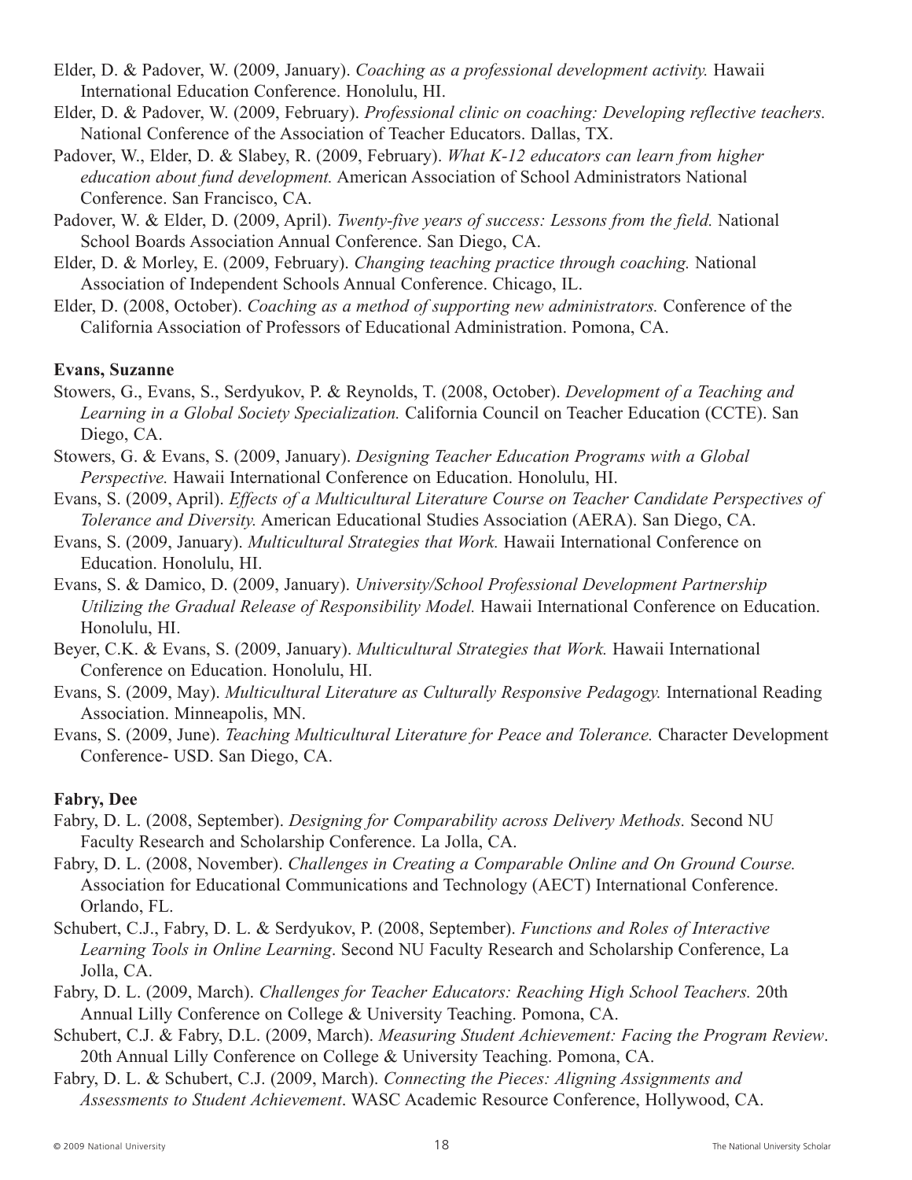Elder, D. & Padover, W. (2009, January). *Coaching as a professional development activity.* Hawaii International Education Conference. Honolulu, HI.

Elder, D. & Padover, W. (2009, February). *Professional clinic on coaching: Developing reflective teachers.* National Conference of the Association of Teacher Educators. Dallas, TX.

Padover, W., Elder, D. & Slabey, R. (2009, February). *What K-12 educators can learn from higher education about fund development.* American Association of School Administrators National Conference. San Francisco, CA.

Padover, W. & Elder, D. (2009, April). *Twenty-five years of success: Lessons from the field.* National School Boards Association Annual Conference. San Diego, CA.

Elder, D. & Morley, E. (2009, February). *Changing teaching practice through coaching.* National Association of Independent Schools Annual Conference. Chicago, IL.

Elder, D. (2008, October). *Coaching as a method of supporting new administrators.* Conference of the California Association of Professors of Educational Administration. Pomona, CA.

**Evans, Suzanne**

Stowers, G., Evans, S., Serdyukov, P. & Reynolds, T. (2008, October). *Development of a Teaching and Learning in a Global Society Specialization.* California Council on Teacher Education (CCTE). San Diego, CA.

Stowers, G. & Evans, S. (2009, January). *Designing Teacher Education Programs with a Global Perspective.* Hawaii International Conference on Education. Honolulu, HI.

Evans, S. (2009, April). *Effects of a Multicultural Literature Course on Teacher Candidate Perspectives of Tolerance and Diversity.* American Educational Studies Association (AERA). San Diego, CA.

Evans, S. (2009, January). *Multicultural Strategies that Work.* Hawaii International Conference on Education. Honolulu, HI.

Evans, S. & Damico, D. (2009, January). *University/School Professional Development Partnership Utilizing the Gradual Release of Responsibility Model.* Hawaii International Conference on Education. Honolulu, HI.

Beyer, C.K. & Evans, S. (2009, January). *Multicultural Strategies that Work.* Hawaii International Conference on Education. Honolulu, HI.

Evans, S. (2009, May). *Multicultural Literature as Culturally Responsive Pedagogy.* International Reading Association. Minneapolis, MN.

Evans, S. (2009, June). *Teaching Multicultural Literature for Peace and Tolerance.* Character Development Conference- USD. San Diego, CA.

**Fabry, Dee**

Fabry, D. L. (2008, September). *Designing for Comparability across Delivery Methods.* Second NU Faculty Research and Scholarship Conference. La Jolla, CA.

Fabry, D. L. (2008, November). *Challenges in Creating a Comparable Online and On Ground Course.* Association for Educational Communications and Technology (AECT) International Conference. Orlando, FL.

Schubert, C.J., Fabry, D. L. & Serdyukov, P. (2008, September). *Functions and Roles of Interactive Learning Tools in Online Learning*. Second NU Faculty Research and Scholarship Conference, La Jolla, CA.

Fabry, D. L. (2009, March). *Challenges for Teacher Educators: Reaching High School Teachers.* 20th Annual Lilly Conference on College & University Teaching. Pomona, CA.

Schubert, C.J. & Fabry, D.L. (2009, March). *Measuring Student Achievement: Facing the Program Review*. 20th Annual Lilly Conference on College & University Teaching. Pomona, CA.

Fabry, D. L. & Schubert, C.J. (2009, March). *Connecting the Pieces: Aligning Assignments and Assessments to Student Achievement*. WASC Academic Resource Conference, Hollywood, CA.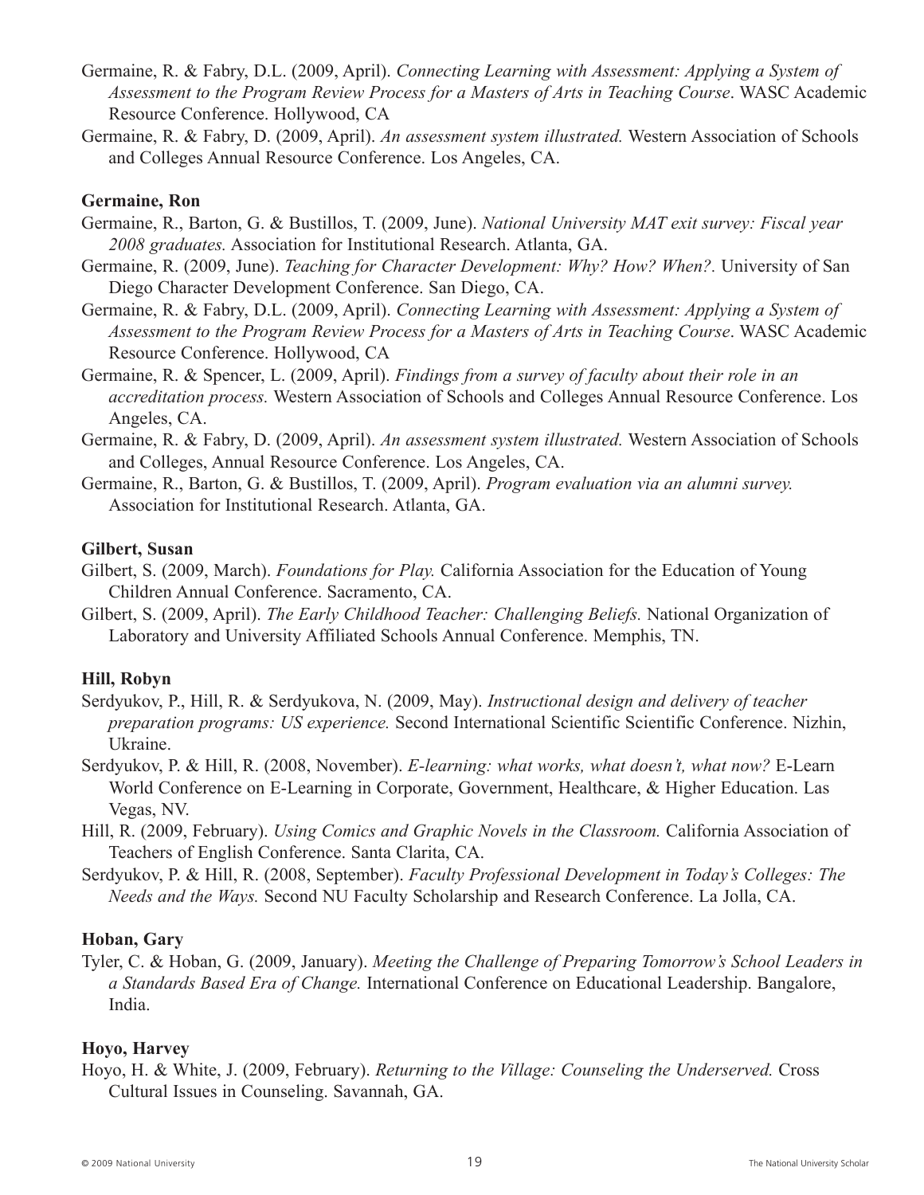Germaine, R. & Fabry, D.L. (2009, April). *Connecting Learning with Assessment: Applying a System of Assessment to the Program Review Process for a Masters of Arts in Teaching Course*. WASC Academic Resource Conference. Hollywood, CA

Germaine, R. & Fabry, D. (2009, April). *An assessment system illustrated.* Western Association of Schools and Colleges Annual Resource Conference. Los Angeles, CA.

**Germaine, Ron**

Germaine, R., Barton, G. & Bustillos, T. (2009, June). *National University MAT exit survey: Fiscal year 2008 graduates.* Association for Institutional Research. Atlanta, GA.

Germaine, R. (2009, June). *Teaching for Character Development: Why? How? When?.* University of San Diego Character Development Conference. San Diego, CA.

Germaine, R. & Fabry, D.L. (2009, April). *Connecting Learning with Assessment: Applying a System of Assessment to the Program Review Process for a Masters of Arts in Teaching Course*. WASC Academic Resource Conference. Hollywood, CA

Germaine, R. & Spencer, L. (2009, April). *Findings from a survey of faculty about their role in an accreditation process.* Western Association of Schools and Colleges Annual Resource Conference. Los Angeles, CA.

Germaine, R. & Fabry, D. (2009, April). *An assessment system illustrated.* Western Association of Schools and Colleges, Annual Resource Conference. Los Angeles, CA.

Germaine, R., Barton, G. & Bustillos, T. (2009, April). *Program evaluation via an alumni survey.* Association for Institutional Research. Atlanta, GA.

**Gilbert, Susan**

Gilbert, S. (2009, March). *Foundations for Play.* California Association for the Education of Young Children Annual Conference. Sacramento, CA.

Gilbert, S. (2009, April). *The Early Childhood Teacher: Challenging Beliefs.* National Organization of Laboratory and University Affiliated Schools Annual Conference. Memphis, TN.

**Hill, Robyn**

Serdyukov, P., Hill, R. & Serdyukova, N. (2009, May). *Instructional design and delivery of teacher preparation programs: US experience.* Second International Scientific Scientific Conference. Nizhin, Ukraine.

Serdyukov, P. & Hill, R. (2008, November). *E-learning: what works, what doesn't, what now?* E-Learn World Conference on E-Learning in Corporate, Government, Healthcare, & Higher Education. Las Vegas, NV.

Hill, R. (2009, February). *Using Comics and Graphic Novels in the Classroom.* California Association of Teachers of English Conference. Santa Clarita, CA.

Serdyukov, P. & Hill, R. (2008, September). *Faculty Professional Development in Today's Colleges: The Needs and the Ways.* Second NU Faculty Scholarship and Research Conference. La Jolla, CA.

**Hoban, Gary**

Tyler, C. & Hoban, G. (2009, January). *Meeting the Challenge of Preparing Tomorrow's School Leaders in a Standards Based Era of Change.* International Conference on Educational Leadership. Bangalore, India.

**Hoyo, Harvey**

Hoyo, H. & White, J. (2009, February). *Returning to the Village: Counseling the Underserved.* Cross Cultural Issues in Counseling. Savannah, GA.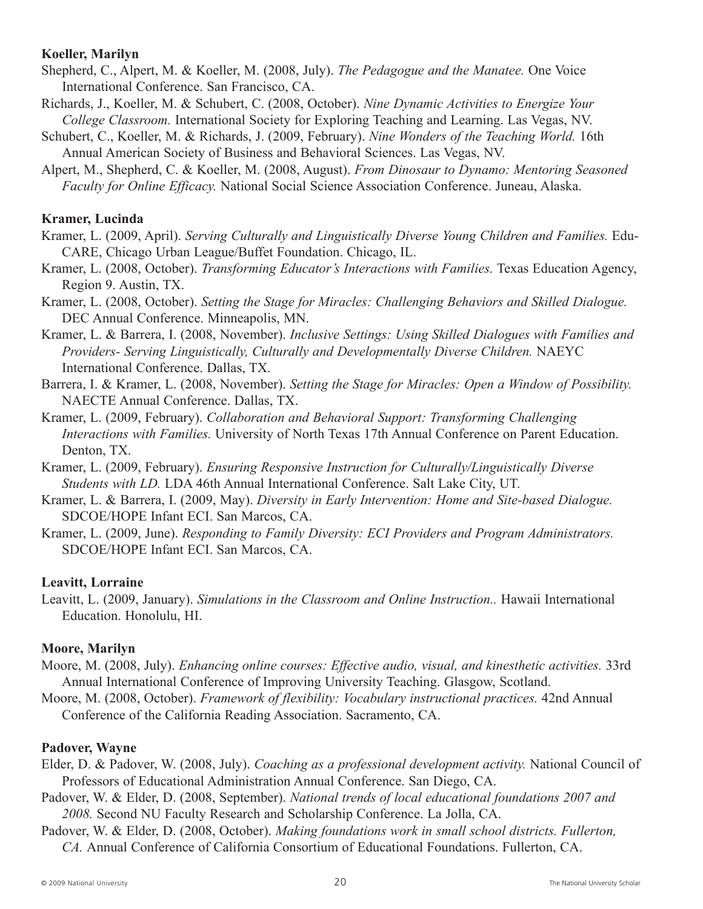**Koeller, Marilyn**

Shepherd, C., Alpert, M. & Koeller, M. (2008, July). *The Pedagogue and the Manatee.* One Voice International Conference. San Francisco, CA.

Richards, J., Koeller, M. & Schubert, C. (2008, October). *Nine Dynamic Activities to Energize Your College Classroom.* International Society for Exploring Teaching and Learning. Las Vegas, NV.

Schubert, C., Koeller, M. & Richards, J. (2009, February). *Nine Wonders of the Teaching World.* 16th Annual American Society of Business and Behavioral Sciences. Las Vegas, NV.

Alpert, M., Shepherd, C. & Koeller, M. (2008, August). *From Dinosaur to Dynamo: Mentoring Seasoned Faculty for Online Efficacy.* National Social Science Association Conference. Juneau, Alaska.

**Kramer, Lucinda**

Kramer, L. (2009, April). *Serving Culturally and Linguistically Diverse Young Children and Families.* Edu-CARE, Chicago Urban League/Buffet Foundation. Chicago, IL.

Kramer, L. (2008, October). *Transforming Educator's Interactions with Families.* Texas Education Agency, Region 9. Austin, TX.

Kramer, L. (2008, October). *Setting the Stage for Miracles: Challenging Behaviors and Skilled Dialogue.* DEC Annual Conference. Minneapolis, MN.

Kramer, L. & Barrera, I. (2008, November). *Inclusive Settings: Using Skilled Dialogues with Families and Providers- Serving Linguistically, Culturally and Developmentally Diverse Children.* NAEYC International Conference. Dallas, TX.

Barrera, I. & Kramer, L. (2008, November). *Setting the Stage for Miracles: Open a Window of Possibility.* NAECTE Annual Conference. Dallas, TX.

Kramer, L. (2009, February). *Collaboration and Behavioral Support: Transforming Challenging Interactions with Families.* University of North Texas 17th Annual Conference on Parent Education. Denton, TX.

Kramer, L. (2009, February). *Ensuring Responsive Instruction for Culturally/Linguistically Diverse Students with LD.* LDA 46th Annual International Conference. Salt Lake City, UT.

Kramer, L. & Barrera, I. (2009, May). *Diversity in Early Intervention: Home and Site-based Dialogue.* SDCOE/HOPE Infant ECI. San Marcos, CA.

Kramer, L. (2009, June). *Responding to Family Diversity: ECI Providers and Program Administrators.* SDCOE/HOPE Infant ECI. San Marcos, CA.

**Leavitt, Lorraine**

Leavitt, L. (2009, January). *Simulations in the Classroom and Online Instruction..* Hawaii International Education. Honolulu, HI.

**Moore, Marilyn**

Moore, M. (2008, July). *Enhancing online courses: Effective audio, visual, and kinesthetic activities.* 33rd Annual International Conference of Improving University Teaching. Glasgow, Scotland.

Moore, M. (2008, October). *Framework of flexibility: Vocabulary instructional practices.* 42nd Annual Conference of the California Reading Association. Sacramento, CA.

**Padover, Wayne**

Elder, D. & Padover, W. (2008, July). *Coaching as a professional development activity.* National Council of Professors of Educational Administration Annual Conference. San Diego, CA.

Padover, W. & Elder, D. (2008, September). *National trends of local educational foundations 2007 and 2008.* Second NU Faculty Research and Scholarship Conference. La Jolla, CA.

Padover, W. & Elder, D. (2008, October). *Making foundations work in small school districts. Fullerton, CA.* Annual Conference of California Consortium of Educational Foundations. Fullerton, CA.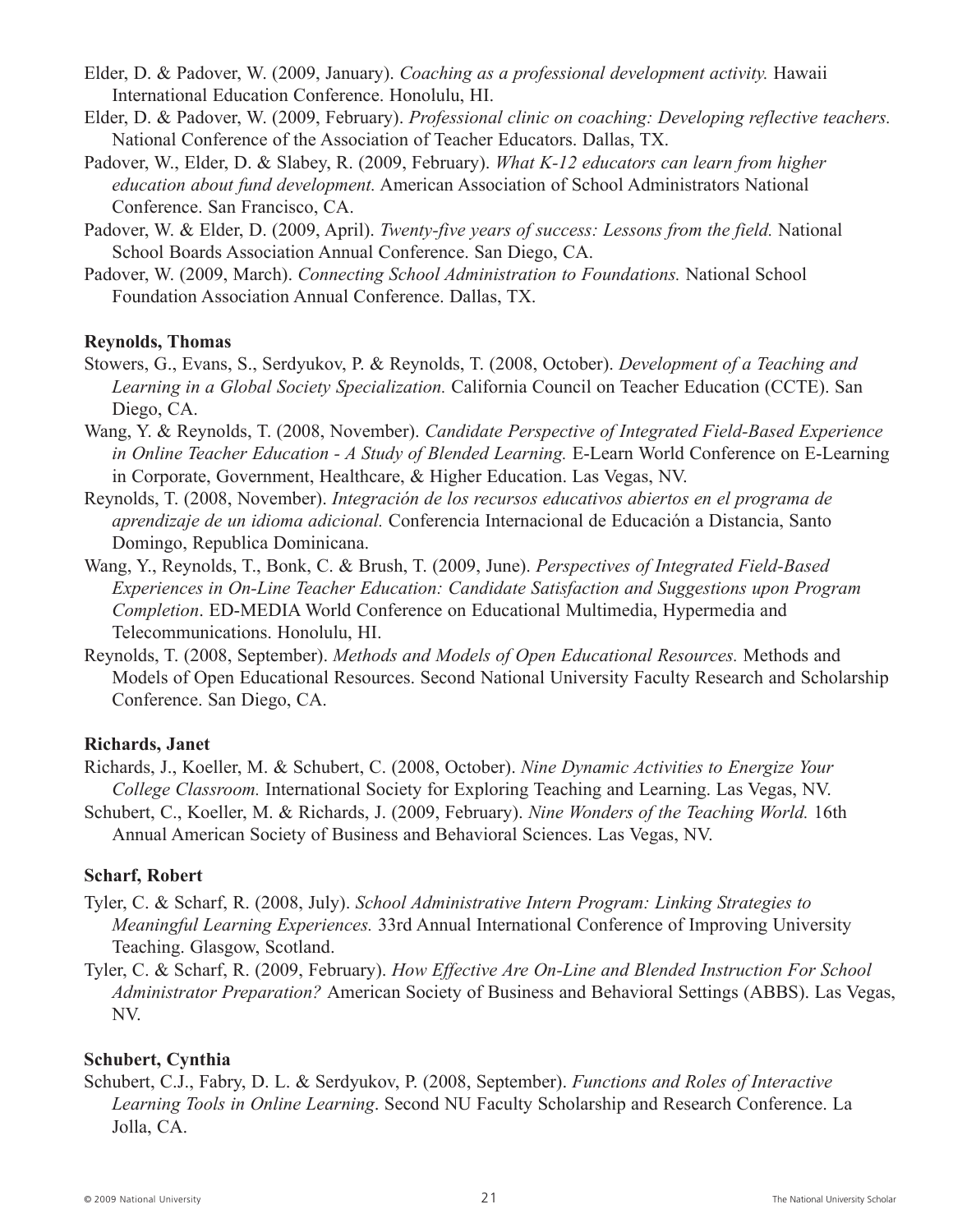Elder, D. & Padover, W. (2009, January). *Coaching as a professional development activity.* Hawaii International Education Conference. Honolulu, HI.

Elder, D. & Padover, W. (2009, February). *Professional clinic on coaching: Developing reflective teachers.* National Conference of the Association of Teacher Educators. Dallas, TX.

Padover, W., Elder, D. & Slabey, R. (2009, February). *What K-12 educators can learn from higher education about fund development.* American Association of School Administrators National Conference. San Francisco, CA.

Padover, W. & Elder, D. (2009, April). *Twenty-five years of success: Lessons from the field.* National School Boards Association Annual Conference. San Diego, CA.

Padover, W. (2009, March). *Connecting School Administration to Foundations.* National School Foundation Association Annual Conference. Dallas, TX.

**Reynolds, Thomas**

Stowers, G., Evans, S., Serdyukov, P. & Reynolds, T. (2008, October). *Development of a Teaching and Learning in a Global Society Specialization.* California Council on Teacher Education (CCTE). San Diego, CA.

Wang, Y. & Reynolds, T. (2008, November). *Candidate Perspective of Integrated Field-Based Experience in Online Teacher Education - A Study of Blended Learning.* E-Learn World Conference on E-Learning in Corporate, Government, Healthcare, & Higher Education. Las Vegas, NV.

Reynolds, T. (2008, November). *Integración de los recursos educativos abiertos en el programa de aprendizaje de un idioma adicional.* Conferencia Internacional de Educación a Distancia, Santo Domingo, Republica Dominicana.

Wang, Y., Reynolds, T., Bonk, C. & Brush, T. (2009, June). *Perspectives of Integrated Field-Based Experiences in On-Line Teacher Education: Candidate Satisfaction and Suggestions upon Program Completion*. ED-MEDIA World Conference on Educational Multimedia, Hypermedia and Telecommunications. Honolulu, HI.

Reynolds, T. (2008, September). *Methods and Models of Open Educational Resources.* Methods and Models of Open Educational Resources. Second National University Faculty Research and Scholarship Conference. San Diego, CA.

**Richards, Janet**

Richards, J., Koeller, M. & Schubert, C. (2008, October). *Nine Dynamic Activities to Energize Your College Classroom.* International Society for Exploring Teaching and Learning. Las Vegas, NV.

Schubert, C., Koeller, M. & Richards, J. (2009, February). *Nine Wonders of the Teaching World.* 16th Annual American Society of Business and Behavioral Sciences. Las Vegas, NV.

**Scharf, Robert**

Tyler, C. & Scharf, R. (2008, July). *School Administrative Intern Program: Linking Strategies to Meaningful Learning Experiences.* 33rd Annual International Conference of Improving University Teaching. Glasgow, Scotland.

Tyler, C. & Scharf, R. (2009, February). *How Effective Are On-Line and Blended Instruction For School Administrator Preparation?* American Society of Business and Behavioral Settings (ABBS). Las Vegas, NV.

**Schubert, Cynthia**

Schubert, C.J., Fabry, D. L. & Serdyukov, P. (2008, September). *Functions and Roles of Interactive Learning Tools in Online Learning*. Second NU Faculty Scholarship and Research Conference. La Jolla, CA.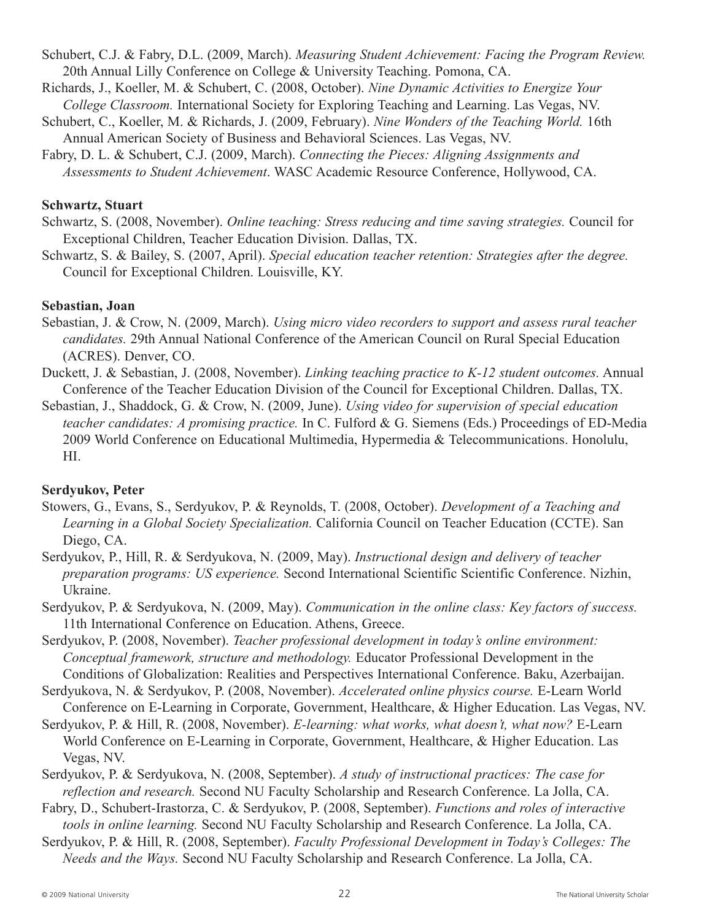Schubert, C.J. & Fabry, D.L. (2009, March). *Measuring Student Achievement: Facing the Program Review.* 20th Annual Lilly Conference on College & University Teaching. Pomona, CA.

Richards, J., Koeller, M. & Schubert, C. (2008, October). *Nine Dynamic Activities to Energize Your College Classroom.* International Society for Exploring Teaching and Learning. Las Vegas, NV.

Schubert, C., Koeller, M. & Richards, J. (2009, February). *Nine Wonders of the Teaching World.* 16th Annual American Society of Business and Behavioral Sciences. Las Vegas, NV.

Fabry, D. L. & Schubert, C.J. (2009, March). *Connecting the Pieces: Aligning Assignments and Assessments to Student Achievement*. WASC Academic Resource Conference, Hollywood, CA.

**Schwartz, Stuart**

Schwartz, S. (2008, November). *Online teaching: Stress reducing and time saving strategies.* Council for Exceptional Children, Teacher Education Division. Dallas, TX.

Schwartz, S. & Bailey, S. (2007, April). *Special education teacher retention: Strategies after the degree.* Council for Exceptional Children. Louisville, KY.

**Sebastian, Joan**

Sebastian, J. & Crow, N. (2009, March). *Using micro video recorders to support and assess rural teacher candidates.* 29th Annual National Conference of the American Council on Rural Special Education (ACRES). Denver, CO.

Duckett, J. & Sebastian, J. (2008, November). *Linking teaching practice to K-12 student outcomes.* Annual Conference of the Teacher Education Division of the Council for Exceptional Children. Dallas, TX.

Sebastian, J., Shaddock, G. & Crow, N. (2009, June). *Using video for supervision of special education teacher candidates: A promising practice.* In C. Fulford & G. Siemens (Eds.) Proceedings of ED-Media 2009 World Conference on Educational Multimedia, Hypermedia & Telecommunications. Honolulu, HI.

**Serdyukov, Peter**

Stowers, G., Evans, S., Serdyukov, P. & Reynolds, T. (2008, October). *Development of a Teaching and Learning in a Global Society Specialization.* California Council on Teacher Education (CCTE). San Diego, CA.

Serdyukov, P., Hill, R. & Serdyukova, N. (2009, May). *Instructional design and delivery of teacher preparation programs: US experience.* Second International Scientific Scientific Conference. Nizhin, Ukraine.

Serdyukov, P. & Serdyukova, N. (2009, May). *Communication in the online class: Key factors of success.* 11th International Conference on Education. Athens, Greece.

Serdyukov, P. (2008, November). *Teacher professional development in today's online environment: Conceptual framework, structure and methodology.* Educator Professional Development in the Conditions of Globalization: Realities and Perspectives International Conference. Baku, Azerbaijan.

Serdyukova, N. & Serdyukov, P. (2008, November). *Accelerated online physics course.* E-Learn World Conference on E-Learning in Corporate, Government, Healthcare, & Higher Education. Las Vegas, NV.

Serdyukov, P. & Hill, R. (2008, November). *E-learning: what works, what doesn't, what now?* E-Learn World Conference on E-Learning in Corporate, Government, Healthcare, & Higher Education. Las Vegas, NV.

Serdyukov, P. & Serdyukova, N. (2008, September). *A study of instructional practices: The case for reflection and research.* Second NU Faculty Scholarship and Research Conference. La Jolla, CA.

Fabry, D., Schubert-Irastorza, C. & Serdyukov, P. (2008, September). *Functions and roles of interactive tools in online learning.* Second NU Faculty Scholarship and Research Conference. La Jolla, CA.

Serdyukov, P. & Hill, R. (2008, September). *Faculty Professional Development in Today's Colleges: The Needs and the Ways.* Second NU Faculty Scholarship and Research Conference. La Jolla, CA.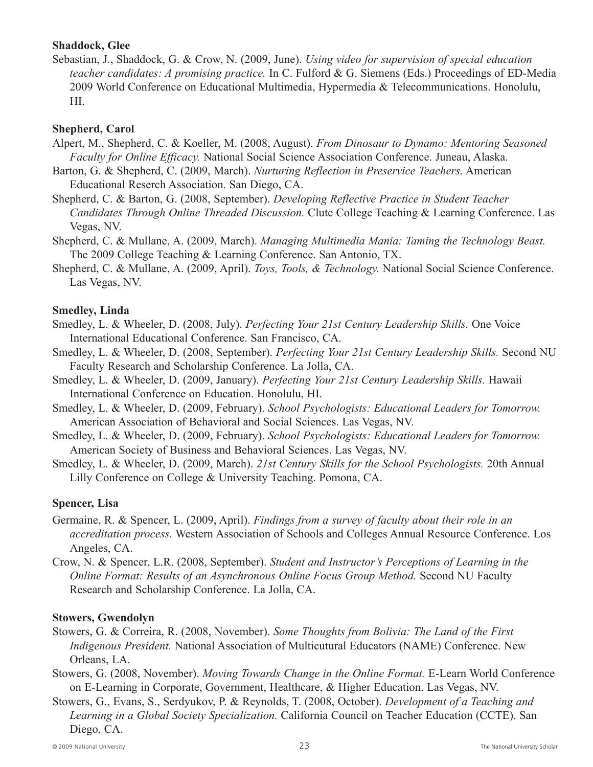**Shaddock, Glee**

Sebastian, J., Shaddock, G. & Crow, N. (2009, June). *Using video for supervision of special education teacher candidates: A promising practice.* In C. Fulford & G. Siemens (Eds.) Proceedings of ED-Media 2009 World Conference on Educational Multimedia, Hypermedia & Telecommunications. Honolulu, HI.

**Shepherd, Carol**

Alpert, M., Shepherd, C. & Koeller, M. (2008, August). *From Dinosaur to Dynamo: Mentoring Seasoned Faculty for Online Efficacy.* National Social Science Association Conference. Juneau, Alaska.

Barton, G. & Shepherd, C. (2009, March). *Nurturing Reflection in Preservice Teachers.* American Educational Reserch Association. San Diego, CA.

Shepherd, C. & Barton, G. (2008, September). *Developing Reflective Practice in Student Teacher Candidates Through Online Threaded Discussion.* Clute College Teaching & Learning Conference. Las Vegas, NV.

Shepherd, C. & Mullane, A. (2009, March). *Managing Multimedia Mania: Taming the Technology Beast.* The 2009 College Teaching & Learning Conference. San Antonio, TX.

Shepherd, C. & Mullane, A. (2009, April). *Toys, Tools, & Technology.* National Social Science Conference. Las Vegas, NV.

**Smedley, Linda**

Smedley, L. & Wheeler, D. (2008, July). *Perfecting Your 21st Century Leadership Skills.* One Voice International Educational Conference. San Francisco, CA.

Smedley, L. & Wheeler, D. (2008, September). *Perfecting Your 21st Century Leadership Skills.* Second NU Faculty Research and Scholarship Conference. La Jolla, CA.

Smedley, L. & Wheeler, D. (2009, January). *Perfecting Your 21st Century Leadership Skills.* Hawaii International Conference on Education. Honolulu, HI.

Smedley, L. & Wheeler, D. (2009, February). *School Psychologists: Educational Leaders for Tomorrow.* American Association of Behavioral and Social Sciences. Las Vegas, NV.

Smedley, L. & Wheeler, D. (2009, February). *School Psychologists: Educational Leaders for Tomorrow.* American Society of Business and Behavioral Sciences. Las Vegas, NV.

Smedley, L. & Wheeler, D. (2009, March). *21st Century Skills for the School Psychologists.* 20th Annual Lilly Conference on College & University Teaching. Pomona, CA.

**Spencer, Lisa**

Germaine, R. & Spencer, L. (2009, April). *Findings from a survey of faculty about their role in an accreditation process.* Western Association of Schools and Colleges Annual Resource Conference. Los Angeles, CA.

Crow, N. & Spencer, L.R. (2008, September). *Student and Instructor's Perceptions of Learning in the Online Format: Results of an Asynchronous Online Focus Group Method.* Second NU Faculty Research and Scholarship Conference. La Jolla, CA.

**Stowers, Gwendolyn**

Stowers, G. & Correira, R. (2008, November). *Some Thoughts from Bolivia: The Land of the First Indigenous President.* National Association of Multicutural Educators (NAME) Conference. New Orleans, LA.

Stowers, G. (2008, November). *Moving Towards Change in the Online Format.* E-Learn World Conference on E-Learning in Corporate, Government, Healthcare, & Higher Education. Las Vegas, NV.

Stowers, G., Evans, S., Serdyukov, P. & Reynolds, T. (2008, October). *Development of a Teaching and Learning in a Global Society Specialization.* California Council on Teacher Education (CCTE). San Diego, CA.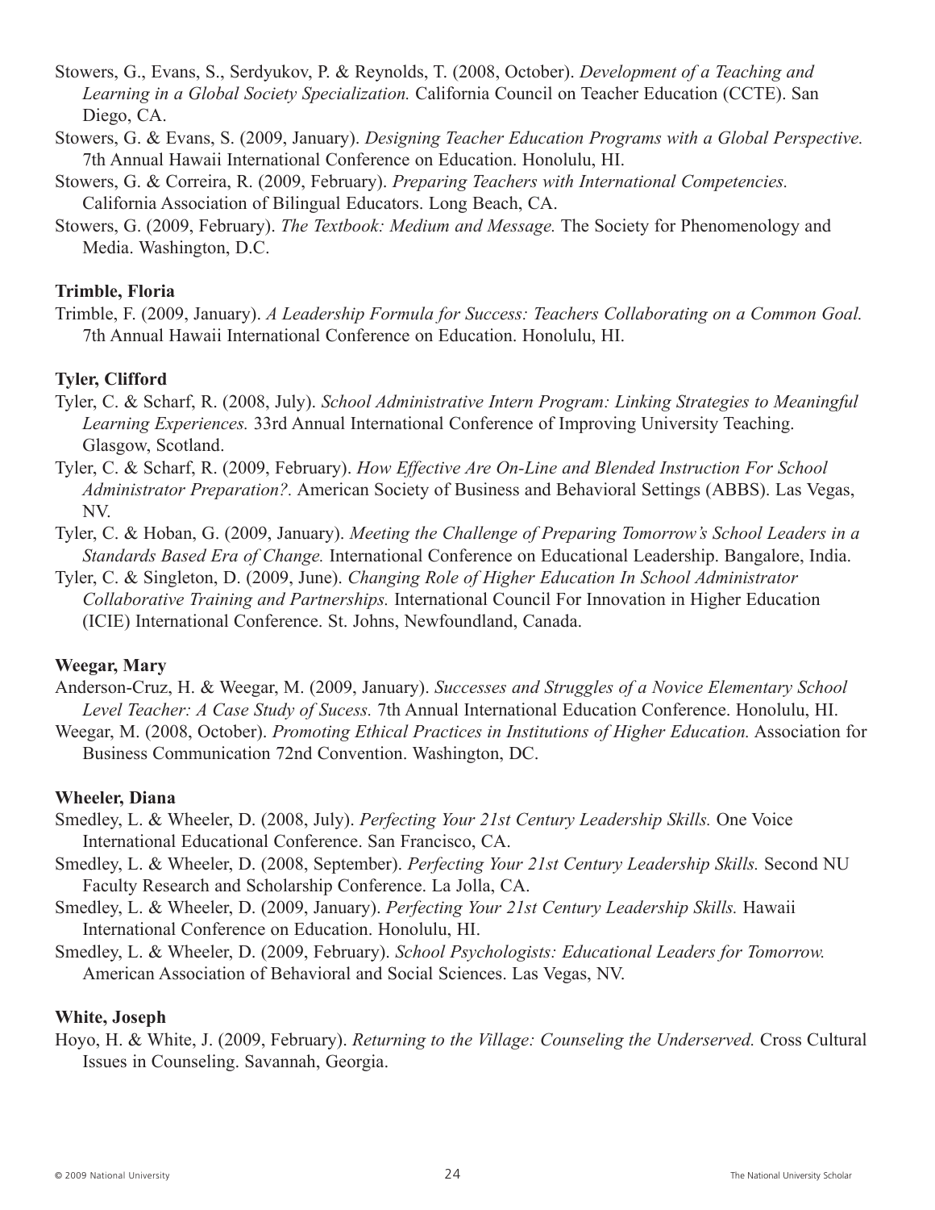Stowers, G., Evans, S., Serdyukov, P. & Reynolds, T. (2008, October). *Development of a Teaching and Learning in a Global Society Specialization.* California Council on Teacher Education (CCTE). San Diego, CA.

Stowers, G. & Evans, S. (2009, January). *Designing Teacher Education Programs with a Global Perspective.* 7th Annual Hawaii International Conference on Education. Honolulu, HI.

Stowers, G. & Correira, R. (2009, February). *Preparing Teachers with International Competencies.* California Association of Bilingual Educators. Long Beach, CA.

Stowers, G. (2009, February). *The Textbook: Medium and Message.* The Society for Phenomenology and Media. Washington, D.C.

**Trimble, Floria**

Trimble, F. (2009, January). *A Leadership Formula for Success: Teachers Collaborating on a Common Goal.* 7th Annual Hawaii International Conference on Education. Honolulu, HI.

**Tyler, Clifford**

Tyler, C. & Scharf, R. (2008, July). *School Administrative Intern Program: Linking Strategies to Meaningful Learning Experiences.* 33rd Annual International Conference of Improving University Teaching. Glasgow, Scotland.

Tyler, C. & Scharf, R. (2009, February). *How Effective Are On-Line and Blended Instruction For School Administrator Preparation?*. American Society of Business and Behavioral Settings (ABBS). Las Vegas, NV.

Tyler, C. & Hoban, G. (2009, January). *Meeting the Challenge of Preparing Tomorrow's School Leaders in a Standards Based Era of Change.* International Conference on Educational Leadership. Bangalore, India.

Tyler, C. & Singleton, D. (2009, June). *Changing Role of Higher Education In School Administrator Collaborative Training and Partnerships.* International Council For Innovation in Higher Education (ICIE) International Conference. St. Johns, Newfoundland, Canada.

**Weegar, Mary**

Anderson-Cruz, H. & Weegar, M. (2009, January). *Successes and Struggles of a Novice Elementary School Level Teacher: A Case Study of Sucess.* 7th Annual International Education Conference. Honolulu, HI.

Weegar, M. (2008, October). *Promoting Ethical Practices in Institutions of Higher Education.* Association for Business Communication 72nd Convention. Washington, DC.

**Wheeler, Diana**

Smedley, L. & Wheeler, D. (2008, July). *Perfecting Your 21st Century Leadership Skills.* One Voice International Educational Conference. San Francisco, CA.

Smedley, L. & Wheeler, D. (2008, September). *Perfecting Your 21st Century Leadership Skills.* Second NU Faculty Research and Scholarship Conference. La Jolla, CA.

Smedley, L. & Wheeler, D. (2009, January). *Perfecting Your 21st Century Leadership Skills.* Hawaii International Conference on Education. Honolulu, HI.

Smedley, L. & Wheeler, D. (2009, February). *School Psychologists: Educational Leaders for Tomorrow.* American Association of Behavioral and Social Sciences. Las Vegas, NV.

**White, Joseph**

Hoyo, H. & White, J. (2009, February). *Returning to the Village: Counseling the Underserved.* Cross Cultural Issues in Counseling. Savannah, Georgia.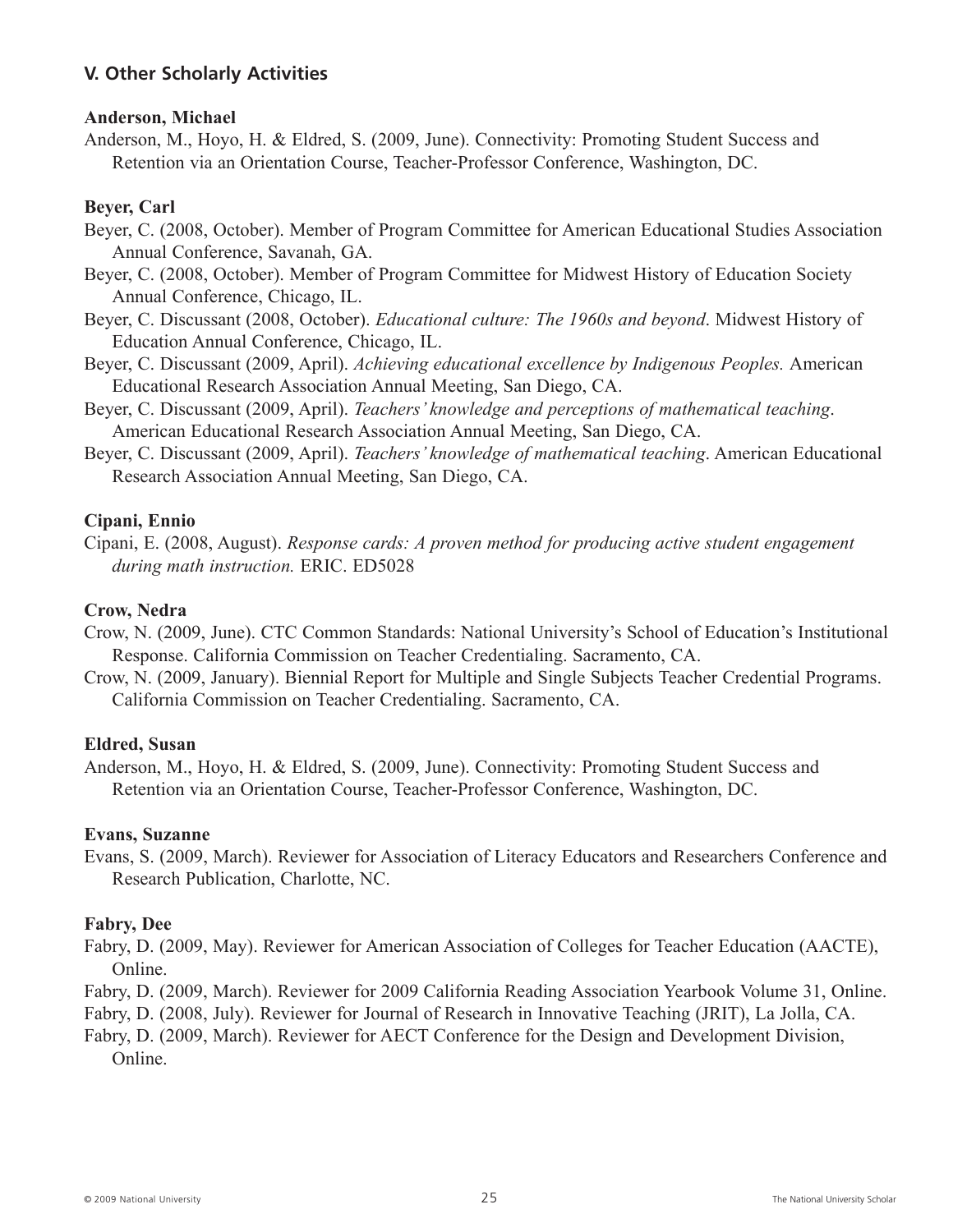## V. Other Scholarly Activities

**Anderson, Michael**

Anderson, M., Hoyo, H. & Eldred, S. (2009, June). Connectivity: Promoting Student Success and Retention via an Orientation Course, Teacher-Professor Conference, Washington, DC.

**Beyer, Carl**

Beyer, C. (2008, October). Member of Program Committee for American Educational Studies Association Annual Conference, Savanah, GA.

Beyer, C. (2008, October). Member of Program Committee for Midwest History of Education Society Annual Conference, Chicago, IL.

Beyer, C. Discussant (2008, October). *Educational culture: The 1960s and beyond*. Midwest History of Education Annual Conference, Chicago, IL.

Beyer, C. Discussant (2009, April). *Achieving educational excellence by Indigenous Peoples.* American Educational Research Association Annual Meeting, San Diego, CA.

Beyer, C. Discussant (2009, April). *Teachers' knowledge and perceptions of mathematical teaching*. American Educational Research Association Annual Meeting, San Diego, CA.

Beyer, C. Discussant (2009, April). *Teachers' knowledge of mathematical teaching*. American Educational Research Association Annual Meeting, San Diego, CA.

**Cipani, Ennio**

Cipani, E. (2008, August). *Response cards: A proven method for producing active student engagement during math instruction.* ERIC. ED5028

**Crow, Nedra**

Crow, N. (2009, June). CTC Common Standards: National University's School of Education's Institutional Response. California Commission on Teacher Credentialing. Sacramento, CA.

Crow, N. (2009, January). Biennial Report for Multiple and Single Subjects Teacher Credential Programs. California Commission on Teacher Credentialing. Sacramento, CA.

**Eldred, Susan**

Anderson, M., Hoyo, H. & Eldred, S. (2009, June). Connectivity: Promoting Student Success and Retention via an Orientation Course, Teacher-Professor Conference, Washington, DC.

**Evans, Suzanne**

Evans, S. (2009, March). Reviewer for Association of Literacy Educators and Researchers Conference and Research Publication, Charlotte, NC.

**Fabry, Dee**

Fabry, D. (2009, May). Reviewer for American Association of Colleges for Teacher Education (AACTE), Online.

Fabry, D. (2009, March). Reviewer for 2009 California Reading Association Yearbook Volume 31, Online.

Fabry, D. (2008, July). Reviewer for Journal of Research in Innovative Teaching (JRIT), La Jolla, CA.

Fabry, D. (2009, March). Reviewer for AECT Conference for the Design and Development Division, Online.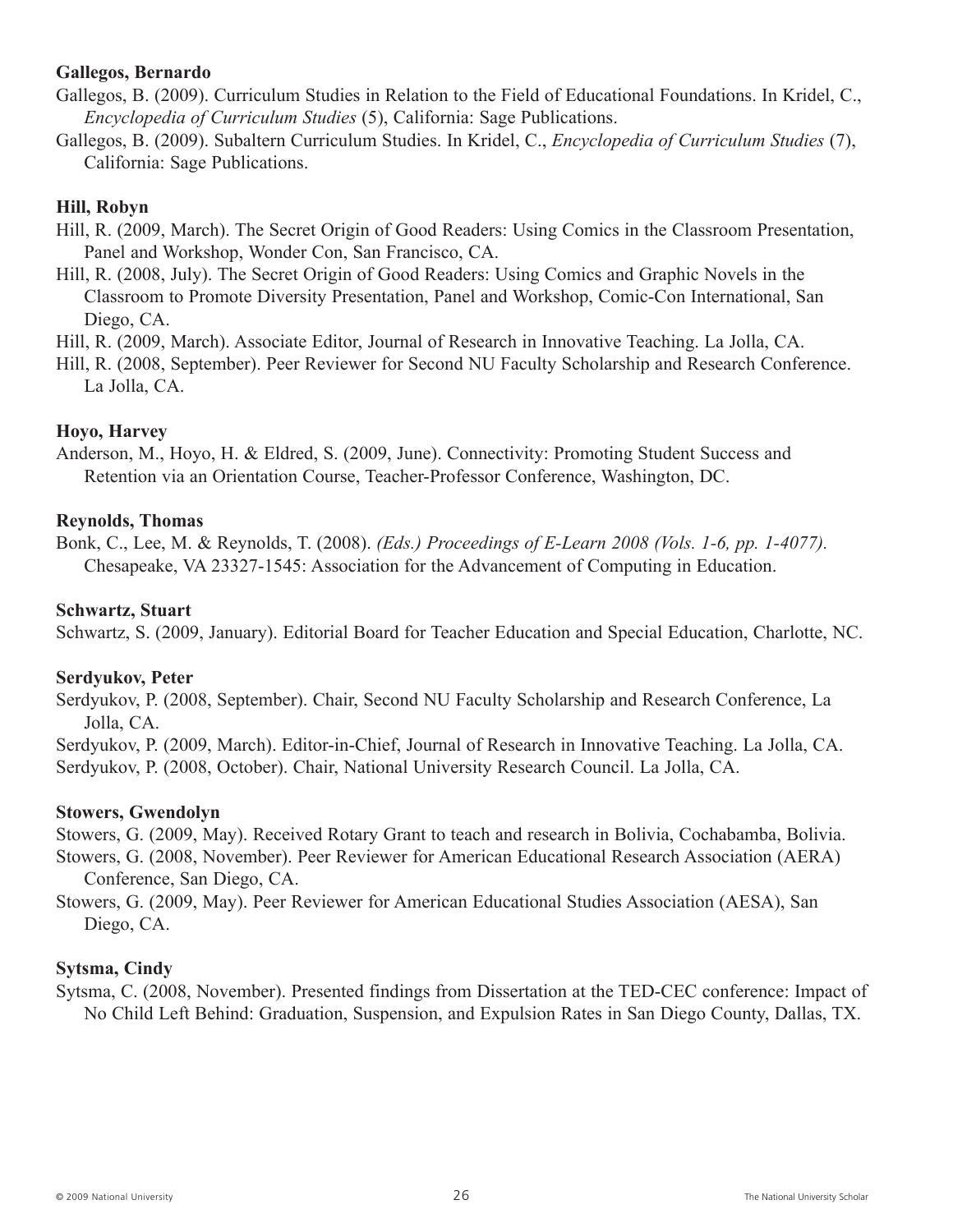**Gallegos, Bernardo**

Gallegos, B. (2009). Curriculum Studies in Relation to the Field of Educational Foundations. In Kridel, C., *Encyclopedia of Curriculum Studies* (5), California: Sage Publications.

Gallegos, B. (2009). Subaltern Curriculum Studies. In Kridel, C., *Encyclopedia of Curriculum Studies* (7), California: Sage Publications.

**Hill, Robyn**

Hill, R. (2009, March). The Secret Origin of Good Readers: Using Comics in the Classroom Presentation, Panel and Workshop, Wonder Con, San Francisco, CA.

Hill, R. (2008, July). The Secret Origin of Good Readers: Using Comics and Graphic Novels in the Classroom to Promote Diversity Presentation, Panel and Workshop, Comic-Con International, San Diego, CA.

Hill, R. (2009, March). Associate Editor, Journal of Research in Innovative Teaching. La Jolla, CA.

Hill, R. (2008, September). Peer Reviewer for Second NU Faculty Scholarship and Research Conference. La Jolla, CA.

**Hoyo, Harvey**

Anderson, M., Hoyo, H. & Eldred, S. (2009, June). Connectivity: Promoting Student Success and Retention via an Orientation Course, Teacher-Professor Conference, Washington, DC.

**Reynolds, Thomas**

Bonk, C., Lee, M. & Reynolds, T. (2008). *(Eds.) Proceedings of E-Learn 2008 (Vols. 1-6, pp. 1-4077).* Chesapeake, VA 23327-1545: Association for the Advancement of Computing in Education.

**Schwartz, Stuart**

Schwartz, S. (2009, January). Editorial Board for Teacher Education and Special Education, Charlotte, NC.

**Serdyukov, Peter**

Serdyukov, P. (2008, September). Chair, Second NU Faculty Scholarship and Research Conference, La Jolla, CA.

Serdyukov, P. (2009, March). Editor-in-Chief, Journal of Research in Innovative Teaching. La Jolla, CA.

Serdyukov, P. (2008, October). Chair, National University Research Council. La Jolla, CA.

**Stowers, Gwendolyn**

Stowers, G. (2009, May). Received Rotary Grant to teach and research in Bolivia, Cochabamba, Bolivia.

Stowers, G. (2008, November). Peer Reviewer for American Educational Research Association (AERA) Conference, San Diego, CA.

Stowers, G. (2009, May). Peer Reviewer for American Educational Studies Association (AESA), San Diego, CA.

**Sytsma, Cindy**

Sytsma, C. (2008, November). Presented findings from Dissertation at the TED-CEC conference: Impact of No Child Left Behind: Graduation, Suspension, and Expulsion Rates in San Diego County, Dallas, TX.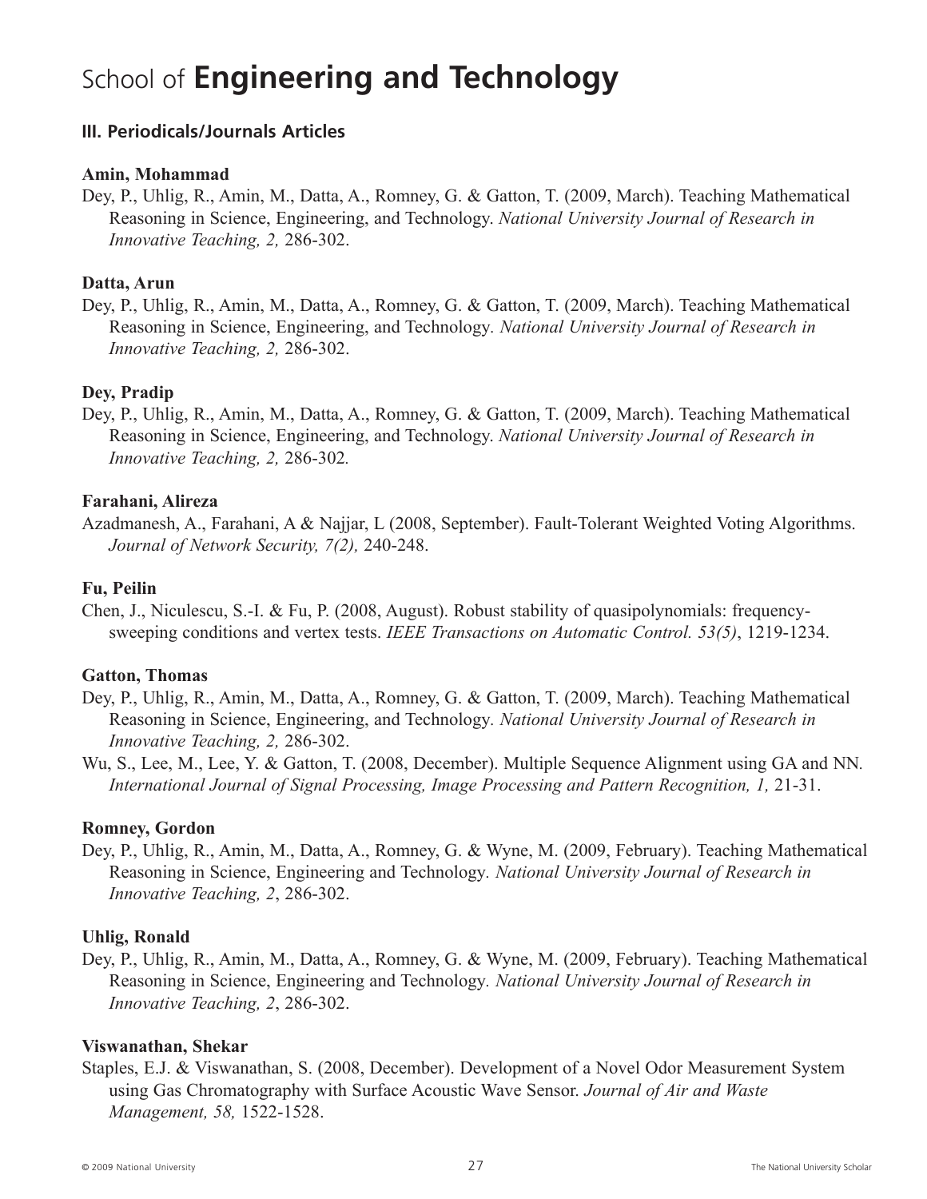# School of **Engineering and Technology**

### III. Periodicals/Journals Articles

**Amin, Mohammad**

Dey, P., Uhlig, R., Amin, M., Datta, A., Romney, G. & Gatton, T. (2009, March). Teaching Mathematical Reasoning in Science, Engineering, and Technology. *National University Journal of Research in Innovative Teaching, 2,* 286-302.

**Datta, Arun**

Dey, P., Uhlig, R., Amin, M., Datta, A., Romney, G. & Gatton, T. (2009, March). Teaching Mathematical Reasoning in Science, Engineering, and Technology. *National University Journal of Research in Innovative Teaching, 2,* 286-302.

**Dey, Pradip**

Dey, P., Uhlig, R., Amin, M., Datta, A., Romney, G. & Gatton, T. (2009, March). Teaching Mathematical Reasoning in Science, Engineering, and Technology. *National University Journal of Research in Innovative Teaching, 2,* 286-302.

**Farahani, Alireza**

Azadmanesh, A., Farahani, A & Najjar, L (2008, September). Fault-Tolerant Weighted Voting Algorithms. *Journal of Network Security, 7(2),* 240-248.

**Fu, Peilin**

Chen, J., Niculescu, S.-I. & Fu, P. (2008, August). Robust stability of quasipolynomials: frequency-sweeping conditions and vertex tests. *IEEE Transactions on Automatic Control. 53(5)*, 1219-1234.

**Gatton, Thomas**

Dey, P., Uhlig, R., Amin, M., Datta, A., Romney, G. & Gatton, T. (2009, March). Teaching Mathematical Reasoning in Science, Engineering, and Technology. *National University Journal of Research in Innovative Teaching, 2,* 286-302.

Wu, S., Lee, M., Lee, Y. & Gatton, T. (2008, December). Multiple Sequence Alignment using GA and NN. *International Journal of Signal Processing, Image Processing and Pattern Recognition, 1,* 21-31.

**Romney, Gordon**

Dey, P., Uhlig, R., Amin, M., Datta, A., Romney, G. & Wyne, M. (2009, February). Teaching Mathematical Reasoning in Science, Engineering and Technology. *National University Journal of Research in Innovative Teaching, 2*, 286-302.

**Uhlig, Ronald**

Dey, P., Uhlig, R., Amin, M., Datta, A., Romney, G. & Wyne, M. (2009, February). Teaching Mathematical Reasoning in Science, Engineering and Technology. *National University Journal of Research in Innovative Teaching, 2*, 286-302.

**Viswanathan, Shekar**

Staples, E.J. & Viswanathan, S. (2008, December). Development of a Novel Odor Measurement System using Gas Chromatography with Surface Acoustic Wave Sensor. *Journal of Air and Waste Management, 58,* 1522-1528.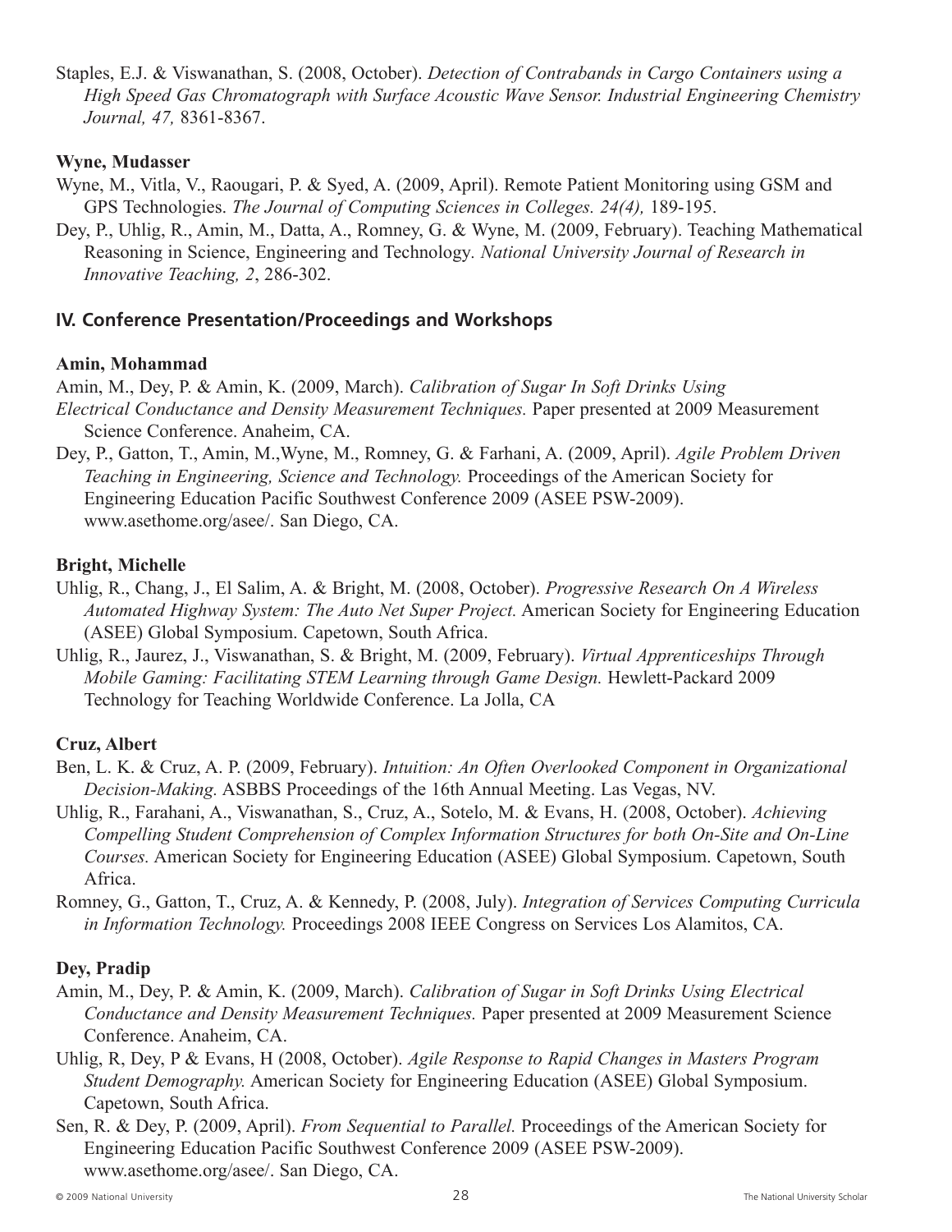Staples, E.J. & Viswanathan, S. (2008, October). *Detection of Contrabands in Cargo Containers using a High Speed Gas Chromatograph with Surface Acoustic Wave Sensor. Industrial Engineering Chemistry Journal, 47,* 8361-8367.

**Wyne, Mudasser**

Wyne, M., Vitla, V., Raougari, P. & Syed, A. (2009, April). Remote Patient Monitoring using GSM and GPS Technologies. *The Journal of Computing Sciences in Colleges. 24(4),* 189-195.

Dey, P., Uhlig, R., Amin, M., Datta, A., Romney, G. & Wyne, M. (2009, February). Teaching Mathematical Reasoning in Science, Engineering and Technology. *National University Journal of Research in Innovative Teaching, 2*, 286-302.

## IV. Conference Presentation/Proceedings and Workshops

**Amin, Mohammad**

Amin, M., Dey, P. & Amin, K. (2009, March). *Calibration of Sugar In Soft Drinks Using Electrical Conductance and Density Measurement Techniques.* Paper presented at 2009 Measurement Science Conference. Anaheim, CA.

Dey, P., Gatton, T., Amin, M.,Wyne, M., Romney, G. & Farhani, A. (2009, April). *Agile Problem Driven Teaching in Engineering, Science and Technology.* Proceedings of the American Society for Engineering Education Pacific Southwest Conference 2009 (ASEE PSW-2009). www.asethome.org/asee/. San Diego, CA.

**Bright, Michelle**

Uhlig, R., Chang, J., El Salim, A. & Bright, M. (2008, October). *Progressive Research On A Wireless Automated Highway System: The Auto Net Super Project.* American Society for Engineering Education (ASEE) Global Symposium. Capetown, South Africa.

Uhlig, R., Jaurez, J., Viswanathan, S. & Bright, M. (2009, February). *Virtual Apprenticeships Through Mobile Gaming: Facilitating STEM Learning through Game Design.* Hewlett-Packard 2009 Technology for Teaching Worldwide Conference. La Jolla, CA

**Cruz, Albert**

Ben, L. K. & Cruz, A. P. (2009, February). *Intuition: An Often Overlooked Component in Organizational Decision-Making.* ASBBS Proceedings of the 16th Annual Meeting. Las Vegas, NV.

Uhlig, R., Farahani, A., Viswanathan, S., Cruz, A., Sotelo, M. & Evans, H. (2008, October). *Achieving Compelling Student Comprehension of Complex Information Structures for both On-Site and On-Line Courses.* American Society for Engineering Education (ASEE) Global Symposium. Capetown, South Africa.

Romney, G., Gatton, T., Cruz, A. & Kennedy, P. (2008, July). *Integration of Services Computing Curricula in Information Technology.* Proceedings 2008 IEEE Congress on Services Los Alamitos, CA.

**Dey, Pradip**

Amin, M., Dey, P. & Amin, K. (2009, March). *Calibration of Sugar in Soft Drinks Using Electrical Conductance and Density Measurement Techniques.* Paper presented at 2009 Measurement Science Conference. Anaheim, CA.

Uhlig, R, Dey, P & Evans, H (2008, October). *Agile Response to Rapid Changes in Masters Program Student Demography.* American Society for Engineering Education (ASEE) Global Symposium. Capetown, South Africa.

Sen, R. & Dey, P. (2009, April). *From Sequential to Parallel.* Proceedings of the American Society for Engineering Education Pacific Southwest Conference 2009 (ASEE PSW-2009). www.asethome.org/asee/. San Diego, CA.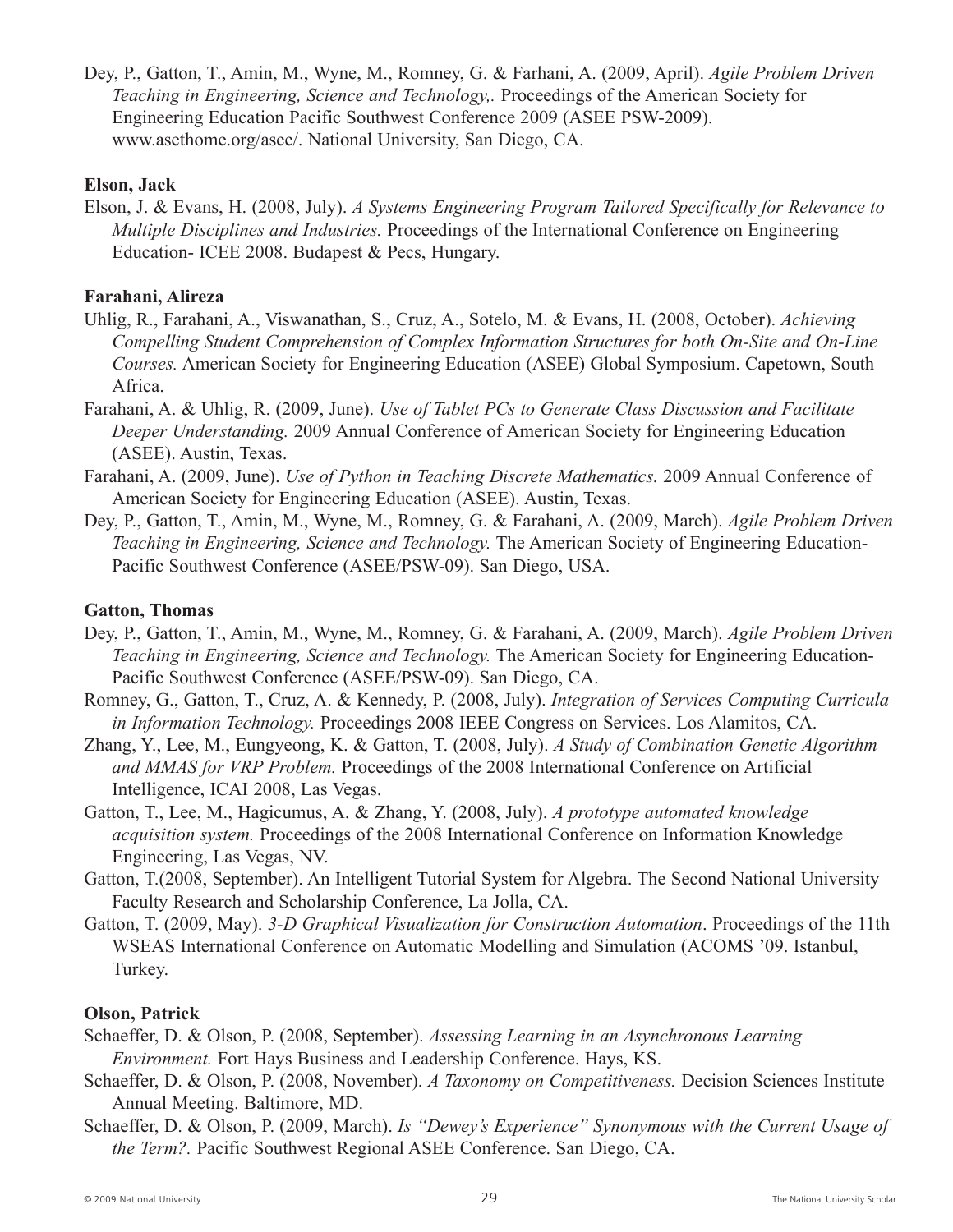Dey, P., Gatton, T., Amin, M., Wyne, M., Romney, G. & Farhani, A. (2009, April). *Agile Problem Driven Teaching in Engineering, Science and Technology,.* Proceedings of the American Society for Engineering Education Pacific Southwest Conference 2009 (ASEE PSW-2009). www.asethome.org/asee/. National University, San Diego, CA.

**Elson, Jack**

Elson, J. & Evans, H. (2008, July). *A Systems Engineering Program Tailored Specifically for Relevance to Multiple Disciplines and Industries.* Proceedings of the International Conference on Engineering Education- ICEE 2008. Budapest & Pecs, Hungary.

**Farahani, Alireza**

Uhlig, R., Farahani, A., Viswanathan, S., Cruz, A., Sotelo, M. & Evans, H. (2008, October). *Achieving Compelling Student Comprehension of Complex Information Structures for both On-Site and On-Line Courses.* American Society for Engineering Education (ASEE) Global Symposium. Capetown, South Africa.

Farahani, A. & Uhlig, R. (2009, June). *Use of Tablet PCs to Generate Class Discussion and Facilitate Deeper Understanding.* 2009 Annual Conference of American Society for Engineering Education (ASEE). Austin, Texas.

Farahani, A. (2009, June). *Use of Python in Teaching Discrete Mathematics.* 2009 Annual Conference of American Society for Engineering Education (ASEE). Austin, Texas.

Dey, P., Gatton, T., Amin, M., Wyne, M., Romney, G. & Farahani, A. (2009, March). *Agile Problem Driven Teaching in Engineering, Science and Technology.* The American Society of Engineering Education-Pacific Southwest Conference (ASEE/PSW-09). San Diego, USA.

**Gatton, Thomas**

Dey, P., Gatton, T., Amin, M., Wyne, M., Romney, G. & Farahani, A. (2009, March). *Agile Problem Driven Teaching in Engineering, Science and Technology.* The American Society for Engineering Education-Pacific Southwest Conference (ASEE/PSW-09). San Diego, CA.

Romney, G., Gatton, T., Cruz, A. & Kennedy, P. (2008, July). *Integration of Services Computing Curricula in Information Technology.* Proceedings 2008 IEEE Congress on Services. Los Alamitos, CA.

Zhang, Y., Lee, M., Eungyeong, K. & Gatton, T. (2008, July). *A Study of Combination Genetic Algorithm and MMAS for VRP Problem.* Proceedings of the 2008 International Conference on Artificial Intelligence, ICAI 2008, Las Vegas.

Gatton, T., Lee, M., Hagicumus, A. & Zhang, Y. (2008, July). *A prototype automated knowledge acquisition system.* Proceedings of the 2008 International Conference on Information Knowledge Engineering, Las Vegas, NV.

Gatton, T.(2008, September). An Intelligent Tutorial System for Algebra. The Second National University Faculty Research and Scholarship Conference, La Jolla, CA.

Gatton, T. (2009, May). *3-D Graphical Visualization for Construction Automation*. Proceedings of the 11th WSEAS International Conference on Automatic Modelling and Simulation (ACOMS '09. Istanbul, Turkey.

**Olson, Patrick**

Schaeffer, D. & Olson, P. (2008, September). *Assessing Learning in an Asynchronous Learning Environment.* Fort Hays Business and Leadership Conference. Hays, KS.

Schaeffer, D. & Olson, P. (2008, November). *A Taxonomy on Competitiveness.* Decision Sciences Institute Annual Meeting. Baltimore, MD.

Schaeffer, D. & Olson, P. (2009, March). *Is "Dewey's Experience" Synonymous with the Current Usage of the Term?.* Pacific Southwest Regional ASEE Conference. San Diego, CA.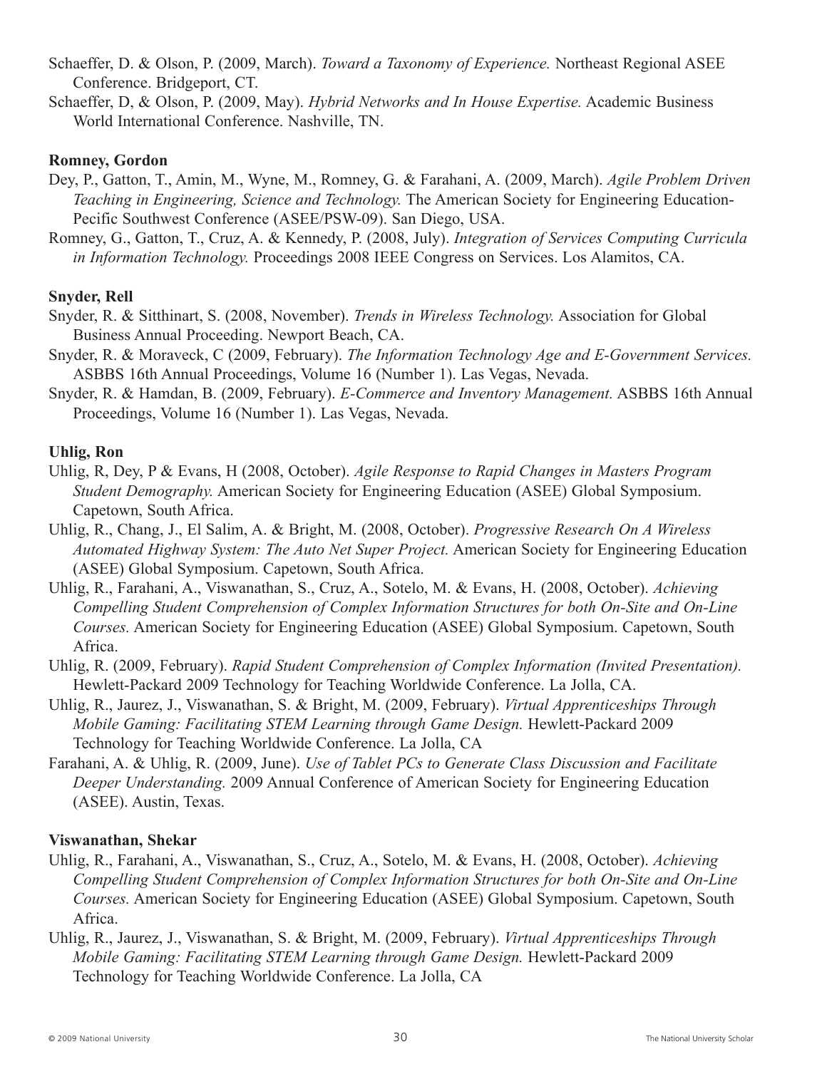Schaeffer, D. & Olson, P. (2009, March). *Toward a Taxonomy of Experience.* Northeast Regional ASEE Conference. Bridgeport, CT.

Schaeffer, D, & Olson, P. (2009, May). *Hybrid Networks and In House Expertise.* Academic Business World International Conference. Nashville, TN.

**Romney, Gordon**

Dey, P., Gatton, T., Amin, M., Wyne, M., Romney, G. & Farahani, A. (2009, March). *Agile Problem Driven Teaching in Engineering, Science and Technology.* The American Society for Engineering Education-Pecific Southwest Conference (ASEE/PSW-09). San Diego, USA.

Romney, G., Gatton, T., Cruz, A. & Kennedy, P. (2008, July). *Integration of Services Computing Curricula in Information Technology.* Proceedings 2008 IEEE Congress on Services. Los Alamitos, CA.

**Snyder, Rell**

Snyder, R. & Sitthinart, S. (2008, November). *Trends in Wireless Technology.* Association for Global Business Annual Proceeding. Newport Beach, CA.

Snyder, R. & Moraveck, C (2009, February). *The Information Technology Age and E-Government Services.* ASBBS 16th Annual Proceedings, Volume 16 (Number 1). Las Vegas, Nevada.

Snyder, R. & Hamdan, B. (2009, February). *E-Commerce and Inventory Management.* ASBBS 16th Annual Proceedings, Volume 16 (Number 1). Las Vegas, Nevada.

**Uhlig, Ron**

Uhlig, R, Dey, P & Evans, H (2008, October). *Agile Response to Rapid Changes in Masters Program Student Demography.* American Society for Engineering Education (ASEE) Global Symposium. Capetown, South Africa.

Uhlig, R., Chang, J., El Salim, A. & Bright, M. (2008, October). *Progressive Research On A Wireless Automated Highway System: The Auto Net Super Project.* American Society for Engineering Education (ASEE) Global Symposium. Capetown, South Africa.

Uhlig, R., Farahani, A., Viswanathan, S., Cruz, A., Sotelo, M. & Evans, H. (2008, October). *Achieving Compelling Student Comprehension of Complex Information Structures for both On-Site and On-Line Courses.* American Society for Engineering Education (ASEE) Global Symposium. Capetown, South Africa.

Uhlig, R. (2009, February). *Rapid Student Comprehension of Complex Information (Invited Presentation).* Hewlett-Packard 2009 Technology for Teaching Worldwide Conference. La Jolla, CA.

Uhlig, R., Jaurez, J., Viswanathan, S. & Bright, M. (2009, February). *Virtual Apprenticeships Through Mobile Gaming: Facilitating STEM Learning through Game Design.* Hewlett-Packard 2009 Technology for Teaching Worldwide Conference. La Jolla, CA

Farahani, A. & Uhlig, R. (2009, June). *Use of Tablet PCs to Generate Class Discussion and Facilitate Deeper Understanding.* 2009 Annual Conference of American Society for Engineering Education (ASEE). Austin, Texas.

**Viswanathan, Shekar**

Uhlig, R., Farahani, A., Viswanathan, S., Cruz, A., Sotelo, M. & Evans, H. (2008, October). *Achieving Compelling Student Comprehension of Complex Information Structures for both On-Site and On-Line Courses.* American Society for Engineering Education (ASEE) Global Symposium. Capetown, South Africa.

Uhlig, R., Jaurez, J., Viswanathan, S. & Bright, M. (2009, February). *Virtual Apprenticeships Through Mobile Gaming: Facilitating STEM Learning through Game Design.* Hewlett-Packard 2009 Technology for Teaching Worldwide Conference. La Jolla, CA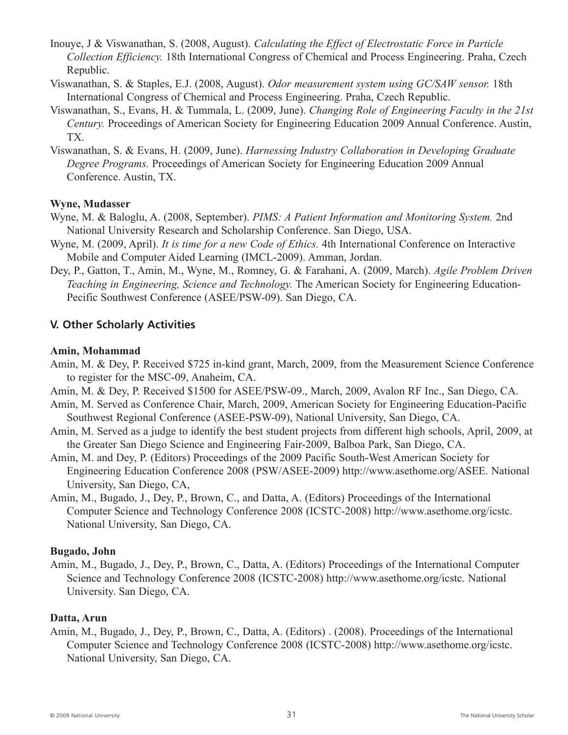Inouye, J & Viswanathan, S. (2008, August). *Calculating the Effect of Electrostatic Force in Particle Collection Efficiency.* 18th International Congress of Chemical and Process Engineering. Praha, Czech Republic.

Viswanathan, S. & Staples, E.J. (2008, August). *Odor measurement system using GC/SAW sensor.* 18th International Congress of Chemical and Process Engineering. Praha, Czech Republic.

Viswanathan, S., Evans, H. & Tummala, L. (2009, June). *Changing Role of Engineering Faculty in the 21st Century.* Proceedings of American Society for Engineering Education 2009 Annual Conference. Austin, TX.

Viswanathan, S. & Evans, H. (2009, June). *Harnessing Industry Collaboration in Developing Graduate Degree Programs.* Proceedings of American Society for Engineering Education 2009 Annual Conference. Austin, TX.

**Wyne, Mudasser**

Wyne, M. & Baloglu, A. (2008, September). *PIMS: A Patient Information and Monitoring System.* 2nd National University Research and Scholarship Conference. San Diego, USA.

Wyne, M. (2009, April). *It is time for a new Code of Ethics.* 4th International Conference on Interactive Mobile and Computer Aided Learning (IMCL-2009). Amman, Jordan.

Dey, P., Gatton, T., Amin, M., Wyne, M., Romney, G. & Farahani, A. (2009, March). *Agile Problem Driven Teaching in Engineering, Science and Technology.* The American Society for Engineering Education-Pecific Southwest Conference (ASEE/PSW-09). San Diego, CA.

## V. Other Scholarly Activities

**Amin, Mohammad**

Amin, M. & Dey, P. Received $725 in-kind grant, March, 2009, from the Measurement Science Conference to register for the MSC-09, Anaheim, CA.

Amin, M. & Dey, P. Received $1500 for ASEE/PSW-09., March, 2009, Avalon RF Inc., San Diego, CA.

Amin, M. Served as Conference Chair, March, 2009, American Society for Engineering Education-Pacific Southwest Regional Conference (ASEE-PSW-09), National University, San Diego, CA.

Amin, M. Served as a judge to identify the best student projects from different high schools, April, 2009, at the Greater San Diego Science and Engineering Fair-2009, Balboa Park, San Diego, CA.

Amin, M. and Dey, P. (Editors) Proceedings of the 2009 Pacific South-West American Society for Engineering Education Conference 2008 (PSW/ASEE-2009) http://www.asethome.org/ASEE. National University, San Diego, CA,

Amin, M., Bugado, J., Dey, P., Brown, C., and Datta, A. (Editors) Proceedings of the International Computer Science and Technology Conference 2008 (ICSTC-2008) http://www.asethome.org/icstc. National University, San Diego, CA.

**Bugado, John**

Amin, M., Bugado, J., Dey, P., Brown, C., Datta, A. (Editors) Proceedings of the International Computer Science and Technology Conference 2008 (ICSTC-2008) http://www.asethome.org/icstc. National University. San Diego, CA.

**Datta, Arun**

Amin, M., Bugado, J., Dey, P., Brown, C., Datta, A. (Editors) . (2008). Proceedings of the International Computer Science and Technology Conference 2008 (ICSTC-2008) http://www.asethome.org/icstc. National University, San Diego, CA.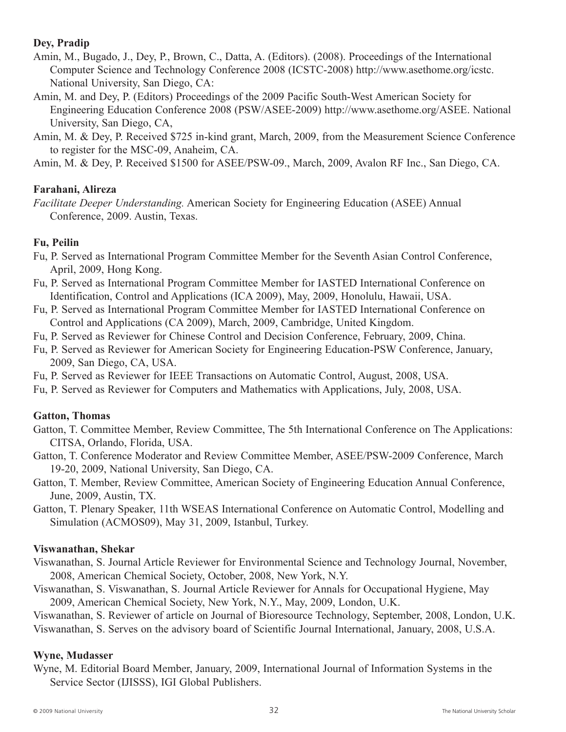**Dey, Pradip**

Amin, M., Bugado, J., Dey, P., Brown, C., Datta, A. (Editors). (2008). Proceedings of the International Computer Science and Technology Conference 2008 (ICSTC-2008) http://www.asethome.org/icstc. National University, San Diego, CA:

Amin, M. and Dey, P. (Editors) Proceedings of the 2009 Pacific South-West American Society for Engineering Education Conference 2008 (PSW/ASEE-2009) http://www.asethome.org/ASEE. National University, San Diego, CA,

Amin, M. & Dey, P. Received $725 in-kind grant, March, 2009, from the Measurement Science Conference to register for the MSC-09, Anaheim, CA.

Amin, M. & Dey, P. Received $1500 for ASEE/PSW-09., March, 2009, Avalon RF Inc., San Diego, CA.

**Farahani, Alireza**

*Facilitate Deeper Understanding.* American Society for Engineering Education (ASEE) Annual Conference, 2009. Austin, Texas.

**Fu, Peilin**

Fu, P. Served as International Program Committee Member for the Seventh Asian Control Conference, April, 2009, Hong Kong.

Fu, P. Served as International Program Committee Member for IASTED International Conference on Identification, Control and Applications (ICA 2009), May, 2009, Honolulu, Hawaii, USA.

Fu, P. Served as International Program Committee Member for IASTED International Conference on Control and Applications (CA 2009), March, 2009, Cambridge, United Kingdom.

Fu, P. Served as Reviewer for Chinese Control and Decision Conference, February, 2009, China.

Fu, P. Served as Reviewer for American Society for Engineering Education-PSW Conference, January, 2009, San Diego, CA, USA.

Fu, P. Served as Reviewer for IEEE Transactions on Automatic Control, August, 2008, USA.

Fu, P. Served as Reviewer for Computers and Mathematics with Applications, July, 2008, USA.

**Gatton, Thomas**

Gatton, T. Committee Member, Review Committee, The 5th International Conference on The Applications: CITSA, Orlando, Florida, USA.

Gatton, T. Conference Moderator and Review Committee Member, ASEE/PSW-2009 Conference, March 19-20, 2009, National University, San Diego, CA.

Gatton, T. Member, Review Committee, American Society of Engineering Education Annual Conference, June, 2009, Austin, TX.

Gatton, T. Plenary Speaker, 11th WSEAS International Conference on Automatic Control, Modelling and Simulation (ACMOS09), May 31, 2009, Istanbul, Turkey.

**Viswanathan, Shekar**

Viswanathan, S. Journal Article Reviewer for Environmental Science and Technology Journal, November, 2008, American Chemical Society, October, 2008, New York, N.Y.

Viswanathan, S. Viswanathan, S. Journal Article Reviewer for Annals for Occupational Hygiene, May 2009, American Chemical Society, New York, N.Y., May, 2009, London, U.K.

Viswanathan, S. Reviewer of article on Journal of Bioresource Technology, September, 2008, London, U.K.

Viswanathan, S. Serves on the advisory board of Scientific Journal International, January, 2008, U.S.A.

**Wyne, Mudasser**

Wyne, M. Editorial Board Member, January, 2009, International Journal of Information Systems in the Service Sector (IJISSS), IGI Global Publishers.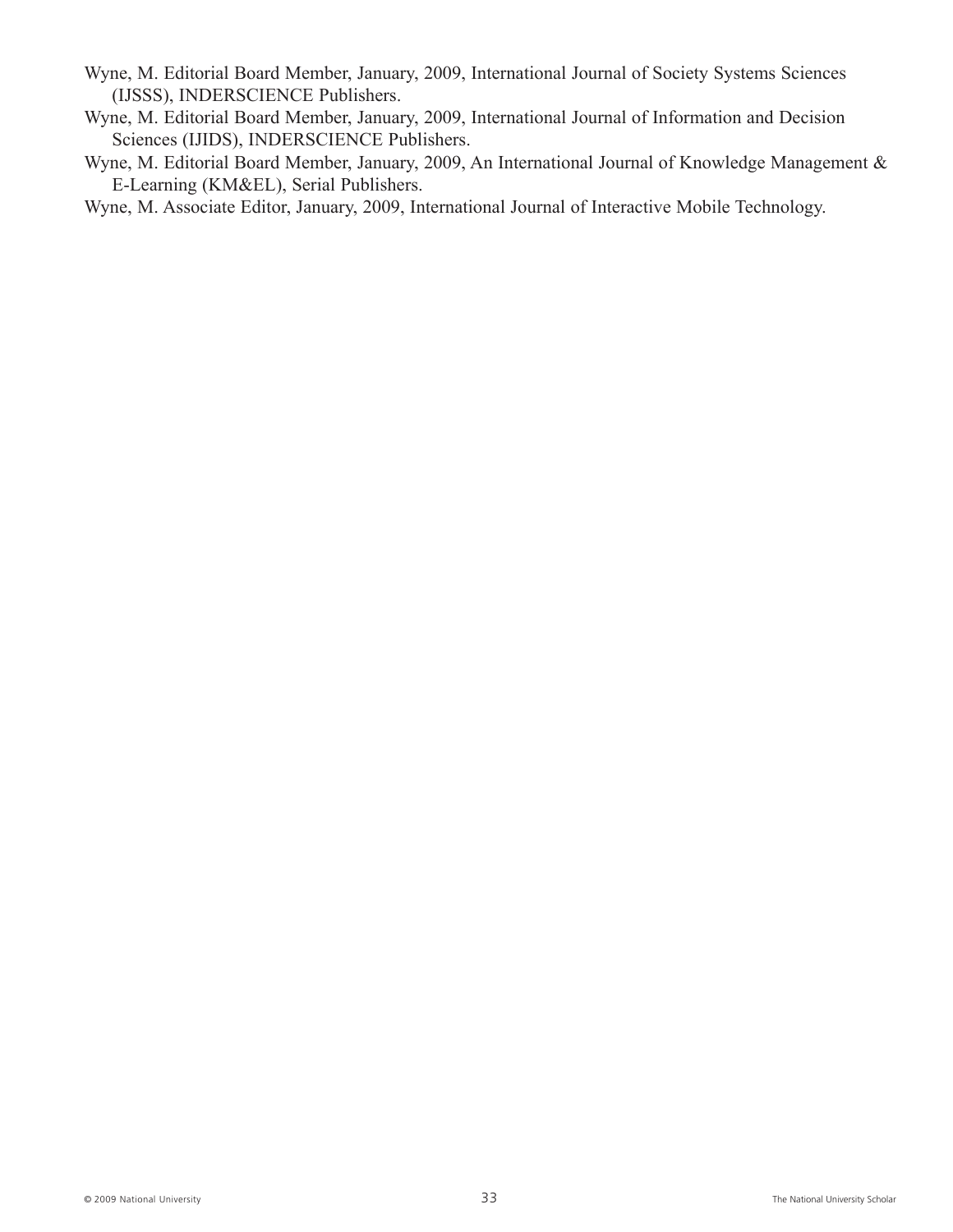Wyne, M. Editorial Board Member, January, 2009, International Journal of Society Systems Sciences (IJSSS), INDERSCIENCE Publishers.

Wyne, M. Editorial Board Member, January, 2009, International Journal of Information and Decision Sciences (IJIDS), INDERSCIENCE Publishers.

Wyne, M. Editorial Board Member, January, 2009, An International Journal of Knowledge Management & E-Learning (KM&EL), Serial Publishers.

Wyne, M. Associate Editor, January, 2009, International Journal of Interactive Mobile Technology.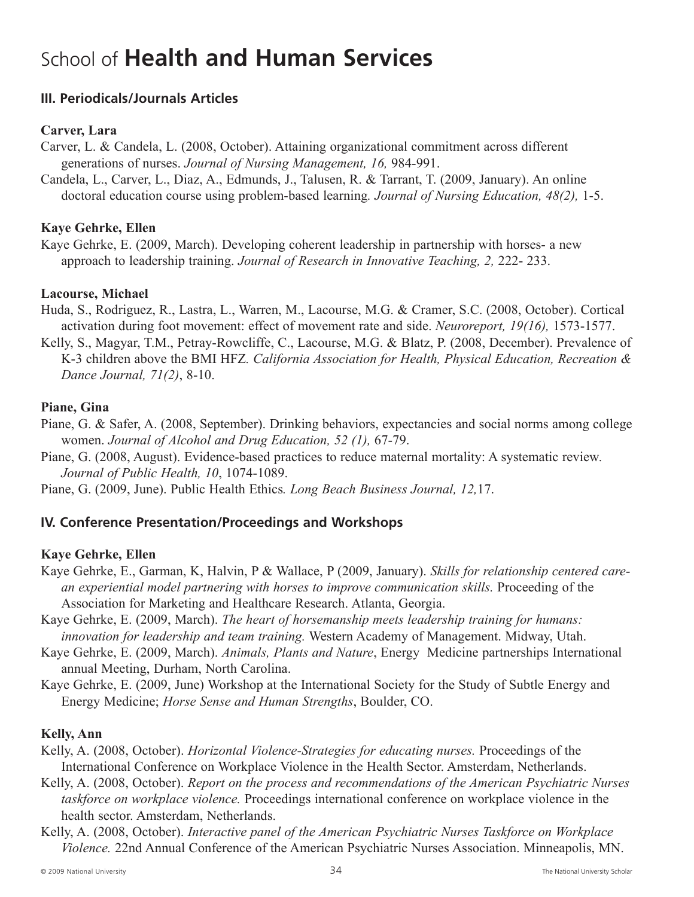# School of **Health and Human Services**

## III. Periodicals/Journals Articles

### Carver, Lara

Carver, L. & Candela, L. (2008, October). Attaining organizational commitment across different generations of nurses. *Journal of Nursing Management, 16,* 984-991.

Candela, L., Carver, L., Diaz, A., Edmunds, J., Talusen, R. & Tarrant, T. (2009, January). An online doctoral education course using problem-based learning*. Journal of Nursing Education, 48(2),* 1-5.

### Kaye Gehrke, Ellen

Kaye Gehrke, E. (2009, March). Developing coherent leadership in partnership with horses- a new approach to leadership training. *Journal of Research in Innovative Teaching, 2,* 222- 233.

### Lacourse, Michael

Huda, S., Rodriguez, R., Lastra, L., Warren, M., Lacourse, M.G. & Cramer, S.C. (2008, October). Cortical activation during foot movement: effect of movement rate and side. *Neuroreport, 19(16),* 1573-1577.

Kelly, S., Magyar, T.M., Petray-Rowcliffe, C., Lacourse, M.G. & Blatz, P. (2008, December). Prevalence of K-3 children above the BMI HFZ*. California Association for Health, Physical Education, Recreation & Dance Journal, 71(2)*, 8-10.

### Piane, Gina

Piane, G. & Safer, A. (2008, September). Drinking behaviors, expectancies and social norms among college women. *Journal of Alcohol and Drug Education, 52 (1),* 67-79.

Piane, G. (2008, August). Evidence-based practices to reduce maternal mortality: A systematic review*. Journal of Public Health, 10*, 1074-1089.

Piane, G. (2009, June). Public Health Ethics*. Long Beach Business Journal, 12,*17.

## IV. Conference Presentation/Proceedings and Workshops

### Kaye Gehrke, Ellen

Kaye Gehrke, E., Garman, K, Halvin, P & Wallace, P (2009, January). *Skills for relationship centered care- an experiential model partnering with horses to improve communication skills.* Proceeding of the Association for Marketing and Healthcare Research. Atlanta, Georgia.

Kaye Gehrke, E. (2009, March). *The heart of horsemanship meets leadership training for humans: innovation for leadership and team training.* Western Academy of Management. Midway, Utah.

Kaye Gehrke, E. (2009, March). *Animals, Plants and Nature*, Energy Medicine partnerships International annual Meeting, Durham, North Carolina.

Kaye Gehrke, E. (2009, June) Workshop at the International Society for the Study of Subtle Energy and Energy Medicine; *Horse Sense and Human Strengths*, Boulder, CO.

### Kelly, Ann

Kelly, A. (2008, October). *Horizontal Violence-Strategies for educating nurses.* Proceedings of the International Conference on Workplace Violence in the Health Sector. Amsterdam, Netherlands.

Kelly, A. (2008, October). *Report on the process and recommendations of the American Psychiatric Nurses taskforce on workplace violence.* Proceedings international conference on workplace violence in the health sector. Amsterdam, Netherlands.

Kelly, A. (2008, October). *Interactive panel of the American Psychiatric Nurses Taskforce on Workplace Violence.* 22nd Annual Conference of the American Psychiatric Nurses Association. Minneapolis, MN.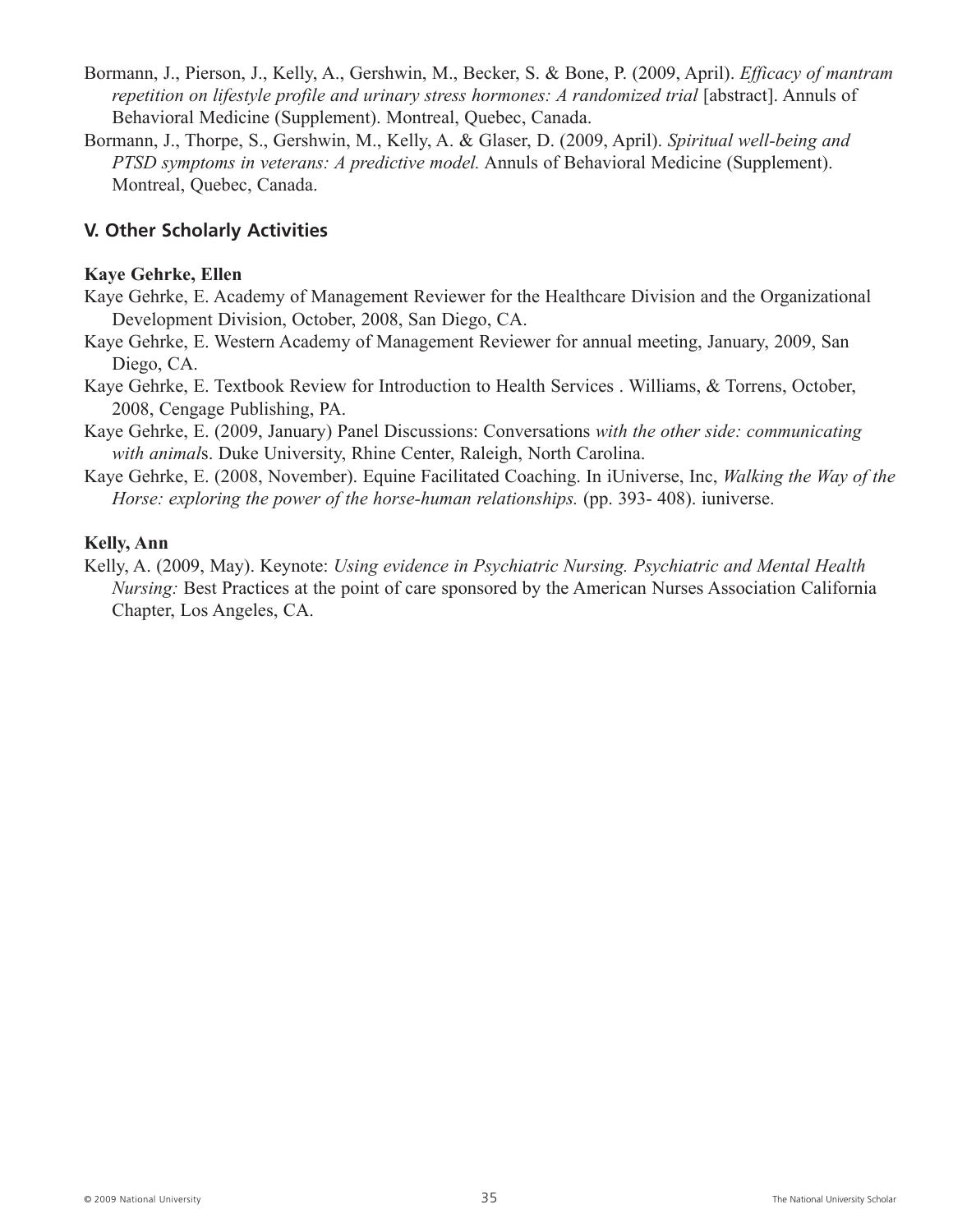Bormann, J., Pierson, J., Kelly, A., Gershwin, M., Becker, S. & Bone, P. (2009, April). *Efficacy of mantram repetition on lifestyle profile and urinary stress hormones: A randomized trial* [abstract]. Annuls of Behavioral Medicine (Supplement). Montreal, Quebec, Canada.

Bormann, J., Thorpe, S., Gershwin, M., Kelly, A. & Glaser, D. (2009, April). *Spiritual well-being and PTSD symptoms in veterans: A predictive model.* Annuls of Behavioral Medicine (Supplement). Montreal, Quebec, Canada.

## V. Other Scholarly Activities

**Kaye Gehrke, Ellen**

Kaye Gehrke, E. Academy of Management Reviewer for the Healthcare Division and the Organizational Development Division, October, 2008, San Diego, CA.

Kaye Gehrke, E. Western Academy of Management Reviewer for annual meeting, January, 2009, San Diego, CA.

Kaye Gehrke, E. Textbook Review for Introduction to Health Services . Williams, & Torrens, October, 2008, Cengage Publishing, PA.

Kaye Gehrke, E. (2009, January) Panel Discussions: Conversations *with the other side: communicating with animal*s. Duke University, Rhine Center, Raleigh, North Carolina.

Kaye Gehrke, E. (2008, November). Equine Facilitated Coaching. In iUniverse, Inc, *Walking the Way of the Horse: exploring the power of the horse-human relationships.* (pp. 393- 408). iuniverse.

**Kelly, Ann**

Kelly, A. (2009, May). Keynote: *Using evidence in Psychiatric Nursing. Psychiatric and Mental Health Nursing:* Best Practices at the point of care sponsored by the American Nurses Association California Chapter, Los Angeles, CA.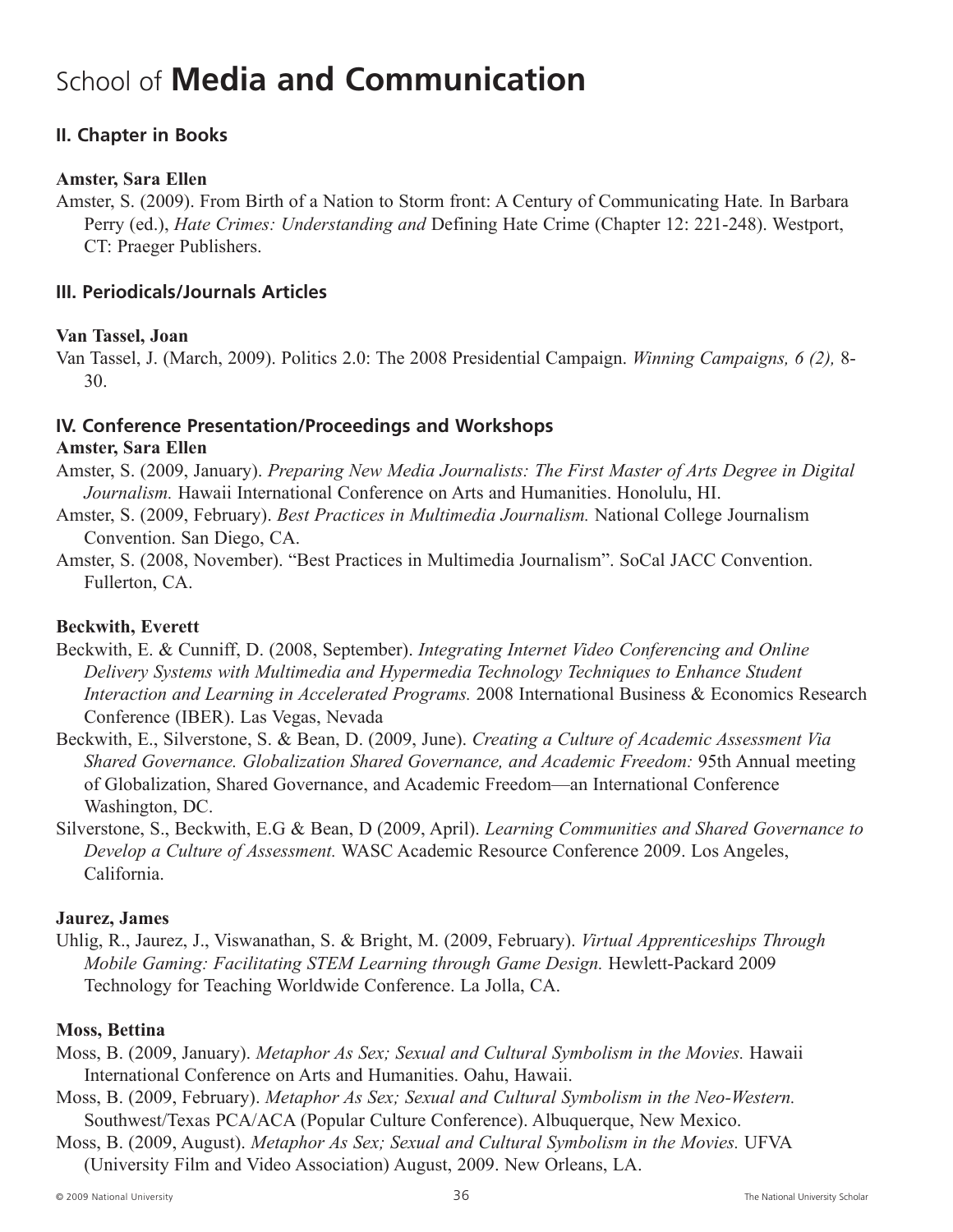# School of **Media and Communication**

## II. Chapter in Books

**Amster, Sara Ellen**

Amster, S. (2009). From Birth of a Nation to Storm front: A Century of Communicating Hate. In Barbara Perry (ed.), *Hate Crimes: Understanding and* Defining Hate Crime (Chapter 12: 221-248). Westport, CT: Praeger Publishers.

## III. Periodicals/Journals Articles

**Van Tassel, Joan**

Van Tassel, J. (March, 2009). Politics 2.0: The 2008 Presidential Campaign. *Winning Campaigns, 6 (2),* 8-30.

## IV. Conference Presentation/Proceedings and Workshops

**Amster, Sara Ellen**

Amster, S. (2009, January). *Preparing New Media Journalists: The First Master of Arts Degree in Digital Journalism.* Hawaii International Conference on Arts and Humanities. Honolulu, HI.

Amster, S. (2009, February). *Best Practices in Multimedia Journalism.* National College Journalism Convention. San Diego, CA.

Amster, S. (2008, November). "Best Practices in Multimedia Journalism". SoCal JACC Convention. Fullerton, CA.

**Beckwith, Everett**

Beckwith, E. & Cunniff, D. (2008, September). *Integrating Internet Video Conferencing and Online Delivery Systems with Multimedia and Hypermedia Technology Techniques to Enhance Student Interaction and Learning in Accelerated Programs.* 2008 International Business & Economics Research Conference (IBER). Las Vegas, Nevada

Beckwith, E., Silverstone, S. & Bean, D. (2009, June). *Creating a Culture of Academic Assessment Via Shared Governance. Globalization Shared Governance, and Academic Freedom:* 95th Annual meeting of Globalization, Shared Governance, and Academic Freedom—an International Conference Washington, DC.

Silverstone, S., Beckwith, E.G & Bean, D (2009, April). *Learning Communities and Shared Governance to Develop a Culture of Assessment.* WASC Academic Resource Conference 2009. Los Angeles, California.

**Jaurez, James**

Uhlig, R., Jaurez, J., Viswanathan, S. & Bright, M. (2009, February). *Virtual Apprenticeships Through Mobile Gaming: Facilitating STEM Learning through Game Design.* Hewlett-Packard 2009 Technology for Teaching Worldwide Conference. La Jolla, CA.

**Moss, Bettina**

Moss, B. (2009, January). *Metaphor As Sex; Sexual and Cultural Symbolism in the Movies.* Hawaii International Conference on Arts and Humanities. Oahu, Hawaii.

Moss, B. (2009, February). *Metaphor As Sex; Sexual and Cultural Symbolism in the Neo-Western.* Southwest/Texas PCA/ACA (Popular Culture Conference). Albuquerque, New Mexico.

Moss, B. (2009, August). *Metaphor As Sex; Sexual and Cultural Symbolism in the Movies.* UFVA (University Film and Video Association) August, 2009. New Orleans, LA.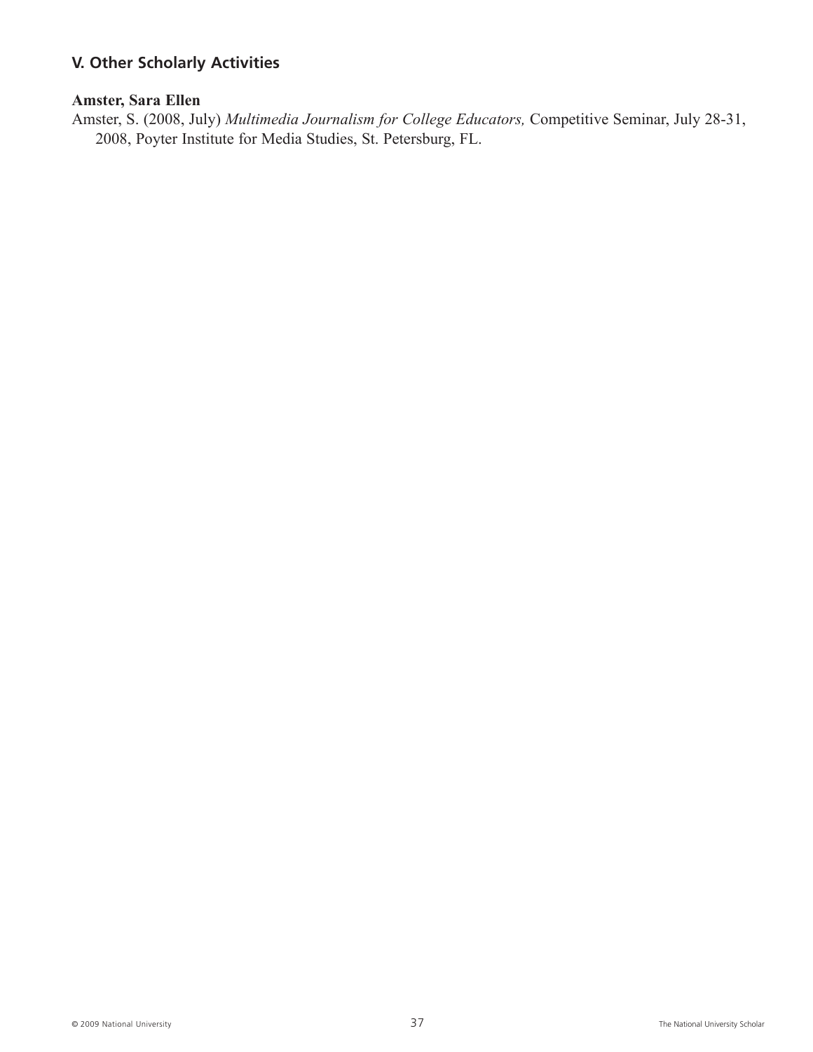## V. Other Scholarly Activities

**Amster, Sara Ellen**

Amster, S. (2008, July) *Multimedia Journalism for College Educators,* Competitive Seminar, July 28-31, 2008, Poyter Institute for Media Studies, St. Petersburg, FL.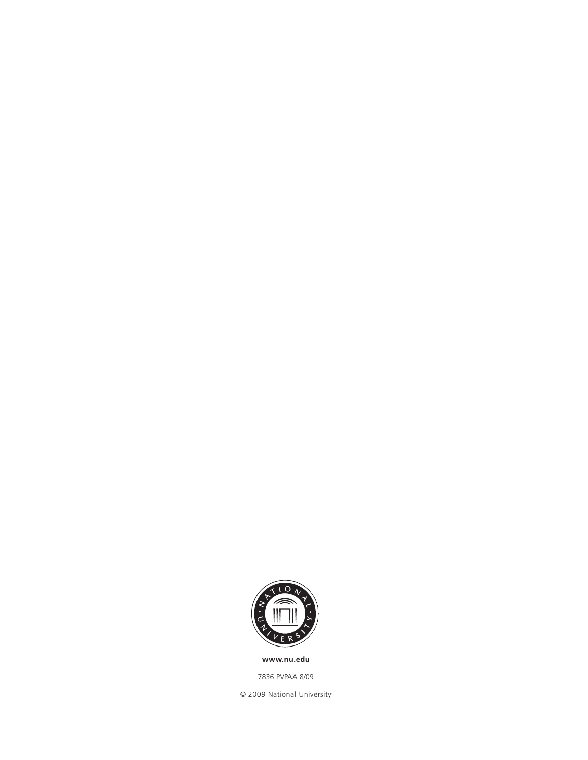NATIONAL UNIVERSITY

**www.nu.edu**

7836 PVPAA 8/09

© 2009 National University